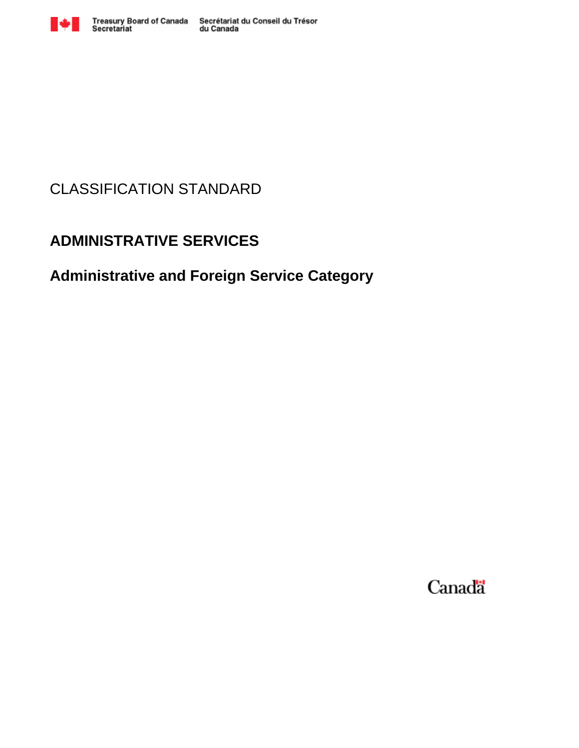Treasury Board of Canada Secretariat | Secrétariat du Conseil du Trésor du Canada

CLASSIFICATION STANDARD

# ADMINISTRATIVE SERVICES

## Administrative and Foreign Service Category

Canada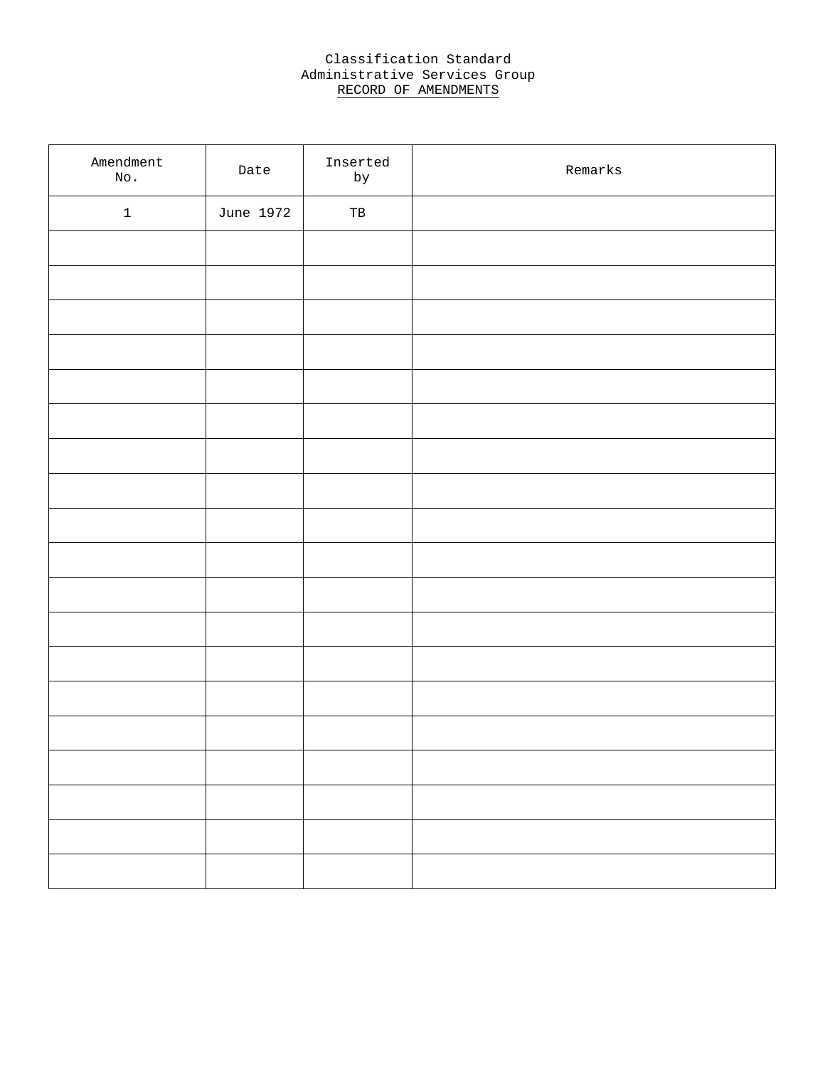Classification Standard

Administrative Services Group

RECORD OF AMENDMENTS

| Amendment No. | Date | Inserted by | Remarks |
|---|---|---|---|
| 1 | June 1972 | TB | |
| | | | |
| | | | |
| | | | |
| | | | |
| | | | |
| | | | |
| | | | |
| | | | |
| | | | |
| | | | |
| | | | |
| | | | |
| | | | |
| | | | |
| | | | |
| | | | |
| | | | |
| | | | |
| | | | |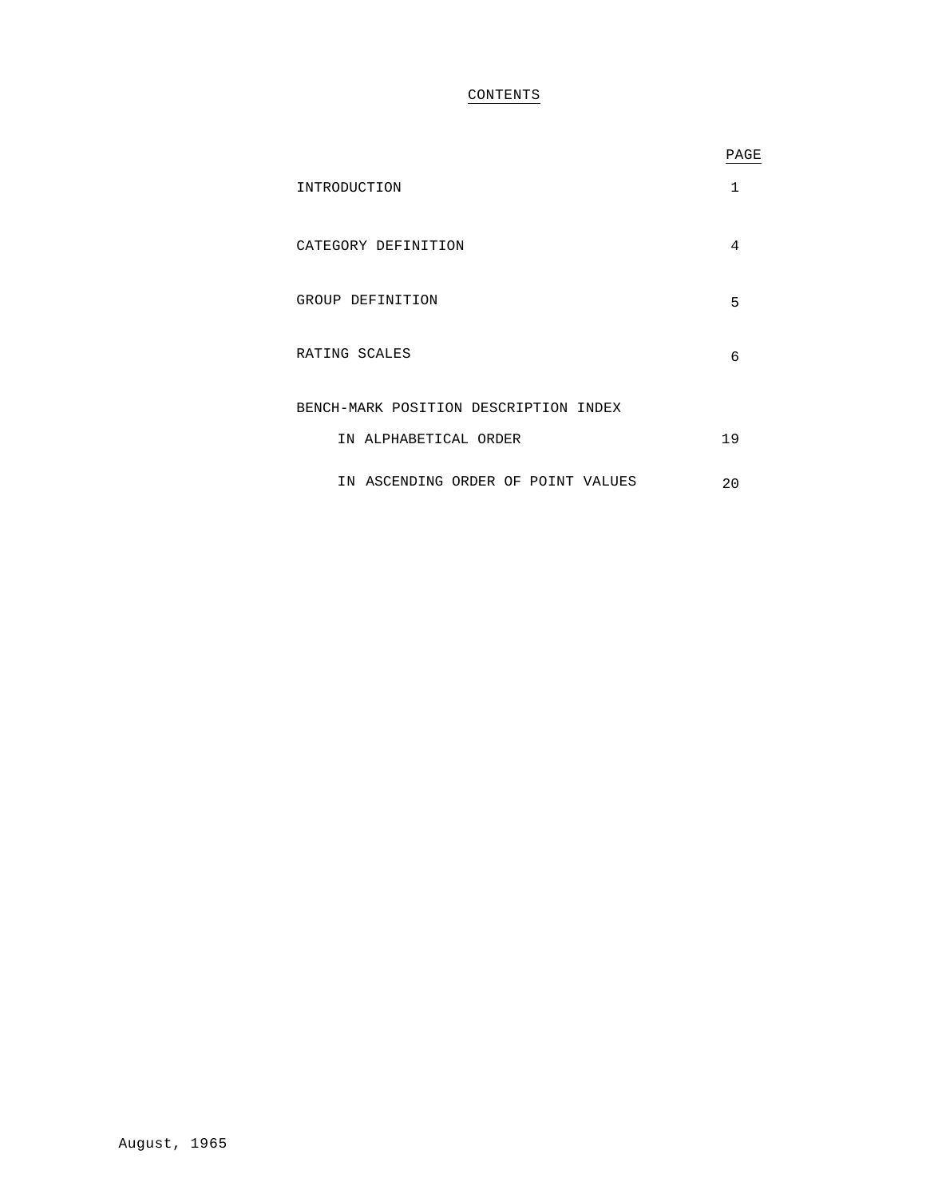# CONTENTS

| | PAGE |
|---|---|
| INTRODUCTION | 1 |
| CATEGORY DEFINITION | 4 |
| GROUP DEFINITION | 5 |
| RATING SCALES | 6 |
| BENCH-MARK POSITION DESCRIPTION INDEX | |
| IN ALPHABETICAL ORDER | 19 |
| IN ASCENDING ORDER OF POINT VALUES | 20 |

August, 1965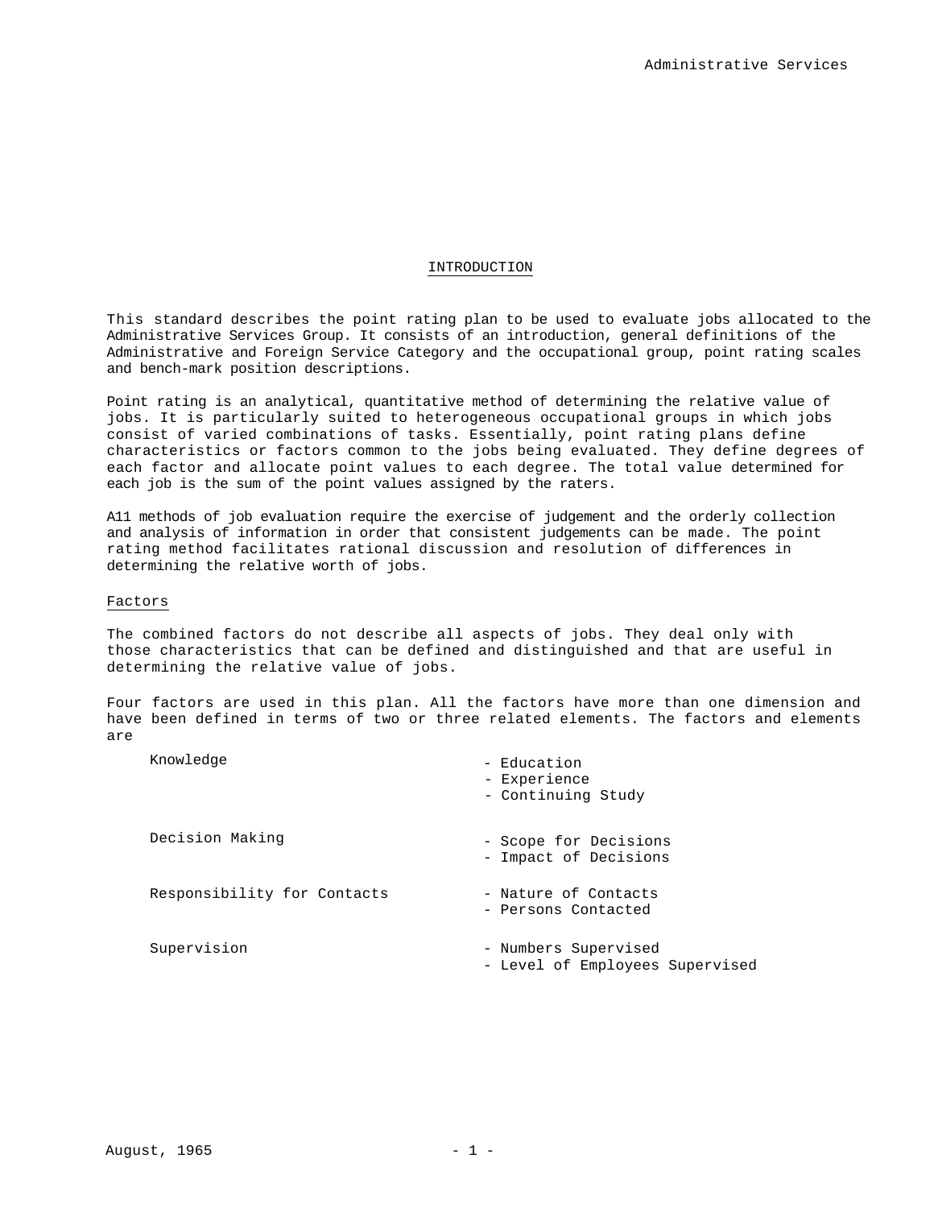## INTRODUCTION

This standard describes the point rating plan to be used to evaluate jobs allocated to the Administrative Services Group. It consists of an introduction, general definitions of the Administrative and Foreign Service Category and the occupational group, point rating scales and bench-mark position descriptions.

Point rating is an analytical, quantitative method of determining the relative value of jobs. It is particularly suited to heterogeneous occupational groups in which jobs consist of varied combinations of tasks. Essentially, point rating plans define characteristics or factors common to the jobs being evaluated. They define degrees of each factor and allocate point values to each degree. The total value determined for each job is the sum of the point values assigned by the raters.

A11 methods of job evaluation require the exercise of judgement and the orderly collection and analysis of information in order that consistent judgements can be made. The point rating method facilitates rational discussion and resolution of differences in determining the relative worth of jobs.

### Factors

The combined factors do not describe all aspects of jobs. They deal only with those characteristics that can be defined and distinguished and that are useful in determining the relative value of jobs.

Four factors are used in this plan. All the factors have more than one dimension and have been defined in terms of two or three related elements. The factors and elements are

| Factor | Elements |
|---|---|
| Knowledge | - Education<br>- Experience<br>- Continuing Study |
| Decision Making | - Scope for Decisions<br>- Impact of Decisions |
| Responsibility for Contacts | - Nature of Contacts<br>- Persons Contacted |
| Supervision | - Numbers Supervised<br>- Level of Employees Supervised |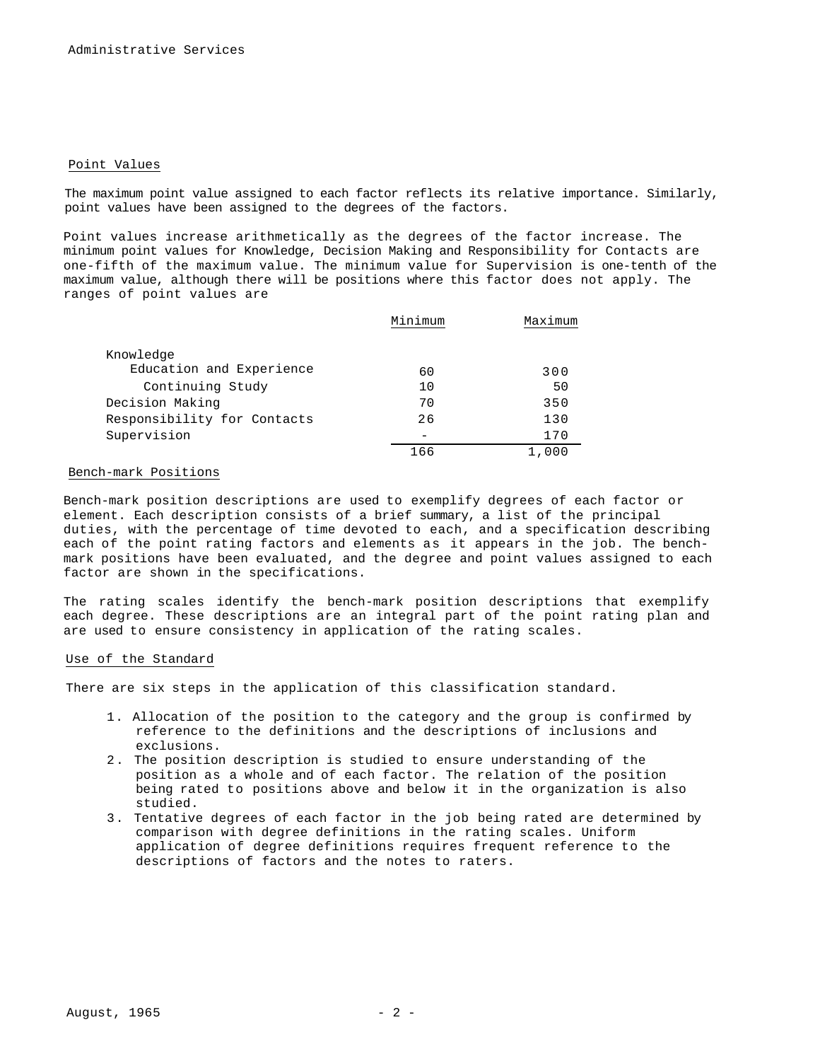## Point Values

The maximum point value assigned to each factor reflects its relative importance. Similarly, point values have been assigned to the degrees of the factors.

Point values increase arithmetically as the degrees of the factor increase. The minimum point values for Knowledge, Decision Making and Responsibility for Contacts are one-fifth of the maximum value. The minimum value for Supervision is one-tenth of the maximum value, although there will be positions where this factor does not apply. The ranges of point values are

| | Minimum | Maximum |
|---|---|---|
| Knowledge | | |
| Education and Experience | 60 | 300 |
| Continuing Study | 10 | 50 |
| Decision Making | 70 | 350 |
| Responsibility for Contacts | 26 | 130 |
| Supervision | - | 170 |
| | 166 | 1,000 |

## Bench-mark Positions

Bench-mark position descriptions are used to exemplify degrees of each factor or element. Each description consists of a brief summary, a list of the principal duties, with the percentage of time devoted to each, and a specification describing each of the point rating factors and elements as it appears in the job. The bench-mark positions have been evaluated, and the degree and point values assigned to each factor are shown in the specifications.

The rating scales identify the bench-mark position descriptions that exemplify each degree. These descriptions are an integral part of the point rating plan and are used to ensure consistency in application of the rating scales.

## Use of the Standard

There are six steps in the application of this classification standard.

1. Allocation of the position to the category and the group is confirmed by reference to the definitions and the descriptions of inclusions and exclusions.
2. The position description is studied to ensure understanding of the position as a whole and of each factor. The relation of the position being rated to positions above and below it in the organization is also studied.
3. Tentative degrees of each factor in the job being rated are determined by comparison with degree definitions in the rating scales. Uniform application of degree definitions requires frequent reference to the descriptions of factors and the notes to raters.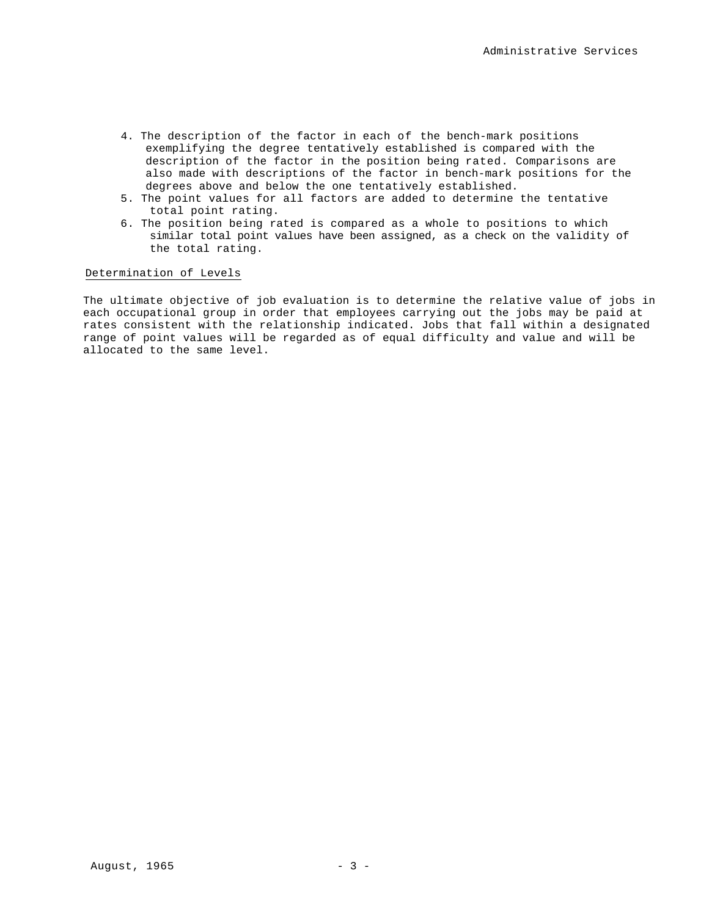4. The description of the factor in each of the bench-mark positions exemplifying the degree tentatively established is compared with the description of the factor in the position being rated. Comparisons are also made with descriptions of the factor in bench-mark positions for the degrees above and below the one tentatively established.
5. The point values for all factors are added to determine the tentative total point rating.
6. The position being rated is compared as a whole to positions to which similar total point values have been assigned, as a check on the validity of the total rating.

### Determination of Levels

The ultimate objective of job evaluation is to determine the relative value of jobs in each occupational group in order that employees carrying out the jobs may be paid at rates consistent with the relationship indicated. Jobs that fall within a designated range of point values will be regarded as of equal difficulty and value and will be allocated to the same level.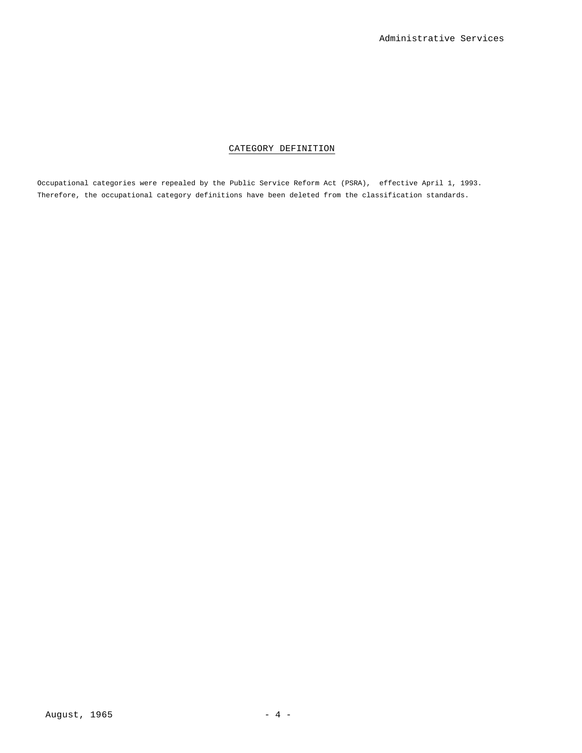## CATEGORY DEFINITION

Occupational categories were repealed by the Public Service Reform Act (PSRA), effective April 1, 1993. Therefore, the occupational category definitions have been deleted from the classification standards.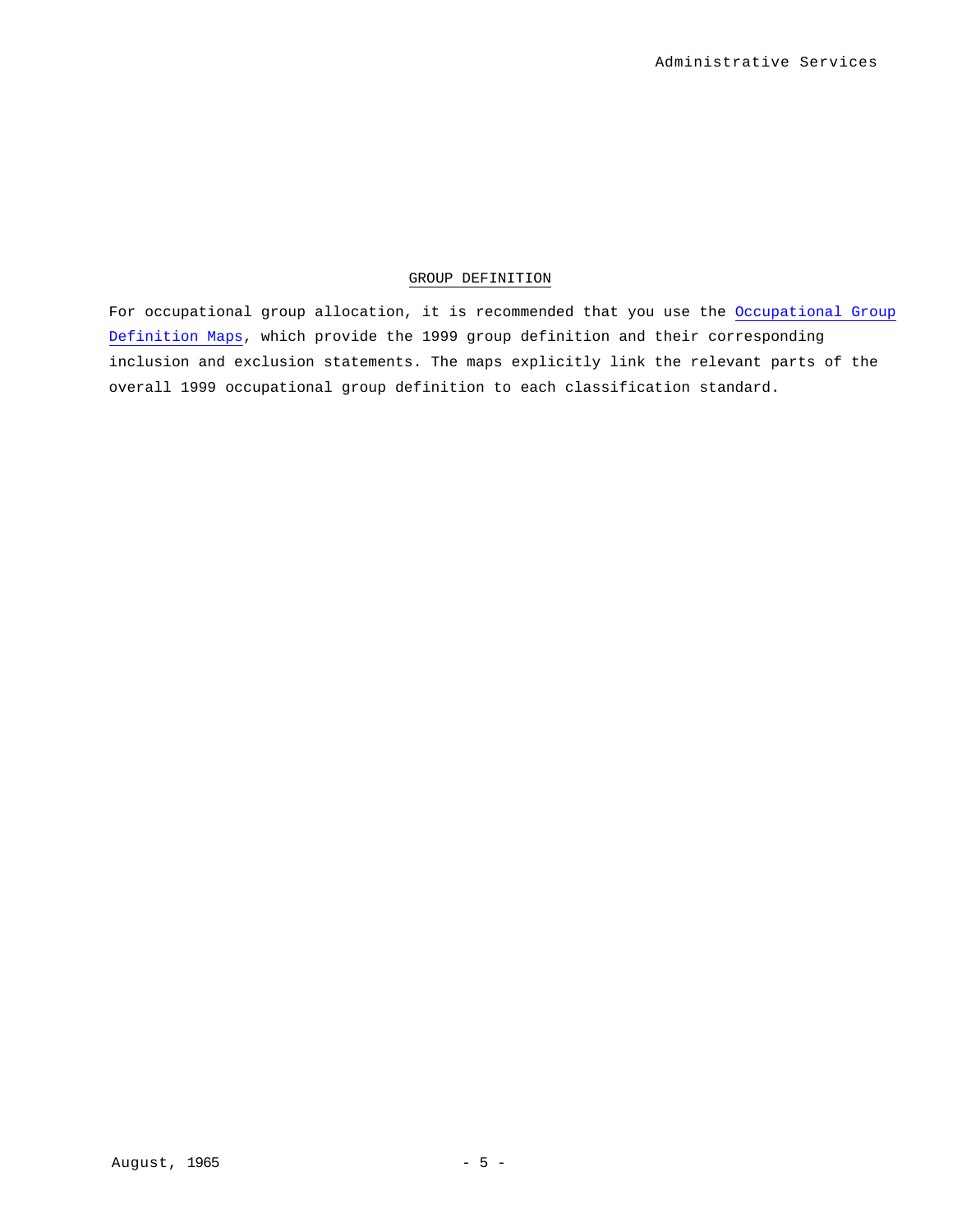## GROUP DEFINITION

For occupational group allocation, it is recommended that you use the Occupational Group Definition Maps, which provide the 1999 group definition and their corresponding inclusion and exclusion statements. The maps explicitly link the relevant parts of the overall 1999 occupational group definition to each classification standard.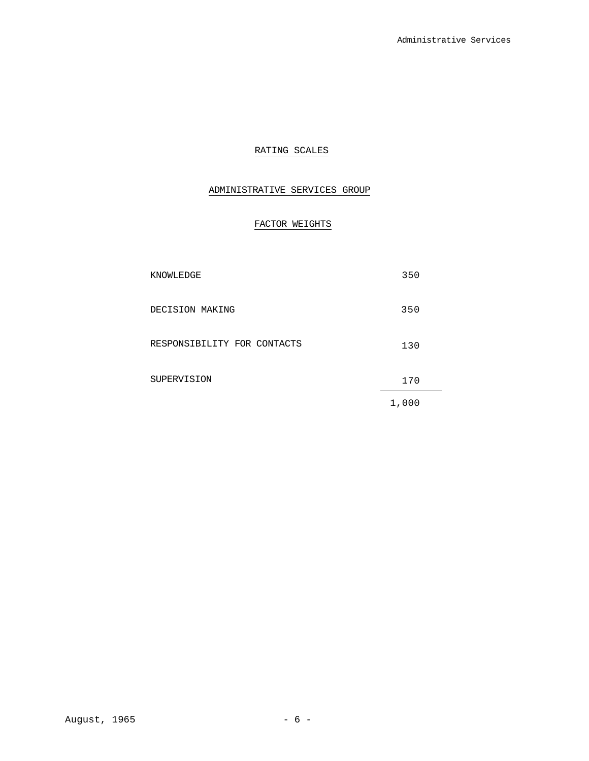# RATING SCALES

## ADMINISTRATIVE SERVICES GROUP

### FACTOR WEIGHTS

| Factor | Weight |
|---|---|
| KNOWLEDGE | 350 |
| DECISION MAKING | 350 |
| RESPONSIBILITY FOR CONTACTS | 130 |
| SUPERVISION | 170 |
| | 1,000 |

August, 1965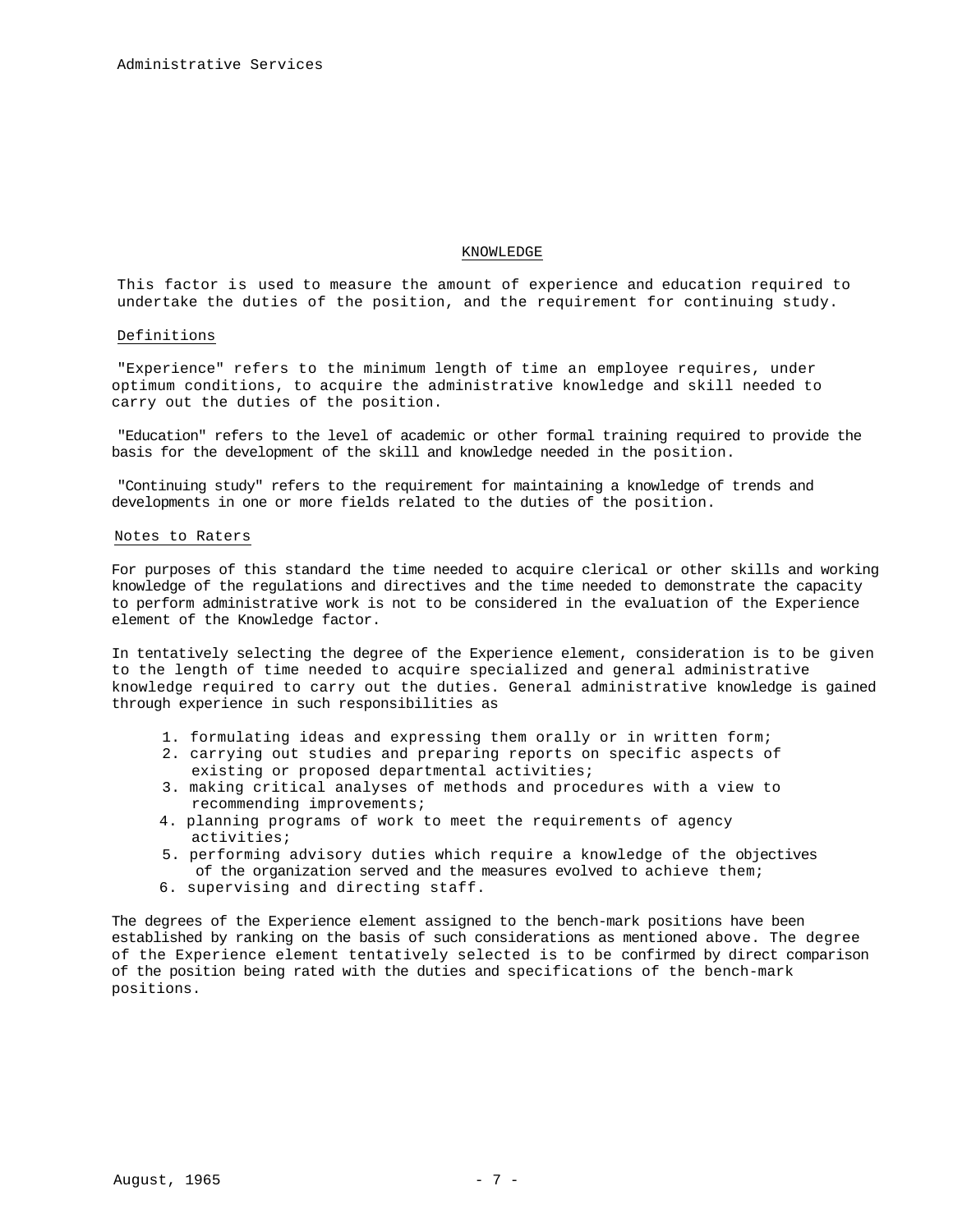## KNOWLEDGE

This factor is used to measure the amount of experience and education required to undertake the duties of the position, and the requirement for continuing study.

### Definitions

"Experience" refers to the minimum length of time an employee requires, under optimum conditions, to acquire the administrative knowledge and skill needed to carry out the duties of the position.

"Education" refers to the level of academic or other formal training required to provide the basis for the development of the skill and knowledge needed in the position.

"Continuing study" refers to the requirement for maintaining a knowledge of trends and developments in one or more fields related to the duties of the position.

### Notes to Raters

For purposes of this standard the time needed to acquire clerical or other skills and working knowledge of the regulations and directives and the time needed to demonstrate the capacity to perform administrative work is not to be considered in the evaluation of the Experience element of the Knowledge factor.

In tentatively selecting the degree of the Experience element, consideration is to be given to the length of time needed to acquire specialized and general administrative knowledge required to carry out the duties. General administrative knowledge is gained through experience in such responsibilities as

1. formulating ideas and expressing them orally or in written form;
2. carrying out studies and preparing reports on specific aspects of existing or proposed departmental activities;
3. making critical analyses of methods and procedures with a view to recommending improvements;
4. planning programs of work to meet the requirements of agency activities;
5. performing advisory duties which require a knowledge of the objectives of the organization served and the measures evolved to achieve them;
6. supervising and directing staff.

The degrees of the Experience element assigned to the bench-mark positions have been established by ranking on the basis of such considerations as mentioned above. The degree of the Experience element tentatively selected is to be confirmed by direct comparison of the position being rated with the duties and specifications of the bench-mark positions.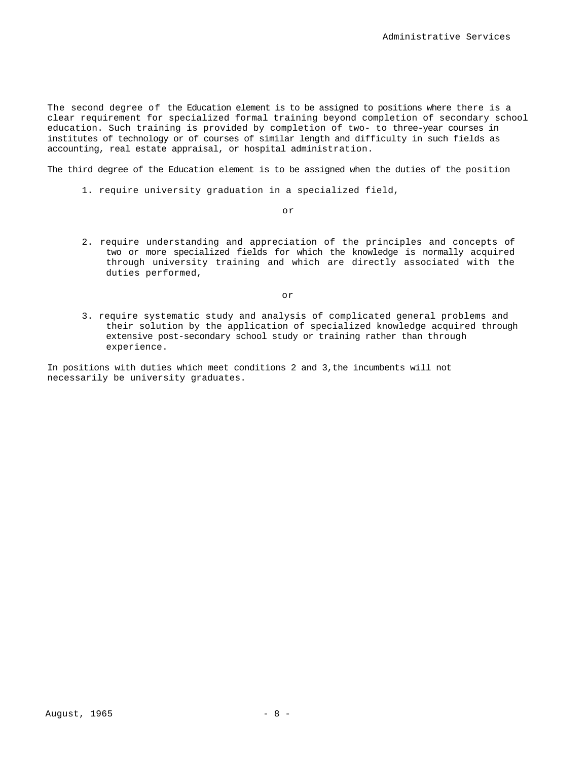The second degree of the Education element is to be assigned to positions where there is a clear requirement for specialized formal training beyond completion of secondary school education. Such training is provided by completion of two- to three-year courses in institutes of technology or of courses of similar length and difficulty in such fields as accounting, real estate appraisal, or hospital administration.

The third degree of the Education element is to be assigned when the duties of the position

1. require university graduation in a specialized field,

   or

2. require understanding and appreciation of the principles and concepts of two or more specialized fields for which the knowledge is normally acquired through university training and which are directly associated with the duties performed,

   or

3. require systematic study and analysis of complicated general problems and their solution by the application of specialized knowledge acquired through extensive post-secondary school study or training rather than through experience.

In positions with duties which meet conditions 2 and 3,the incumbents will not necessarily be university graduates.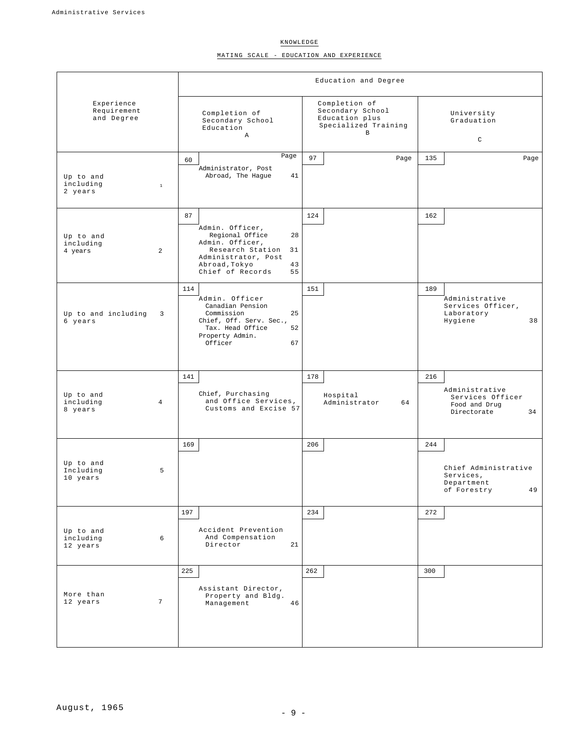KNOWLEDGE

MATING SCALE - EDUCATION AND EXPERIENCE

| Experience Requirement and Degree | | Education and Degree | | |
|---|---|---|---|---|
| | | Completion of Secondary School Education A | Completion of Secondary School Education plus Specialized Training B | University Graduation C |
| Up to and including 2 years | 1 | 60 — Page<br>Administrator, Post Abroad, The Hague 41 | 97 — Page | 135 — Page |
| Up to and including 4 years | 2 | 87<br>Admin. Officer, Regional Office 28<br>Admin. Officer, Research Station 31<br>Administrator, Post Abroad,Tokyo 43<br>Chief of Records 55 | 124 | 162 |
| Up to and including 6 years | 3 | 114<br>Admin. Officer Canadian Pension Commission 25<br>Chief, Off. Serv. Sec., Tax. Head Office 52<br>Property Admin. Officer 67 | 151 | 189<br>Administrative Services Officer, Laboratory Hygiene 38 |
| Up to and including 8 years | 4 | 141<br>Chief, Purchasing and Office Services, Customs and Excise 57 | 178<br>Hospital Administrator 64 | 216<br>Administrative Services Officer Food and Drug Directorate 34 |
| Up to and Including 10 years | 5 | 169 | 206 | 244<br>Chief Administrative Services, Department of Forestry 49 |
| Up to and including 12 years | 6 | 197<br>Accident Prevention And Compensation Director 21 | 234 | 272 |
| More than 12 years | 7 | 225<br>Assistant Director, Property and Bldg. Management 46 | 262 | 300 |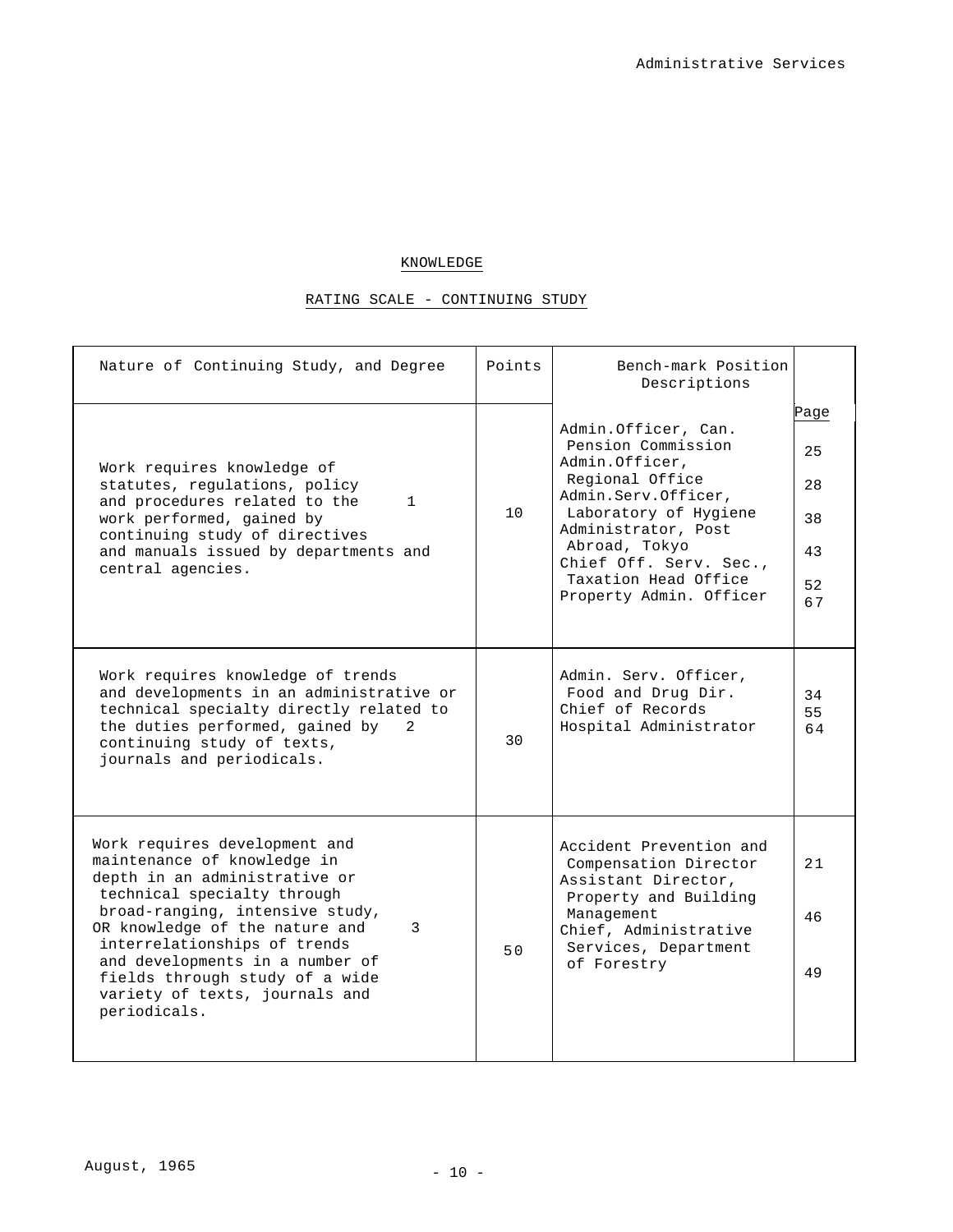## KNOWLEDGE

### RATING SCALE - CONTINUING STUDY

| Nature of Continuing Study, and Degree | | Points | Bench-mark Position Descriptions | Page |
|---|---|---|---|---|
| Work requires knowledge of statutes, regulations, policy and procedures related to the work performed, gained by continuing study of directives and manuals issued by departments and central agencies. | 1 | 10 | Admin.Officer, Can. Pension Commission<br>Admin.Officer, Regional Office<br>Admin.Serv.Officer, Laboratory of Hygiene<br>Administrator, Post Abroad, Tokyo<br>Chief Off. Serv. Sec., Taxation Head Office<br>Property Admin. Officer | 25<br>28<br>38<br>43<br>52<br>67 |
| Work requires knowledge of trends and developments in an administrative or technical specialty directly related to the duties performed, gained by continuing study of texts, journals and periodicals. | 2 | 30 | Admin. Serv. Officer, Food and Drug Dir.<br>Chief of Records<br>Hospital Administrator | 34<br>55<br>64 |
| Work requires development and maintenance of knowledge in depth in an administrative or technical specialty through broad-ranging, intensive study, OR knowledge of the nature and interrelationships of trends and developments in a number of fields through study of a wide variety of texts, journals and periodicals. | 3 | 50 | Accident Prevention and Compensation Director<br>Assistant Director, Property and Building Management<br>Chief, Administrative Services, Department of Forestry | 21<br>46<br>49 |

August, 1965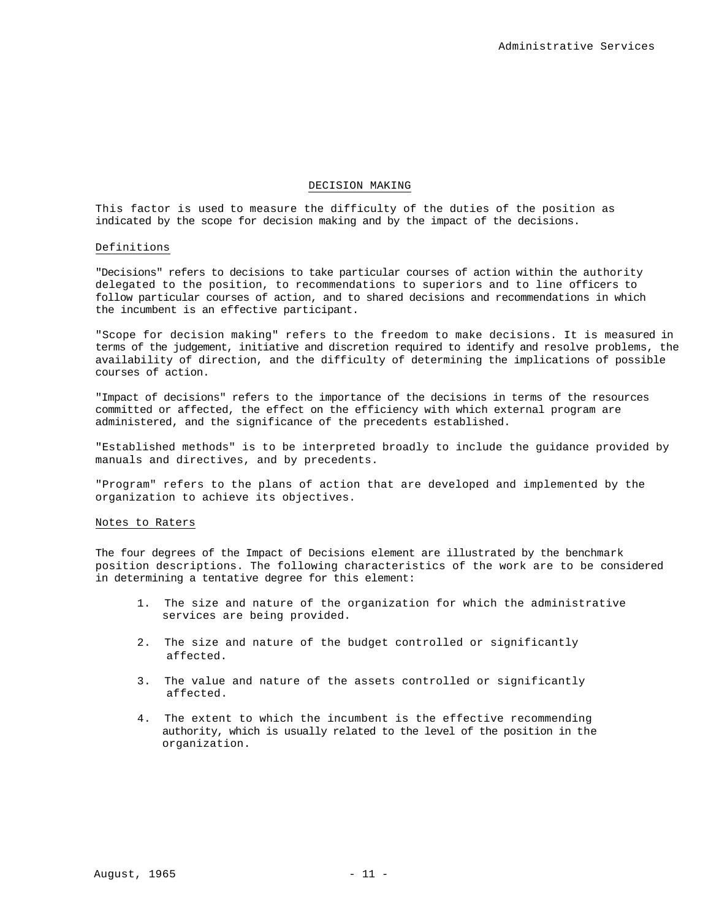## DECISION MAKING

This factor is used to measure the difficulty of the duties of the position as indicated by the scope for decision making and by the impact of the decisions.

### Definitions

"Decisions" refers to decisions to take particular courses of action within the authority delegated to the position, to recommendations to superiors and to line officers to follow particular courses of action, and to shared decisions and recommendations in which the incumbent is an effective participant.

"Scope for decision making" refers to the freedom to make decisions. It is measured in terms of the judgement, initiative and discretion required to identify and resolve problems, the availability of direction, and the difficulty of determining the implications of possible courses of action.

"Impact of decisions" refers to the importance of the decisions in terms of the resources committed or affected, the effect on the efficiency with which external program are administered, and the significance of the precedents established.

"Established methods" is to be interpreted broadly to include the guidance provided by manuals and directives, and by precedents.

"Program" refers to the plans of action that are developed and implemented by the organization to achieve its objectives.

### Notes to Raters

The four degrees of the Impact of Decisions element are illustrated by the benchmark position descriptions. The following characteristics of the work are to be considered in determining a tentative degree for this element:

1. The size and nature of the organization for which the administrative services are being provided.
2. The size and nature of the budget controlled or significantly affected.
3. The value and nature of the assets controlled or significantly affected.
4. The extent to which the incumbent is the effective recommending authority, which is usually related to the level of the position in the organization.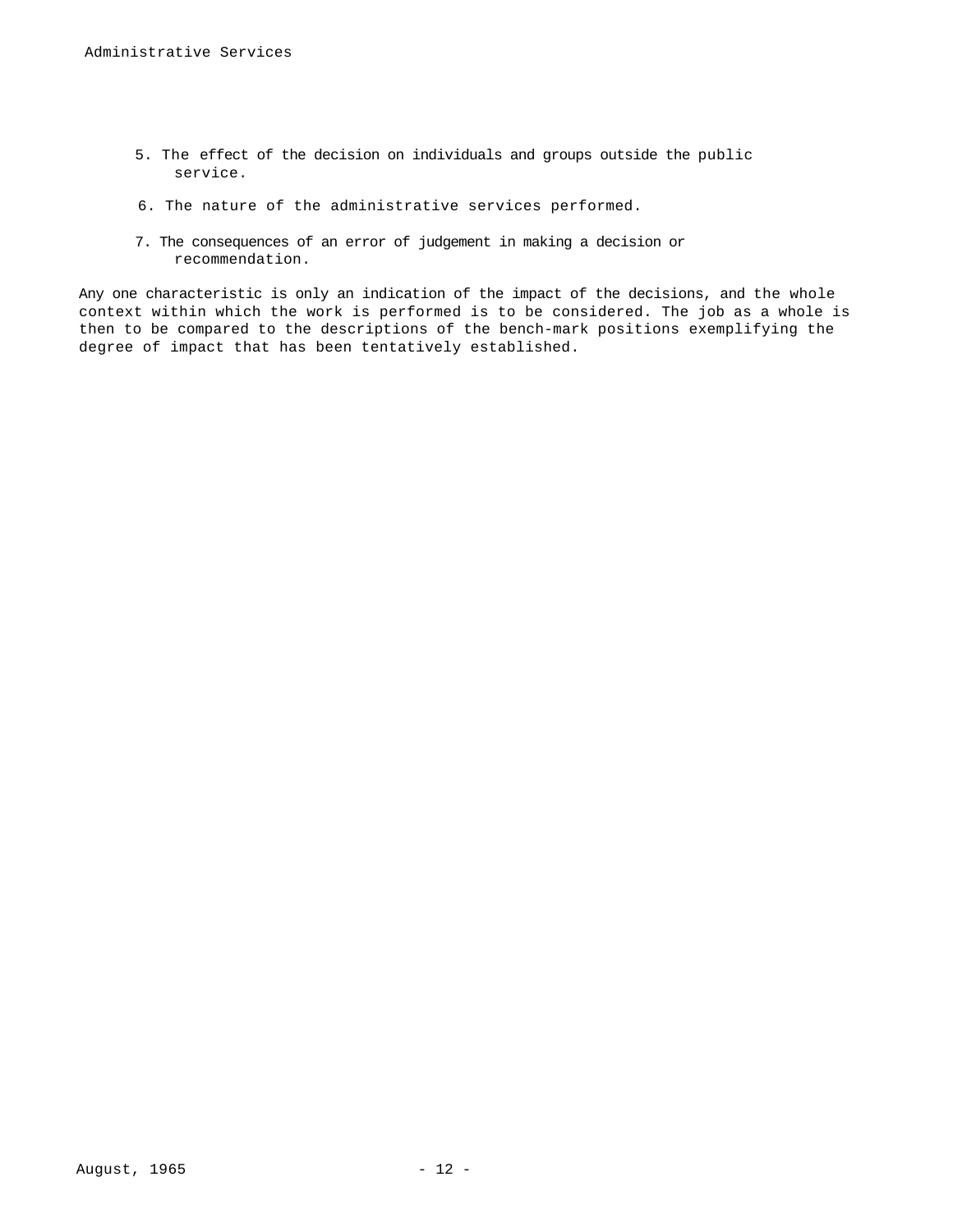5. The effect of the decision on individuals and groups outside the public service.

6. The nature of the administrative services performed.

7. The consequences of an error of judgement in making a decision or recommendation.

Any one characteristic is only an indication of the impact of the decisions, and the whole context within which the work is performed is to be considered. The job as a whole is then to be compared to the descriptions of the bench-mark positions exemplifying the degree of impact that has been tentatively established.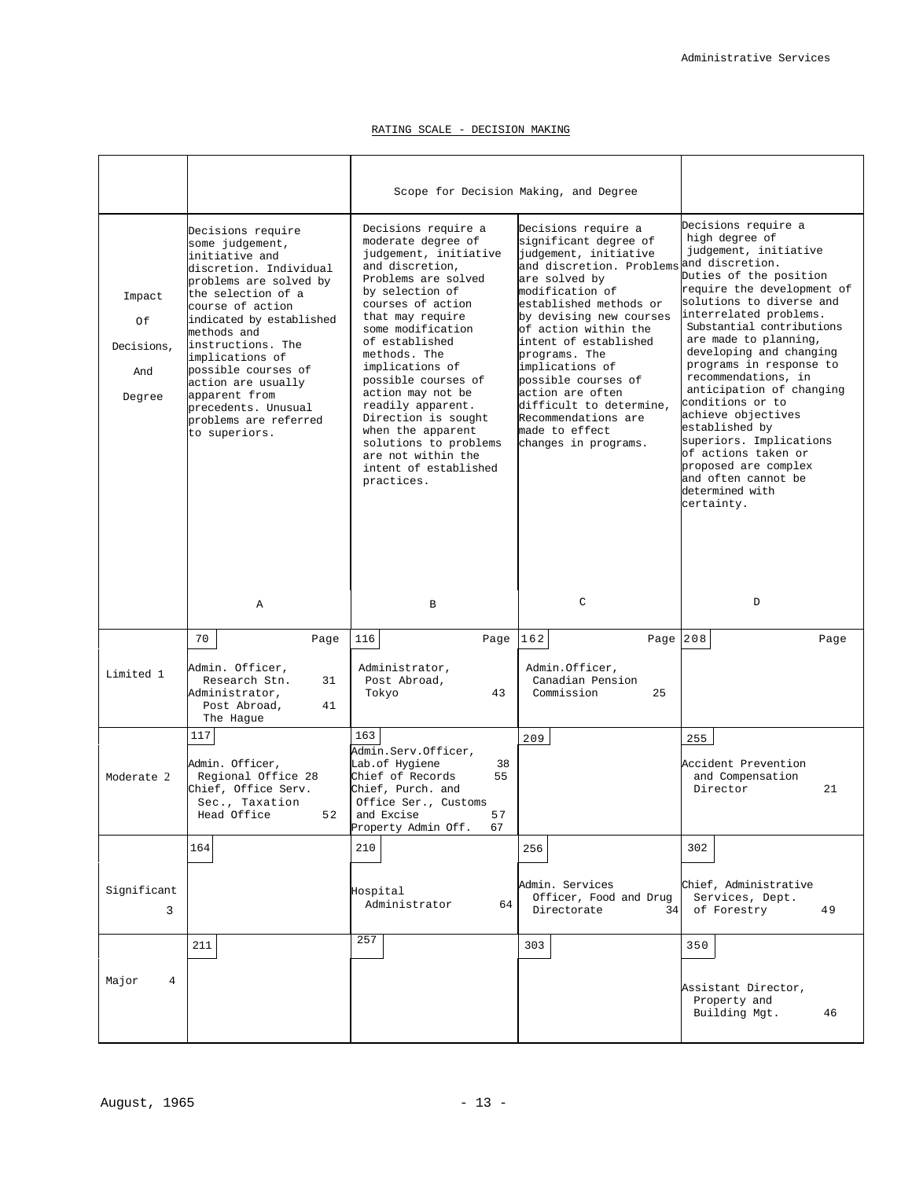RATING SCALE - DECISION MAKING

| | Scope for Decision Making, and Degree | | | |
|---|---|---|---|---|
| Impact Of Decisions, And Degree | Decisions require some judgement, initiative and discretion. Individual problems are solved by the selection of a course of action indicated by established methods and instructions. The implications of possible courses of action are usually apparent from precedents. Unusual problems are referred to superiors.<br><br>A | Decisions require a moderate degree of judgement, initiative and discretion, Problems are solved by selection of courses of action that may require some modification of established methods. The implications of possible courses of action may not be readily apparent. Direction is sought when the apparent solutions to problems are not within the intent of established practices.<br><br>B | Decisions require a significant degree of judgement, initiative and discretion. Problems are solved by modification of established methods or by devising new courses of action within the intent of established programs. The implications of possible courses of action are often difficult to determine, Recommendations are made to effect changes in programs.<br><br>C | Decisions require a high degree of judgement, initiative and discretion. Duties of the position require the development of solutions to diverse and interrelated problems. Substantial contributions are made to planning, developing and changing programs in response to recommendations, in anticipation of changing conditions or to achieve objectives established by superiors. Implications of actions taken or proposed are complex and often cannot be determined with certainty.<br><br>D |
| Limited 1 | 70 — Page<br>Admin. Officer, Research Stn. — 31<br>Administrator, Post Abroad, The Hague — 41 | 116 — Page<br>Administrator, Post Abroad, Tokyo — 43 | 162 — Page<br>Admin.Officer, Canadian Pension Commission — 25 | 208 — Page |
| Moderate 2 | 117<br>Admin. Officer, Regional Office — 28<br>Chief, Office Serv. Sec., Taxation Head Office — 52 | 163<br>Admin.Serv.Officer, Lab.of Hygiene — 38<br>Chief of Records — 55<br>Chief, Purch. and Office Ser., Customs and Excise — 57<br>Property Admin Off. — 67 | 209 | 255<br>Accident Prevention and Compensation Director — 21 |
| Significant 3 | 164 | 210<br>Hospital Administrator — 64 | 256<br>Admin. Services Officer, Food and Drug Directorate — 34 | 302<br>Chief, Administrative Services, Dept. of Forestry — 49 |
| Major 4 | 211 | 257 | 303 | 350<br>Assistant Director, Property and Building Mgt. — 46 |

August, 1965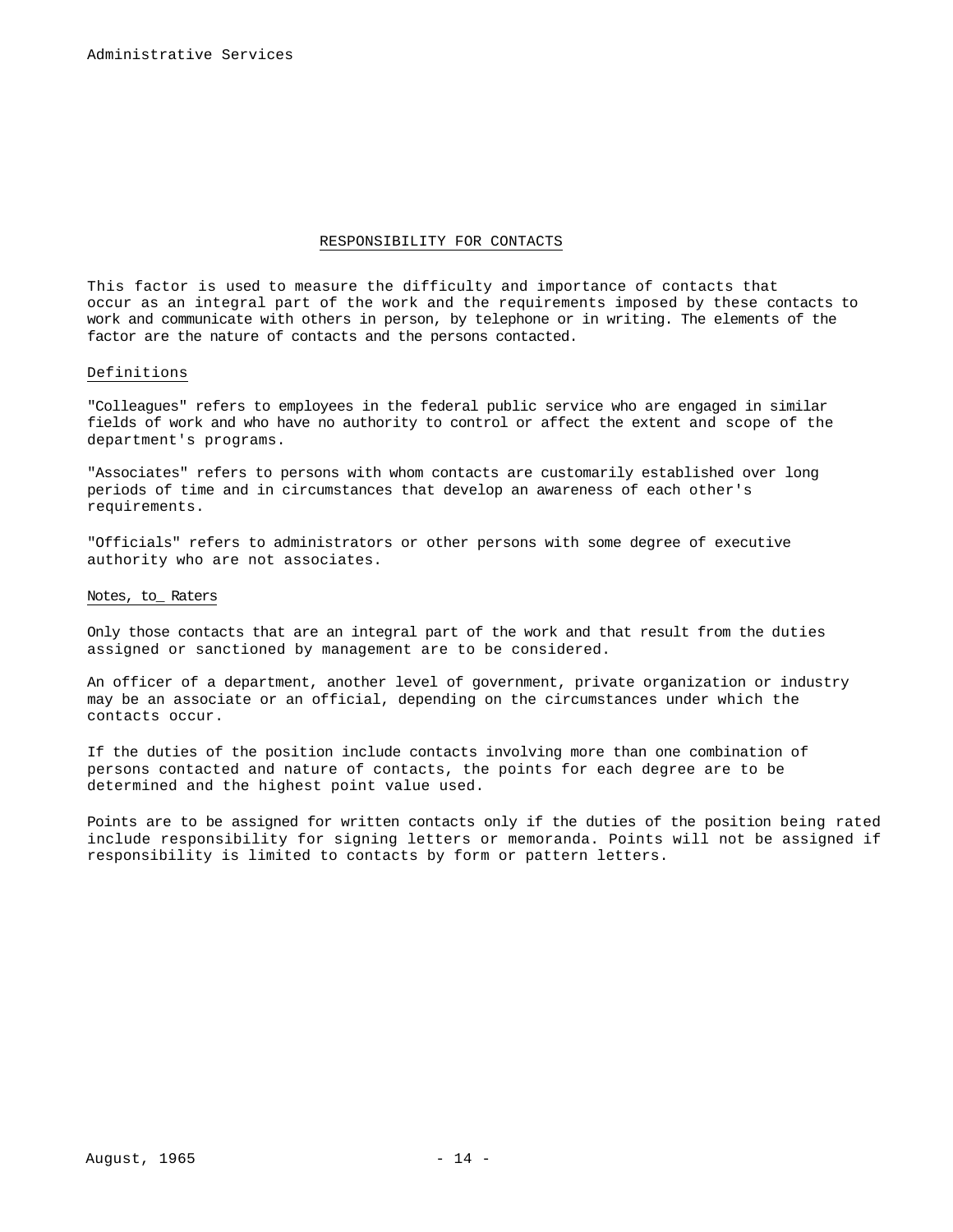## RESPONSIBILITY FOR CONTACTS

This factor is used to measure the difficulty and importance of contacts that occur as an integral part of the work and the requirements imposed by these contacts to work and communicate with others in person, by telephone or in writing. The elements of the factor are the nature of contacts and the persons contacted.

### Definitions

"Colleagues" refers to employees in the federal public service who are engaged in similar fields of work and who have no authority to control or affect the extent and scope of the department's programs.

"Associates" refers to persons with whom contacts are customarily established over long periods of time and in circumstances that develop an awareness of each other's requirements.

"Officials" refers to administrators or other persons with some degree of executive authority who are not associates.

### Notes, to Raters

Only those contacts that are an integral part of the work and that result from the duties assigned or sanctioned by management are to be considered.

An officer of a department, another level of government, private organization or industry may be an associate or an official, depending on the circumstances under which the contacts occur.

If the duties of the position include contacts involving more than one combination of persons contacted and nature of contacts, the points for each degree are to be determined and the highest point value used.

Points are to be assigned for written contacts only if the duties of the position being rated include responsibility for signing letters or memoranda. Points will not be assigned if responsibility is limited to contacts by form or pattern letters.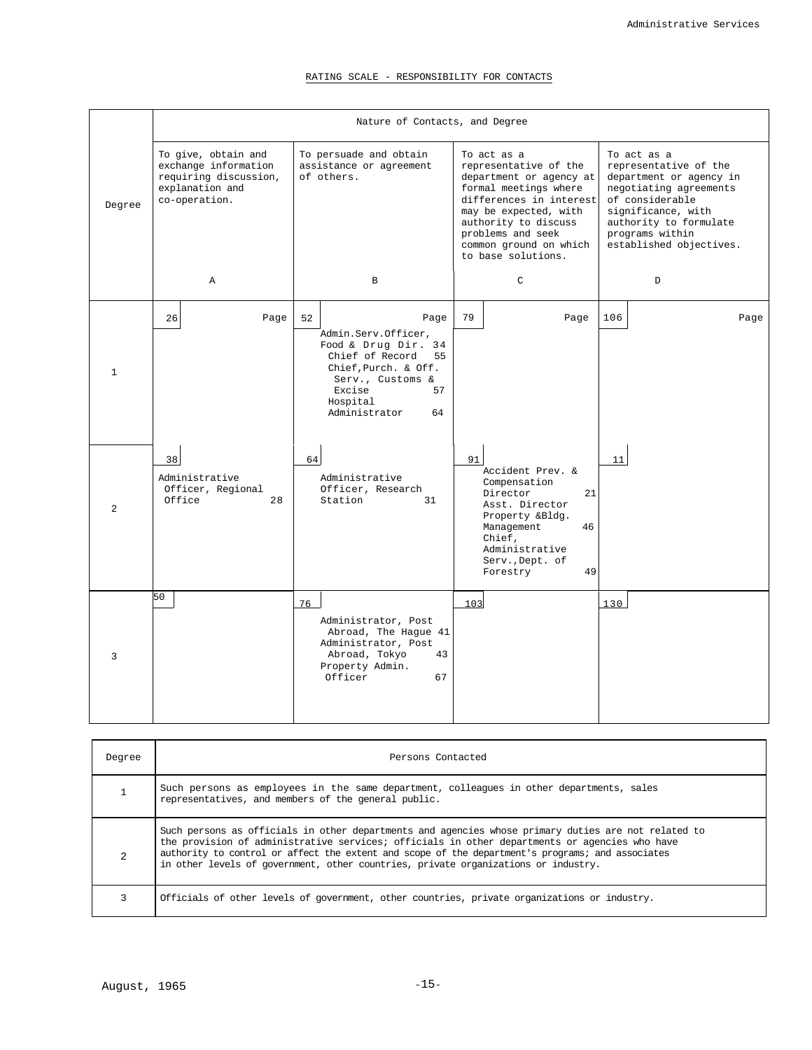RATING SCALE - RESPONSIBILITY FOR CONTACTS

| Degree | Nature of Contacts, and Degree | | | |
|---|---|---|---|---|
| | To give, obtain and exchange information requiring discussion, explanation and co-operation. | To persuade and obtain assistance or agreement of others. | To act as a representative of the department or agency at formal meetings where differences in interest may be expected, with authority to discuss problems and seek common ground on which to base solutions. | To act as a representative of the department or agency in negotiating agreements of considerable significance, with authority to formulate programs within established objectives. |
| | A | B | C | D |
| 1 | 26 Page | 52 Page<br>Admin.Serv.Officer, Food & Drug Dir. 34<br>Chief of Record 55<br>Chief,Purch. & Off. Serv., Customs & Excise 57<br>Hospital Administrator 64 | 79 Page | 106 Page |
| 2 | 38<br>Administrative Officer, Regional Office 28 | 64<br>Administrative Officer, Research Station 31 | 91<br>Accident Prev. & Compensation Director 21<br>Asst. Director Property &Bldg. Management 46<br>Chief, Administrative Serv.,Dept. of Forestry 49 | 11 |
| 3 | 50 | 76<br>Administrator, Post Abroad, The Hague 41<br>Administrator, Post Abroad, Tokyo 43<br>Property Admin. Officer 67 | 103 | 130 |

| Degree | Persons Contacted |
|---|---|
| 1 | Such persons as employees in the same department, colleagues in other departments, sales representatives, and members of the general public. |
| 2 | Such persons as officials in other departments and agencies whose primary duties are not related to the provision of administrative services; officials in other departments or agencies who have authority to control or affect the extent and scope of the department's programs; and associates in other levels of government, other countries, private organizations or industry. |
| 3 | Officials of other levels of government, other countries, private organizations or industry. |

August, 1965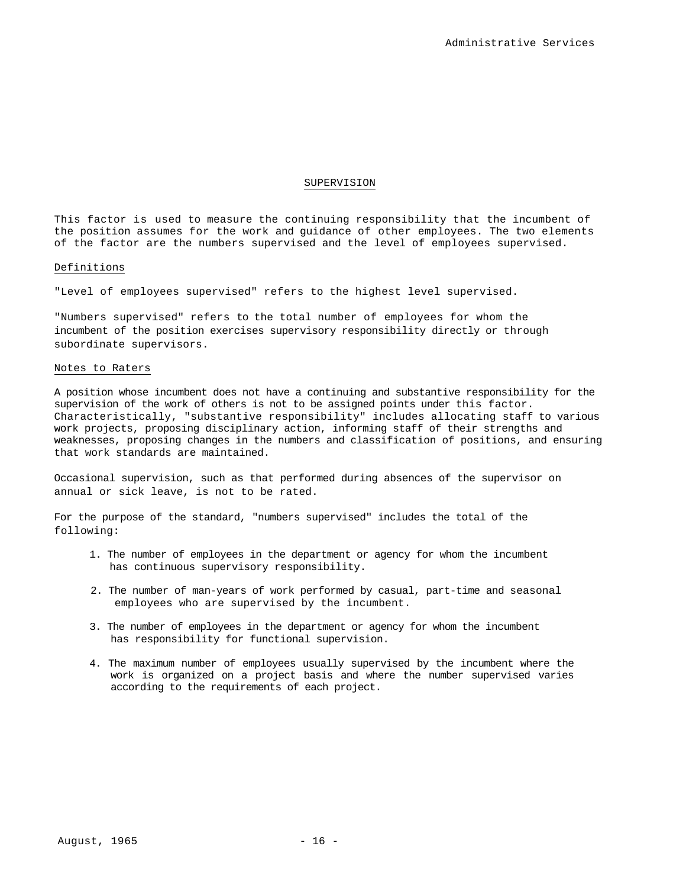## SUPERVISION

This factor is used to measure the continuing responsibility that the incumbent of the position assumes for the work and guidance of other employees. The two elements of the factor are the numbers supervised and the level of employees supervised.

### Definitions

"Level of employees supervised" refers to the highest level supervised.

"Numbers supervised" refers to the total number of employees for whom the incumbent of the position exercises supervisory responsibility directly or through subordinate supervisors.

### Notes to Raters

A position whose incumbent does not have a continuing and substantive responsibility for the supervision of the work of others is not to be assigned points under this factor. Characteristically, "substantive responsibility" includes allocating staff to various work projects, proposing disciplinary action, informing staff of their strengths and weaknesses, proposing changes in the numbers and classification of positions, and ensuring that work standards are maintained.

Occasional supervision, such as that performed during absences of the supervisor on annual or sick leave, is not to be rated.

For the purpose of the standard, "numbers supervised" includes the total of the following:

1. The number of employees in the department or agency for whom the incumbent has continuous supervisory responsibility.
2. The number of man-years of work performed by casual, part-time and seasonal employees who are supervised by the incumbent.
3. The number of employees in the department or agency for whom the incumbent has responsibility for functional supervision.
4. The maximum number of employees usually supervised by the incumbent where the work is organized on a project basis and where the number supervised varies according to the requirements of each project.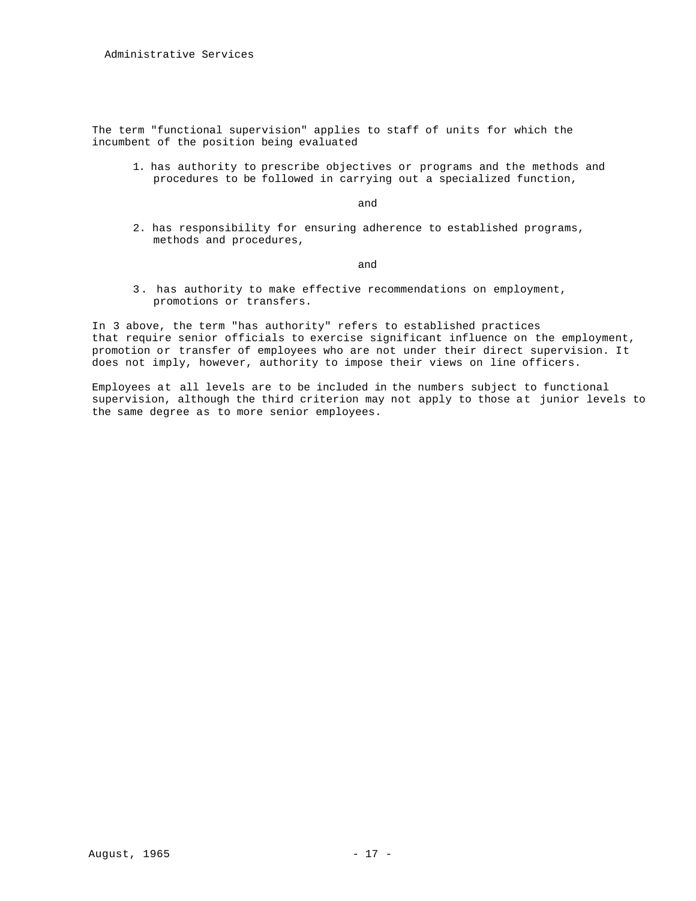The term "functional supervision" applies to staff of units for which the incumbent of the position being evaluated

1. has authority to prescribe objectives or programs and the methods and procedures to be followed in carrying out a specialized function,

   and

2. has responsibility for ensuring adherence to established programs, methods and procedures,

   and

3. has authority to make effective recommendations on employment, promotions or transfers.

In 3 above, the term "has authority" refers to established practices that require senior officials to exercise significant influence on the employment, promotion or transfer of employees who are not under their direct supervision. It does not imply, however, authority to impose their views on line officers.

Employees at all levels are to be included in the numbers subject to functional supervision, although the third criterion may not apply to those at junior levels to the same degree as to more senior employees.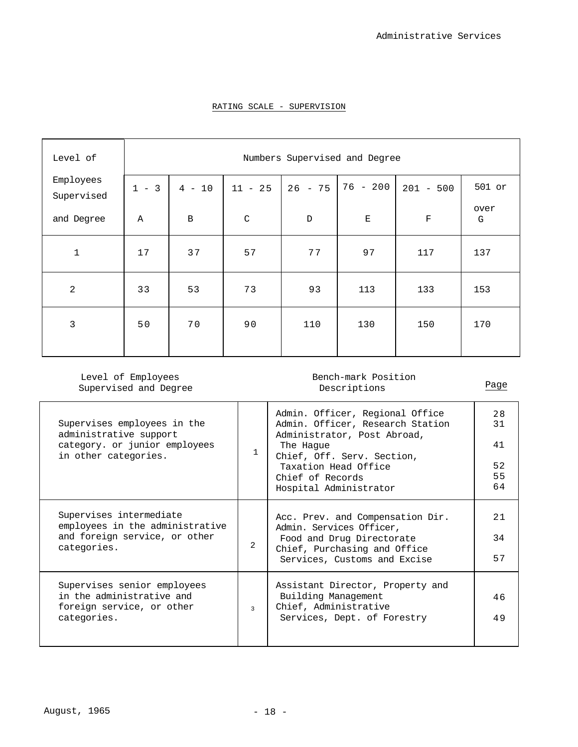## RATING SCALE - SUPERVISION

| Level of Employees Supervised and Degree | Numbers Supervised and Degree | | | | | | |
|---|---|---|---|---|---|---|---|
| | 1 - 3<br>A | 4 - 10<br>B | 11 - 25<br>C | 26 - 75<br>D | 76 - 200<br>E | 201 - 500<br>F | 501 or over<br>G |
| 1 | 17 | 37 | 57 | 77 | 97 | 117 | 137 |
| 2 | 33 | 53 | 73 | 93 | 113 | 133 | 153 |
| 3 | 50 | 70 | 90 | 110 | 130 | 150 | 170 |

| Level of Employees Supervised and Degree | | Bench-mark Position Descriptions | Page |
|---|---|---|---|
| Supervises employees in the administrative support category. or junior employees in other categories. | 1 | Admin. Officer, Regional Office<br>Admin. Officer, Research Station<br>Administrator, Post Abroad, The Hague<br>Chief, Off. Serv. Section, Taxation Head Office<br>Chief of Records<br>Hospital Administrator | 28<br>31<br>41<br>52<br>55<br>64 |
| Supervises intermediate employees in the administrative and foreign service, or other categories. | 2 | Acc. Prev. and Compensation Dir.<br>Admin. Services Officer, Food and Drug Directorate<br>Chief, Purchasing and Office Services, Customs and Excise | 21<br>34<br>57 |
| Supervises senior employees in the administrative and foreign service, or other categories. | 3 | Assistant Director, Property and Building Management<br>Chief, Administrative Services, Dept. of Forestry | 46<br>49 |

August, 1965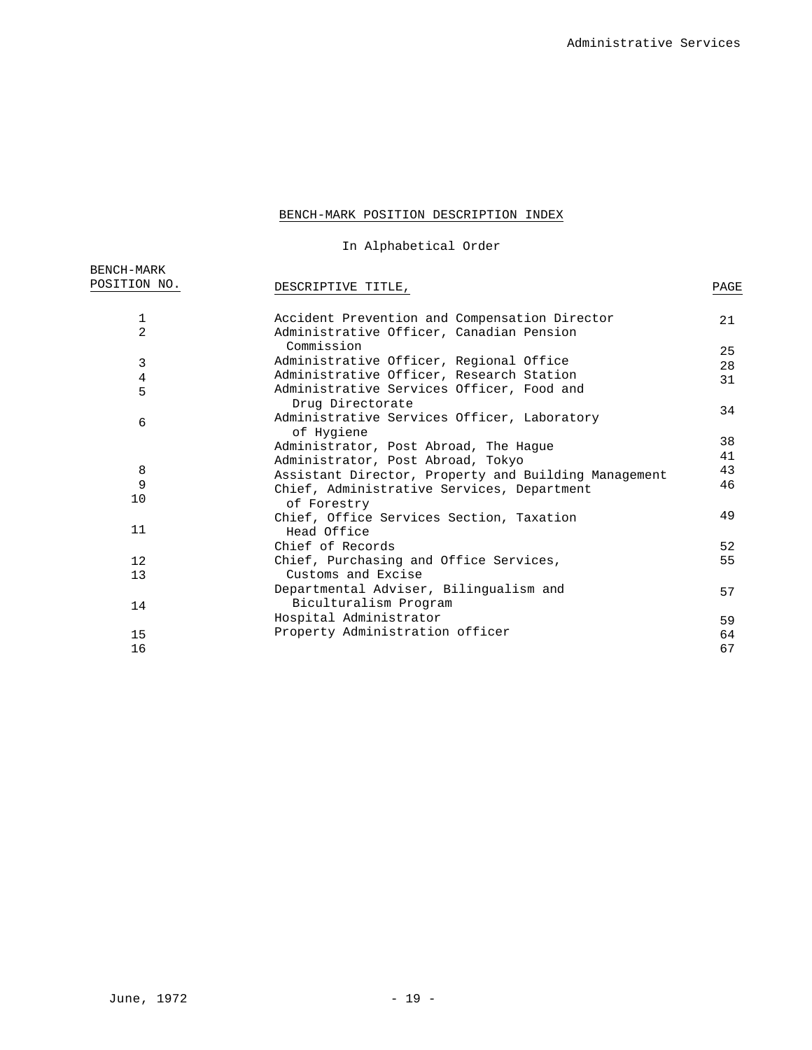## BENCH-MARK POSITION DESCRIPTION INDEX

In Alphabetical Order

| BENCH-MARK POSITION NO. | DESCRIPTIVE TITLE, | PAGE |
|---|---|---|
| 1 | Accident Prevention and Compensation Director | 21 |
| 2 | Administrative Officer, Canadian Pension Commission | 25 |
| 3 | Administrative Officer, Regional Office | 28 |
| 4 | Administrative Officer, Research Station | 31 |
| 5 | Administrative Services Officer, Food and Drug Directorate | 34 |
| 6 | Administrative Services Officer, Laboratory of Hygiene | 38 |
| | Administrator, Post Abroad, The Hague | 41 |
| 8 | Administrator, Post Abroad, Tokyo | 43 |
| 9 | Assistant Director, Property and Building Management | 46 |
| 10 | Chief, Administrative Services, Department of Forestry | 49 |
| 11 | Chief, Office Services Section, Taxation Head Office | 52 |
| 12 | Chief of Records | 55 |
| 13 | Chief, Purchasing and Office Services, Customs and Excise | 57 |
| 14 | Departmental Adviser, Bilingualism and Biculturalism Program | 59 |
| 15 | Hospital Administrator | 64 |
| 16 | Property Administration officer | 67 |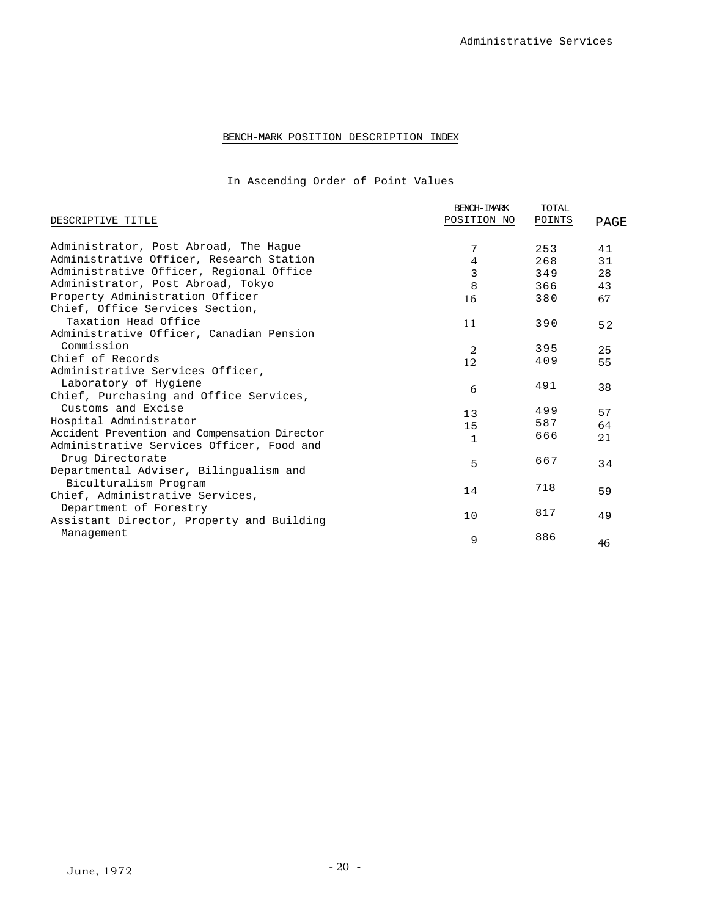## BENCH-MARK POSITION DESCRIPTION INDEX

In Ascending Order of Point Values

| DESCRIPTIVE TITLE | BENCH-MARK POSITION NO | TOTAL POINTS | PAGE |
|---|---|---|---|
| Administrator, Post Abroad, The Hague | 7 | 253 | 41 |
| Administrative Officer, Research Station | 4 | 268 | 31 |
| Administrative Officer, Regional Office | 3 | 349 | 28 |
| Administrator, Post Abroad, Tokyo | 8 | 366 | 43 |
| Property Administration Officer | 16 | 380 | 67 |
| Chief, Office Services Section, Taxation Head Office | 11 | 390 | 52 |
| Administrative Officer, Canadian Pension Commission | 2 | 395 | 25 |
| Chief of Records | 12 | 409 | 55 |
| Administrative Services Officer, Laboratory of Hygiene | 6 | 491 | 38 |
| Chief, Purchasing and Office Services, Customs and Excise | 13 | 499 | 57 |
| Hospital Administrator | 15 | 587 | 64 |
| Accident Prevention and Compensation Director | 1 | 666 | 21 |
| Administrative Services Officer, Food and Drug Directorate | 5 | 667 | 34 |
| Departmental Adviser, Bilingualism and Biculturalism Program | 14 | 718 | 59 |
| Chief, Administrative Services, Department of Forestry | 10 | 817 | 49 |
| Assistant Director, Property and Building Management | 9 | 886 | 46 |

June, 1972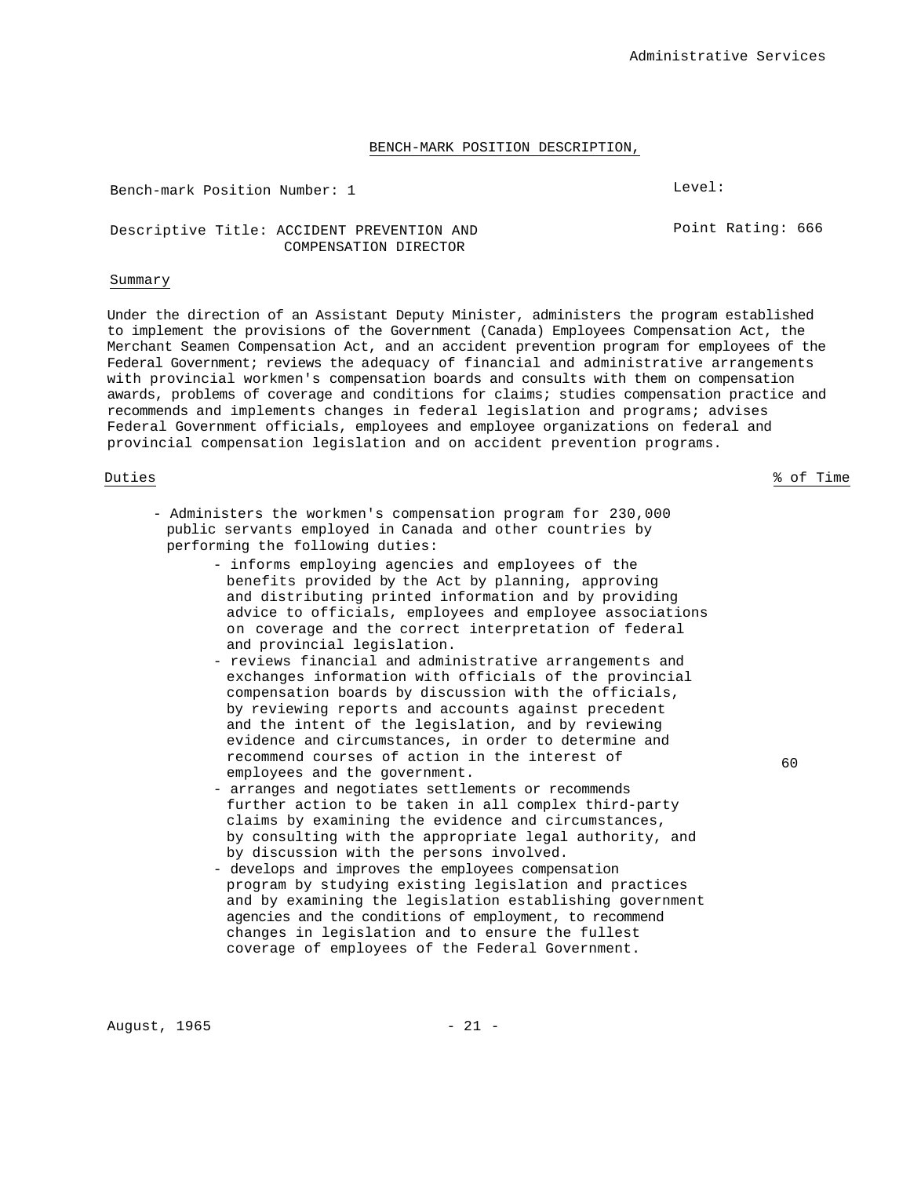## BENCH-MARK POSITION DESCRIPTION,

Bench-mark Position Number: 1

Level:

Descriptive Title: ACCIDENT PREVENTION AND COMPENSATION DIRECTOR

Point Rating: 666

### Summary

Under the direction of an Assistant Deputy Minister, administers the program established to implement the provisions of the Government (Canada) Employees Compensation Act, the Merchant Seamen Compensation Act, and an accident prevention program for employees of the Federal Government; reviews the adequacy of financial and administrative arrangements with provincial workmen's compensation boards and consults with them on compensation awards, problems of coverage and conditions for claims; studies compensation practice and recommends and implements changes in federal legislation and programs; advises Federal Government officials, employees and employee organizations on federal and provincial compensation legislation and on accident prevention programs.

| Duties | % of Time |
|---|---|
| - Administers the workmen's compensation program for 230,000 public servants employed in Canada and other countries by performing the following duties:<br>- informs employing agencies and employees of the benefits provided by the Act by planning, approving and distributing printed information and by providing advice to officials, employees and employee associations on coverage and the correct interpretation of federal and provincial legislation.<br>- reviews financial and administrative arrangements and exchanges information with officials of the provincial compensation boards by discussion with the officials, by reviewing reports and accounts against precedent and the intent of the legislation, and by reviewing evidence and circumstances, in order to determine and recommend courses of action in the interest of employees and the government.<br>- arranges and negotiates settlements or recommends further action to be taken in all complex third-party claims by examining the evidence and circumstances, by consulting with the appropriate legal authority, and by discussion with the persons involved.<br>- develops and improves the employees compensation program by studying existing legislation and practices and by examining the legislation establishing government agencies and the conditions of employment, to recommend changes in legislation and to ensure the fullest coverage of employees of the Federal Government. | 60 |

August, 1965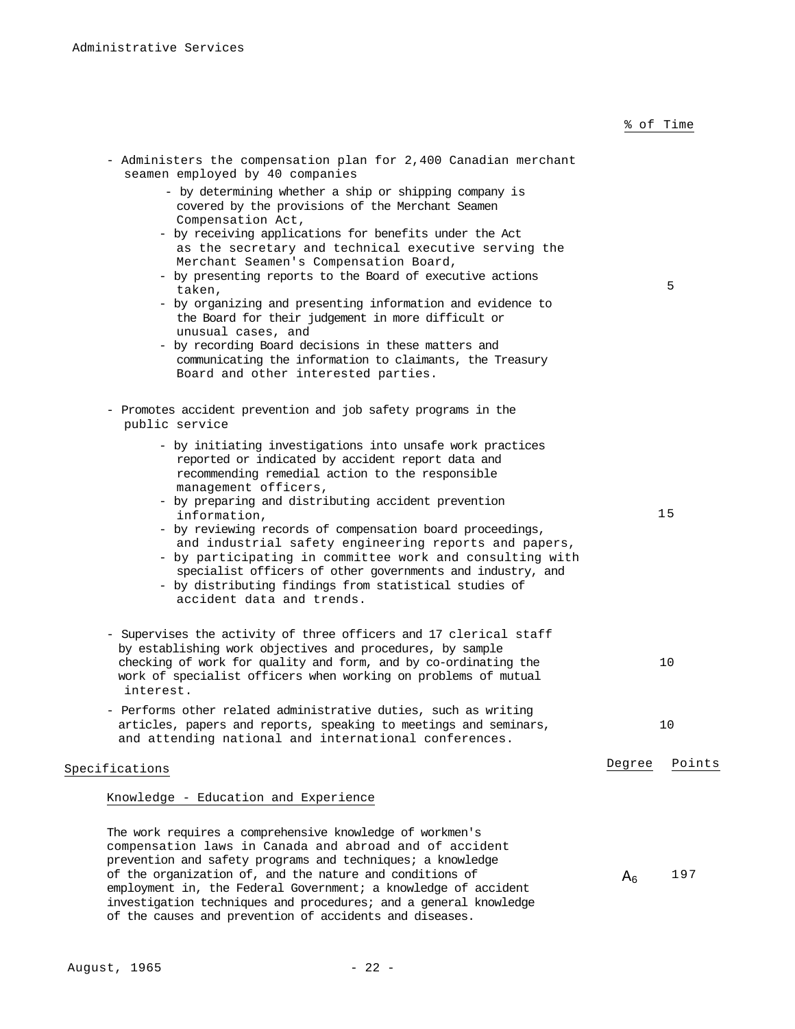| | % of Time |
|---|---|
| - Administers the compensation plan for 2,400 Canadian merchant seamen employed by 40 companies<br>- by determining whether a ship or shipping company is covered by the provisions of the Merchant Seamen Compensation Act,<br>- by receiving applications for benefits under the Act as the secretary and technical executive serving the Merchant Seamen's Compensation Board,<br>- by presenting reports to the Board of executive actions taken,<br>- by organizing and presenting information and evidence to the Board for their judgement in more difficult or unusual cases, and<br>- by recording Board decisions in these matters and communicating the information to claimants, the Treasury Board and other interested parties. | 5 |
| - Promotes accident prevention and job safety programs in the public service<br>- by initiating investigations into unsafe work practices reported or indicated by accident report data and recommending remedial action to the responsible management officers,<br>- by preparing and distributing accident prevention information,<br>- by reviewing records of compensation board proceedings, and industrial safety engineering reports and papers,<br>- by participating in committee work and consulting with specialist officers of other governments and industry, and<br>- by distributing findings from statistical studies of accident data and trends. | 15 |
| - Supervises the activity of three officers and 17 clerical staff by establishing work objectives and procedures, by sample checking of work for quality and form, and by co-ordinating the work of specialist officers when working on problems of mutual interest. | 10 |
| - Performs other related administrative duties, such as writing articles, papers and reports, speaking to meetings and seminars, and attending national and international conferences. | 10 |

| Specifications | Degree | Points |
|---|---|---|
| **Knowledge - Education and Experience** | | |
| The work requires a comprehensive knowledge of workmen's compensation laws in Canada and abroad and of accident prevention and safety programs and techniques; a knowledge of the organization of, and the nature and conditions of employment in, the Federal Government; a knowledge of accident investigation techniques and procedures; and a general knowledge of the causes and prevention of accidents and diseases. | $A_6$ | 197 |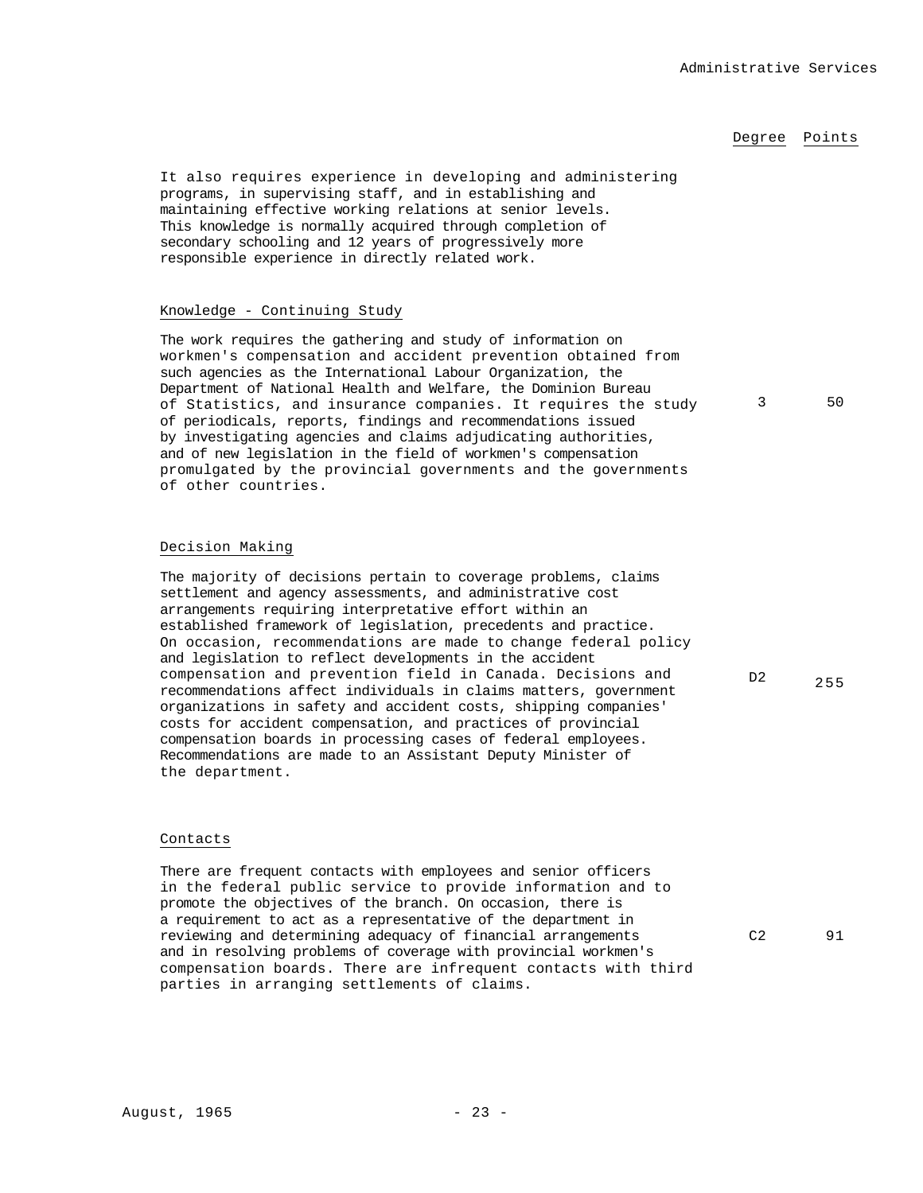| | Degree | Points |
|---|---|---|
| It also requires experience in developing and administering programs, in supervising staff, and in establishing and maintaining effective working relations at senior levels. This knowledge is normally acquired through completion of secondary schooling and 12 years of progressively more responsible experience in directly related work. | | |
| **Knowledge - Continuing Study** | | |
| The work requires the gathering and study of information on workmen's compensation and accident prevention obtained from such agencies as the International Labour Organization, the Department of National Health and Welfare, the Dominion Bureau of Statistics, and insurance companies. It requires the study of periodicals, reports, findings and recommendations issued by investigating agencies and claims adjudicating authorities, and of new legislation in the field of workmen's compensation promulgated by the provincial governments and the governments of other countries. | 3 | 50 |
| **Decision Making** | | |
| The majority of decisions pertain to coverage problems, claims settlement and agency assessments, and administrative cost arrangements requiring interpretative effort within an established framework of legislation, precedents and practice. On occasion, recommendations are made to change federal policy and legislation to reflect developments in the accident compensation and prevention field in Canada. Decisions and recommendations affect individuals in claims matters, government organizations in safety and accident costs, shipping companies' costs for accident compensation, and practices of provincial compensation boards in processing cases of federal employees. Recommendations are made to an Assistant Deputy Minister of the department. | D2 | 255 |
| **Contacts** | | |
| There are frequent contacts with employees and senior officers in the federal public service to provide information and to promote the objectives of the branch. On occasion, there is a requirement to act as a representative of the department in reviewing and determining adequacy of financial arrangements and in resolving problems of coverage with provincial workmen's compensation boards. There are infrequent contacts with third parties in arranging settlements of claims. | C2 | 91 |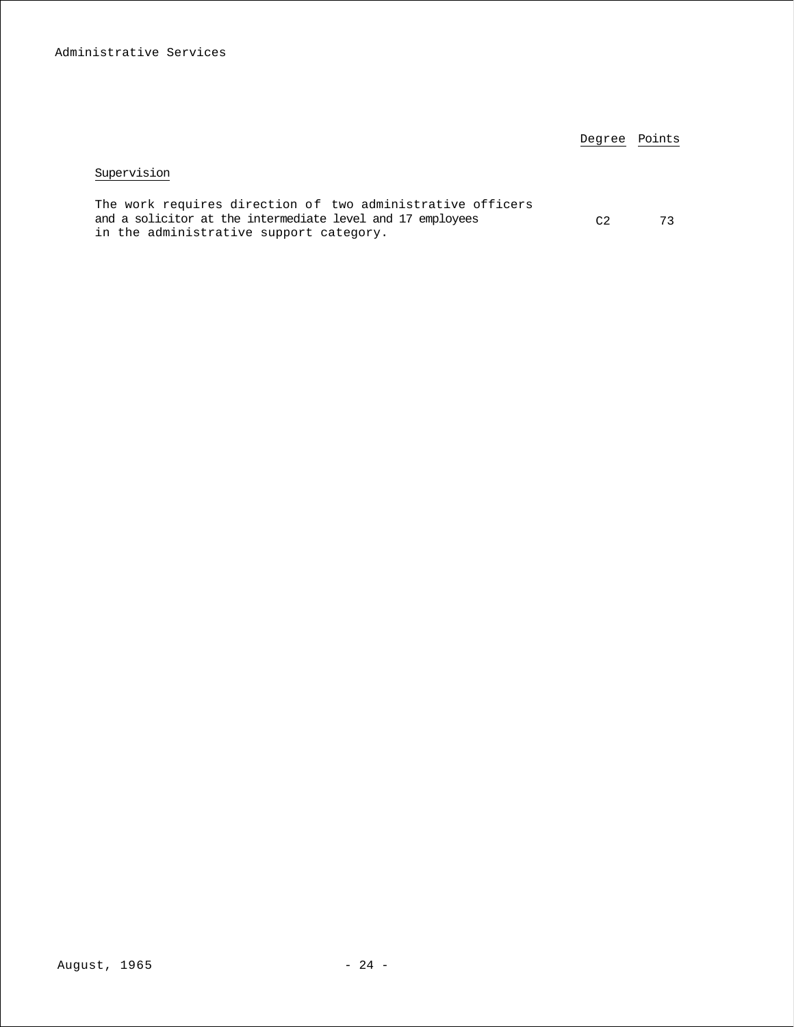Administrative Services

| | Degree | Points |
|---|---|---|
| **Supervision** | | |
| The work requires direction of two administrative officers and a solicitor at the intermediate level and 17 employees in the administrative support category. | C2 | 73 |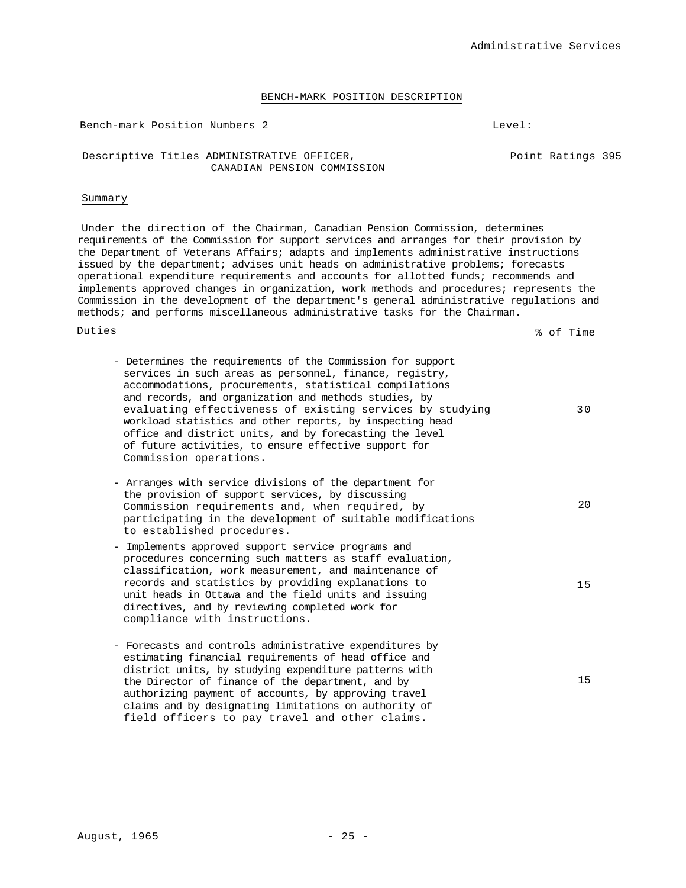## BENCH-MARK POSITION DESCRIPTION

Bench-mark Position Numbers 2 | Level:

Descriptive Titles ADMINISTRATIVE OFFICER, CANADIAN PENSION COMMISSION | Point Ratings 395

### Summary

Under the direction of the Chairman, Canadian Pension Commission, determines requirements of the Commission for support services and arranges for their provision by the Department of Veterans Affairs; adapts and implements administrative instructions issued by the department; advises unit heads on administrative problems; forecasts operational expenditure requirements and accounts for allotted funds; recommends and implements approved changes in organization, work methods and procedures; represents the Commission in the development of the department's general administrative regulations and methods; and performs miscellaneous administrative tasks for the Chairman.

| Duties | % of Time |
|---|---|
| - Determines the requirements of the Commission for support services in such areas as personnel, finance, registry, accommodations, procurements, statistical compilations and records, and organization and methods studies, by evaluating effectiveness of existing services by studying workload statistics and other reports, by inspecting head office and district units, and by forecasting the level of future activities, to ensure effective support for Commission operations. | 30 |
| - Arranges with service divisions of the department for the provision of support services, by discussing Commission requirements and, when required, by participating in the development of suitable modifications to established procedures. | 20 |
| - Implements approved support service programs and procedures concerning such matters as staff evaluation, classification, work measurement, and maintenance of records and statistics by providing explanations to unit heads in Ottawa and the field units and issuing directives, and by reviewing completed work for compliance with instructions. | 15 |
| - Forecasts and controls administrative expenditures by estimating financial requirements of head office and district units, by studying expenditure patterns with the Director of finance of the department, and by authorizing payment of accounts, by approving travel claims and by designating limitations on authority of field officers to pay travel and other claims. | 15 |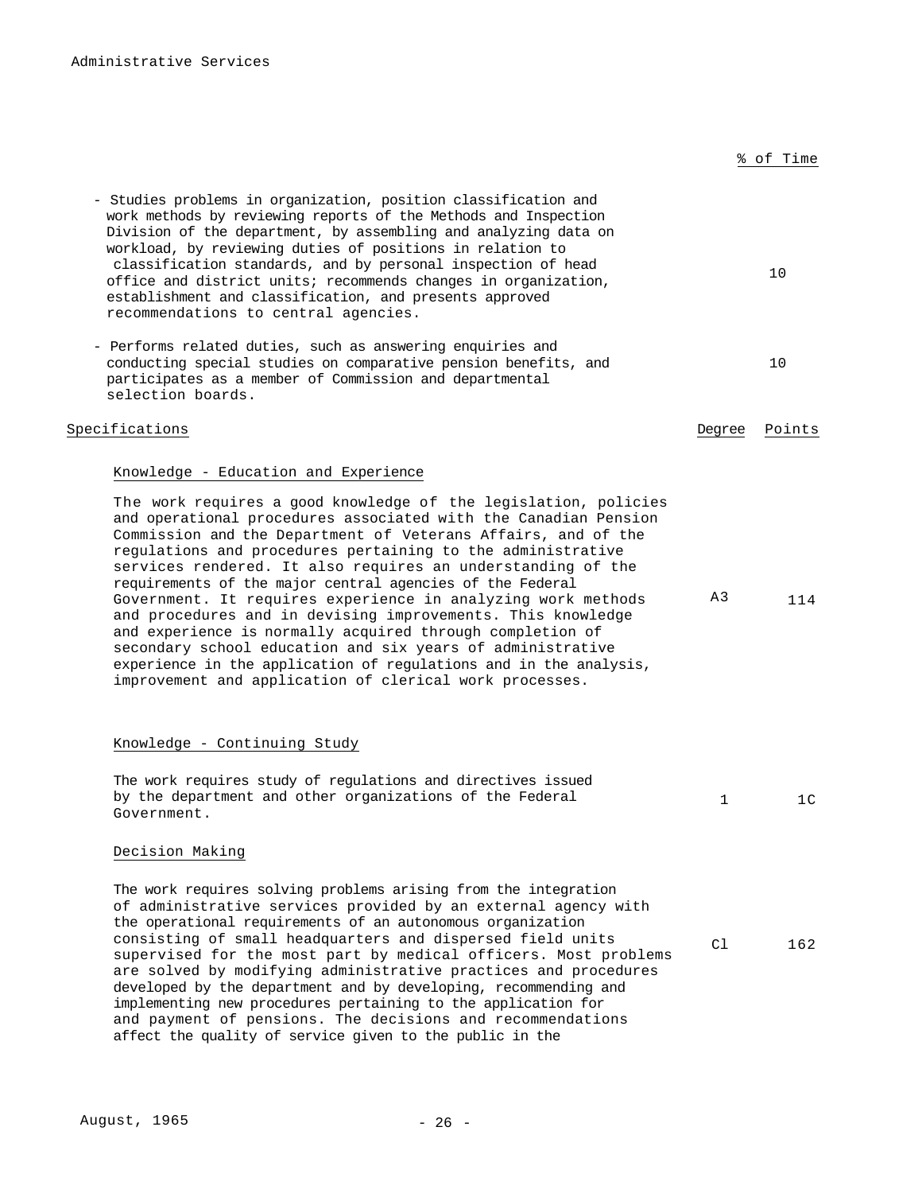| | % of Time |
|---|---|
| - Studies problems in organization, position classification and work methods by reviewing reports of the Methods and Inspection Division of the department, by assembling and analyzing data on workload, by reviewing duties of positions in relation to classification standards, and by personal inspection of head office and district units; recommends changes in organization, establishment and classification, and presents approved recommendations to central agencies. | 10 |
| - Performs related duties, such as answering enquiries and conducting special studies on comparative pension benefits, and participates as a member of Commission and departmental selection boards. | 10 |

| Specifications | Degree | Points |
|---|---|---|
| **Knowledge - Education and Experience**<br><br>The work requires a good knowledge of the legislation, policies and operational procedures associated with the Canadian Pension Commission and the Department of Veterans Affairs, and of the regulations and procedures pertaining to the administrative services rendered. It also requires an understanding of the requirements of the major central agencies of the Federal Government. It requires experience in analyzing work methods and procedures and in devising improvements. This knowledge and experience is normally acquired through completion of secondary school education and six years of administrative experience in the application of regulations and in the analysis, improvement and application of clerical work processes. | A3 | 114 |
| **Knowledge - Continuing Study**<br><br>The work requires study of regulations and directives issued by the department and other organizations of the Federal Government. | 1 | 1C |
| **Decision Making**<br><br>The work requires solving problems arising from the integration of administrative services provided by an external agency with the operational requirements of an autonomous organization consisting of small headquarters and dispersed field units supervised for the most part by medical officers. Most problems are solved by modifying administrative practices and procedures developed by the department and by developing, recommending and implementing new procedures pertaining to the application for and payment of pensions. The decisions and recommendations affect the quality of service given to the public in the | Cl | 162 |

August, 1965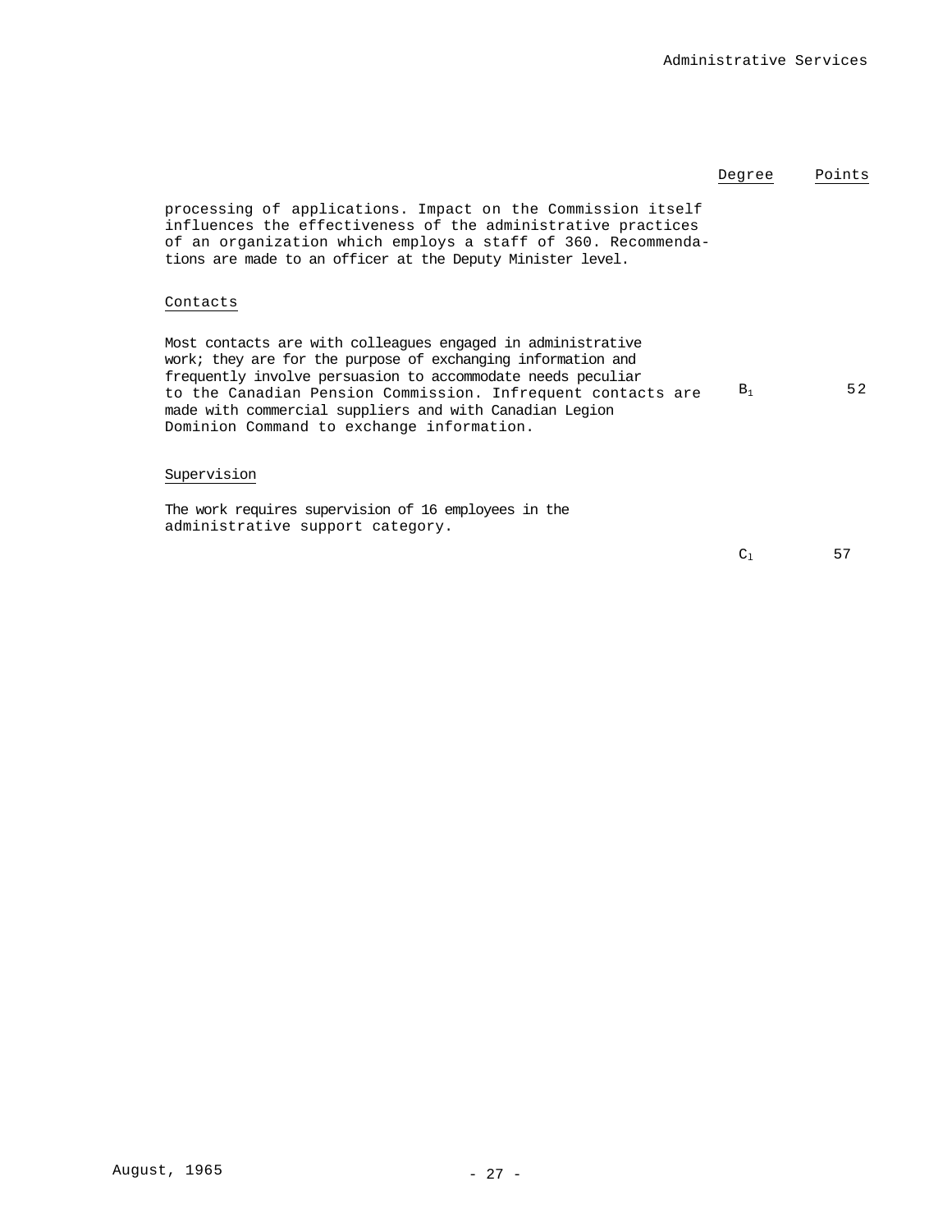| | Degree | Points |
|---|---|---|
| processing of applications. Impact on the Commission itself influences the effectiveness of the administrative practices of an organization which employs a staff of 360. Recommendations are made to an officer at the Deputy Minister level. | | |

Contacts

| | Degree | Points |
|---|---|---|
| Most contacts are with colleagues engaged in administrative work; they are for the purpose of exchanging information and frequently involve persuasion to accommodate needs peculiar to the Canadian Pension Commission. Infrequent contacts are made with commercial suppliers and with Canadian Legion Dominion Command to exchange information. | $B_1$ | 52 |

Supervision

| | Degree | Points |
|---|---|---|
| The work requires supervision of 16 employees in the administrative support category. | $C_1$ | 57 |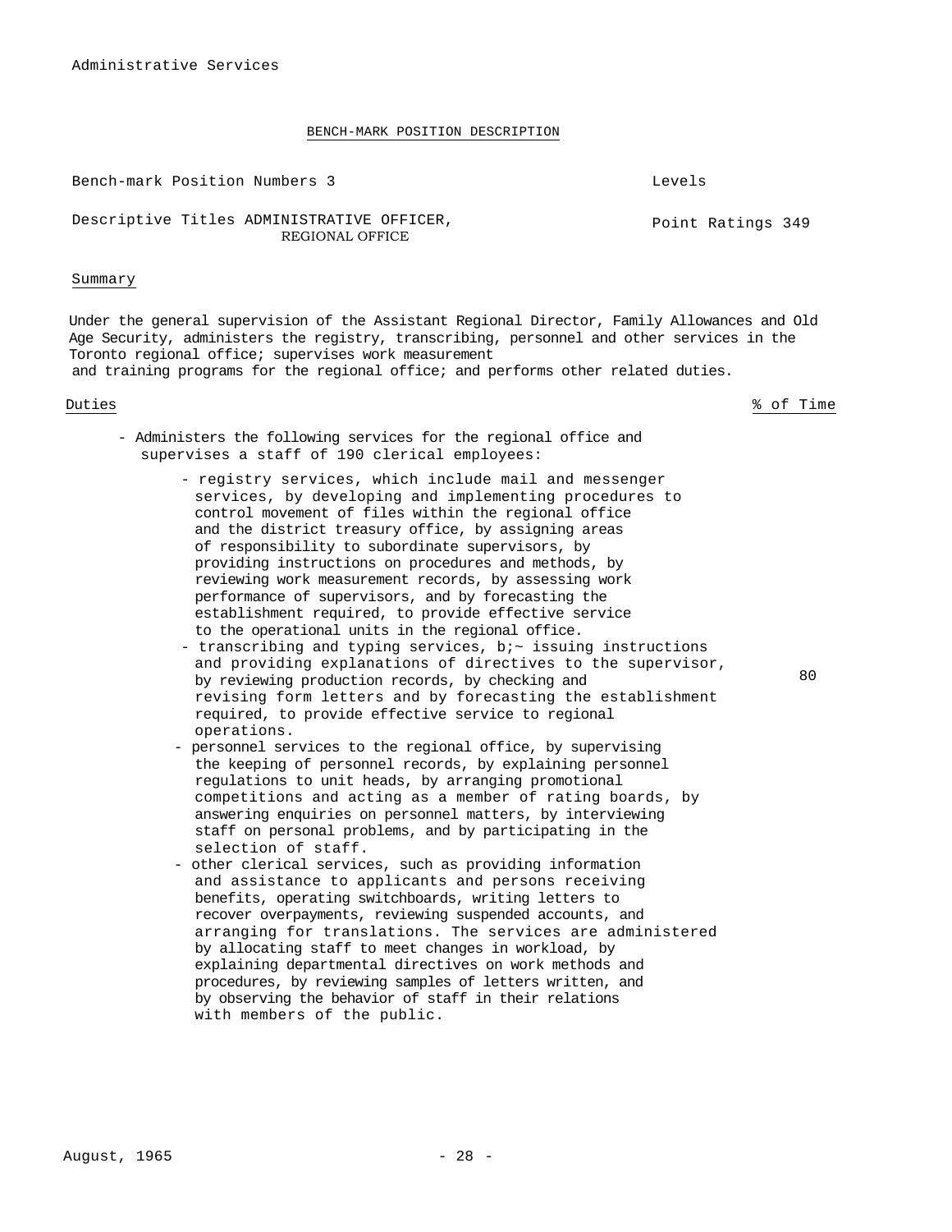Administrative Services

## BENCH-MARK POSITION DESCRIPTION

Bench-mark Position Numbers 3

Levels

Descriptive Titles ADMINISTRATIVE OFFICER, REGIONAL OFFICE

Point Ratings 349

### Summary

Under the general supervision of the Assistant Regional Director, Family Allowances and Old Age Security, administers the registry, transcribing, personnel and other services in the Toronto regional office; supervises work measurement and training programs for the regional office; and performs other related duties.

### Duties

% of Time

- Administers the following services for the regional office and supervises a staff of 190 clerical employees: — 80
  - registry services, which include mail and messenger services, by developing and implementing procedures to control movement of files within the regional office and the district treasury office, by assigning areas of responsibility to subordinate supervisors, by providing instructions on procedures and methods, by reviewing work measurement records, by assessing work performance of supervisors, and by forecasting the establishment required, to provide effective service to the operational units in the regional office.
  - transcribing and typing services, b;~ issuing instructions and providing explanations of directives to the supervisor, by reviewing production records, by checking and revising form letters and by forecasting the establishment required, to provide effective service to regional operations.
  - personnel services to the regional office, by supervising the keeping of personnel records, by explaining personnel regulations to unit heads, by arranging promotional competitions and acting as a member of rating boards, by answering enquiries on personnel matters, by interviewing staff on personal problems, and by participating in the selection of staff.
  - other clerical services, such as providing information and assistance to applicants and persons receiving benefits, operating switchboards, writing letters to recover overpayments, reviewing suspended accounts, and arranging for translations. The services are administered by allocating staff to meet changes in workload, by explaining departmental directives on work methods and procedures, by reviewing samples of letters written, and by observing the behavior of staff in their relations with members of the public.

August, 1965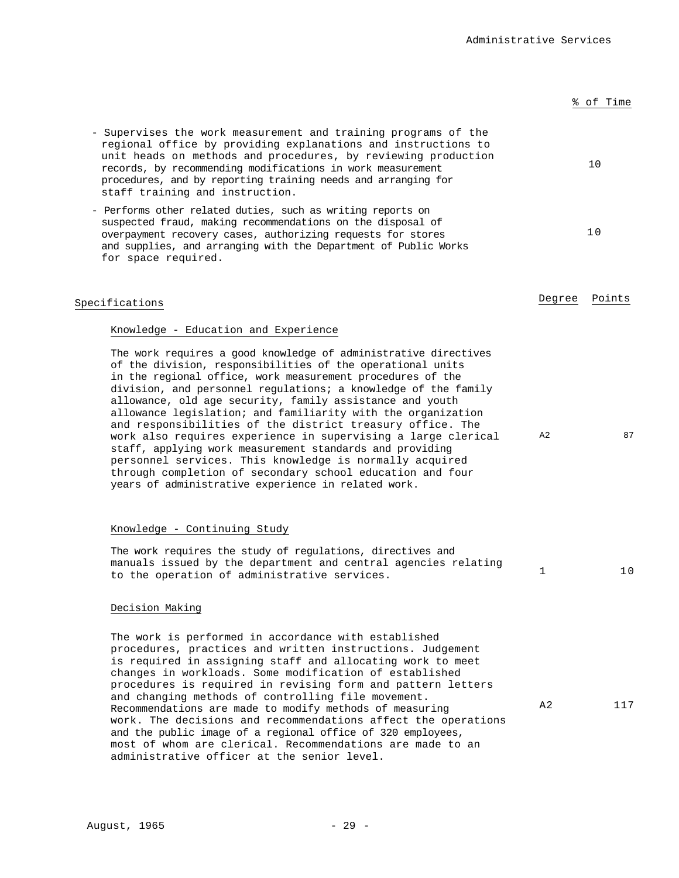| | % of Time |
|---|---|
| - Supervises the work measurement and training programs of the regional office by providing explanations and instructions to unit heads on methods and procedures, by reviewing production records, by recommending modifications in work measurement procedures, and by reporting training needs and arranging for staff training and instruction. | 10 |
| - Performs other related duties, such as writing reports on suspected fraud, making recommendations on the disposal of overpayment recovery cases, authorizing requests for stores and supplies, and arranging with the Department of Public Works for space required. | 10 |

| Specifications | Degree | Points |
|---|---|---|
| **Knowledge - Education and Experience** | | |
| The work requires a good knowledge of administrative directives of the division, responsibilities of the operational units in the regional office, work measurement procedures of the division, and personnel regulations; a knowledge of the family allowance, old age security, family assistance and youth allowance legislation; and familiarity with the organization and responsibilities of the district treasury office. The work also requires experience in supervising a large clerical staff, applying work measurement standards and providing personnel services. This knowledge is normally acquired through completion of secondary school education and four years of administrative experience in related work. | A2 | 87 |
| **Knowledge - Continuing Study** | | |
| The work requires the study of regulations, directives and manuals issued by the department and central agencies relating to the operation of administrative services. | 1 | 10 |
| **Decision Making** | | |
| The work is performed in accordance with established procedures, practices and written instructions. Judgement is required in assigning staff and allocating work to meet changes in workloads. Some modification of established procedures is required in revising form and pattern letters and changing methods of controlling file movement. Recommendations are made to modify methods of measuring work. The decisions and recommendations affect the operations and the public image of a regional office of 320 employees, most of whom are clerical. Recommendations are made to an administrative officer at the senior level. | A2 | 117 |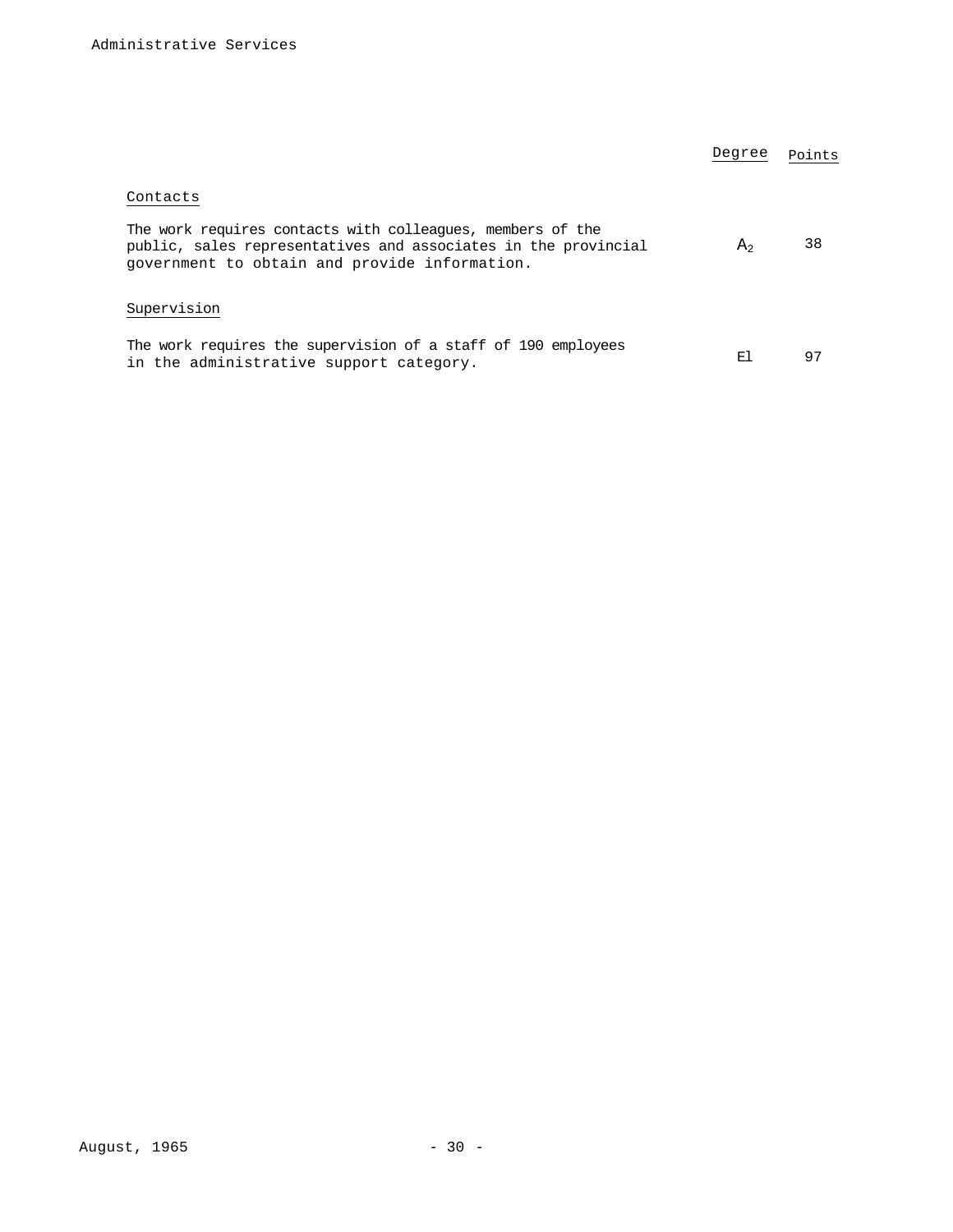| | Degree | Points |
|---|---|---|
| **Contacts** | | |
| The work requires contacts with colleagues, members of the public, sales representatives and associates in the provincial government to obtain and provide information. | $A_2$ | 38 |
| **Supervision** | | |
| The work requires the supervision of a staff of 190 employees in the administrative support category. | El | 97 |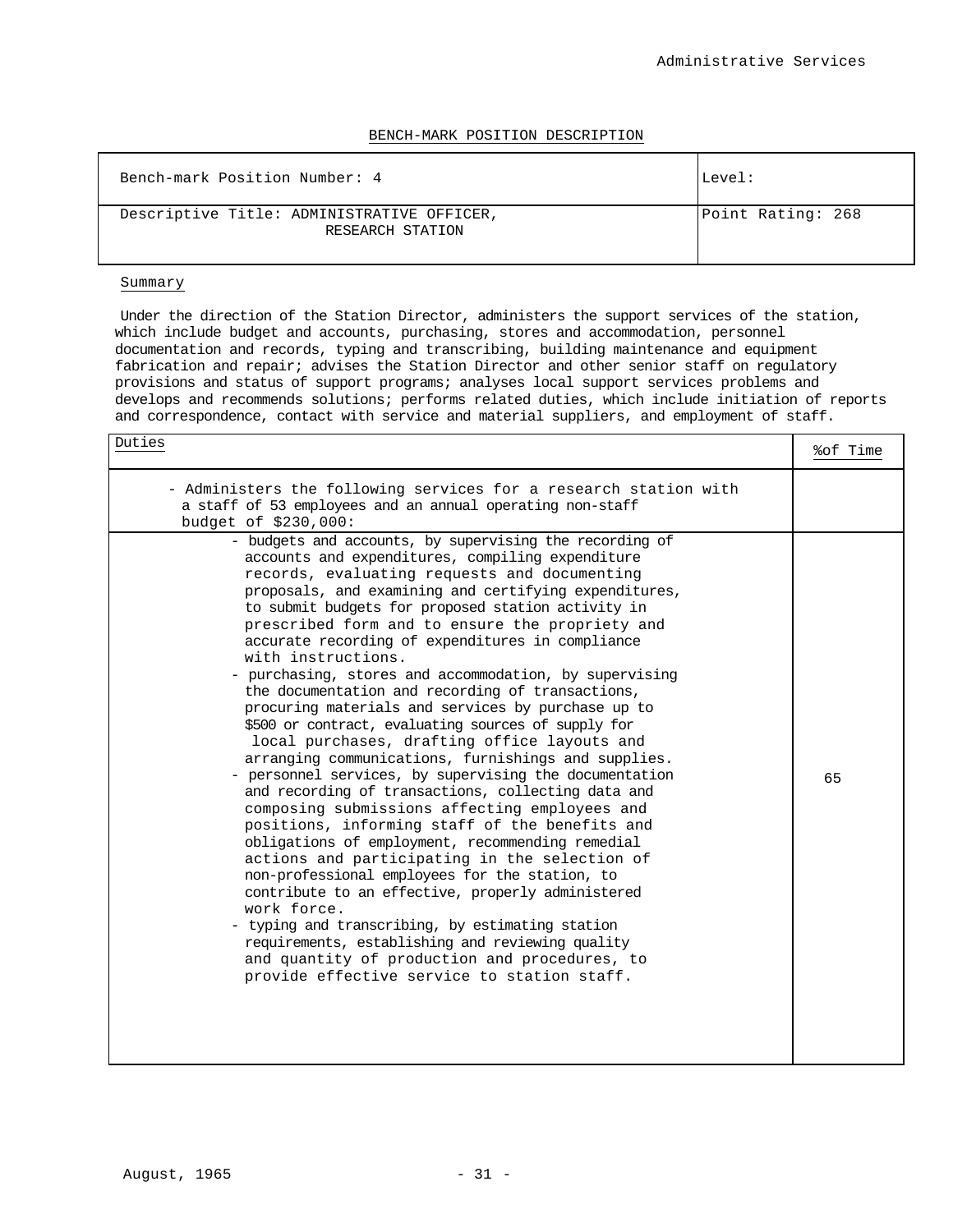## BENCH-MARK POSITION DESCRIPTION

| Bench-mark Position Number: 4 | Level: |
|---|---|
| Descriptive Title: ADMINISTRATIVE OFFICER, RESEARCH STATION | Point Rating: 268 |

### Summary

Under the direction of the Station Director, administers the support services of the station, which include budget and accounts, purchasing, stores and accommodation, personnel documentation and records, typing and transcribing, building maintenance and equipment fabrication and repair; advises the Station Director and other senior staff on regulatory provisions and status of support programs; analyses local support services problems and develops and recommends solutions; performs related duties, which include initiation of reports and correspondence, contact with service and material suppliers, and employment of staff.

| Duties | %of Time |
|---|---|
| - Administers the following services for a research station with a staff of 53 employees and an annual operating non-staff budget of $230,000: | |
| - budgets and accounts, by supervising the recording of accounts and expenditures, compiling expenditure records, evaluating requests and documenting proposals, and examining and certifying expenditures, to submit budgets for proposed station activity in prescribed form and to ensure the propriety and accurate recording of expenditures in compliance with instructions.<br>- purchasing, stores and accommodation, by supervising the documentation and recording of transactions, procuring materials and services by purchase up to $500 or contract, evaluating sources of supply for local purchases, drafting office layouts and arranging communications, furnishings and supplies.<br>- personnel services, by supervising the documentation and recording of transactions, collecting data and composing submissions affecting employees and positions, informing staff of the benefits and obligations of employment, recommending remedial actions and participating in the selection of non-professional employees for the station, to contribute to an effective, properly administered work force.<br>- typing and transcribing, by estimating station requirements, establishing and reviewing quality and quantity of production and procedures, to provide effective service to station staff. | 65 |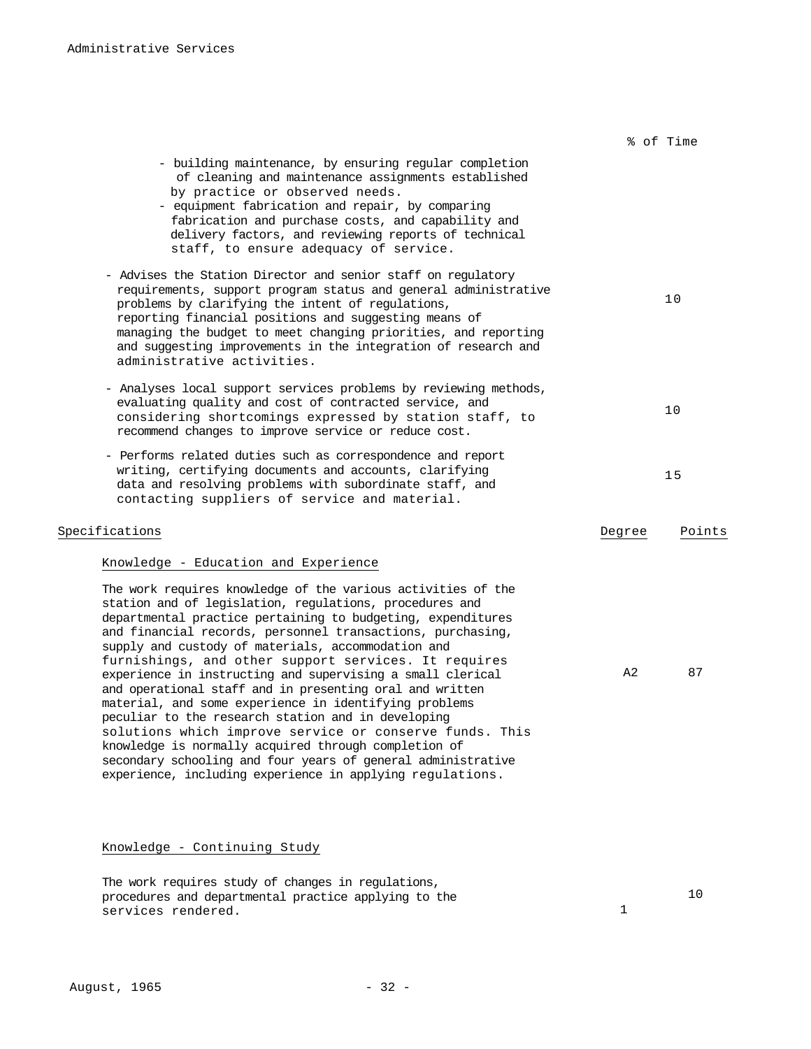| | % of Time |
|---|---|
| - building maintenance, by ensuring regular completion of cleaning and maintenance assignments established by practice or observed needs.<br>- equipment fabrication and repair, by comparing fabrication and purchase costs, and capability and delivery factors, and reviewing reports of technical staff, to ensure adequacy of service. | |
| - Advises the Station Director and senior staff on regulatory requirements, support program status and general administrative problems by clarifying the intent of regulations, reporting financial positions and suggesting means of managing the budget to meet changing priorities, and reporting and suggesting improvements in the integration of research and administrative activities. | 10 |
| - Analyses local support services problems by reviewing methods, evaluating quality and cost of contracted service, and considering shortcomings expressed by station staff, to recommend changes to improve service or reduce cost. | 10 |
| - Performs related duties such as correspondence and report writing, certifying documents and accounts, clarifying data and resolving problems with subordinate staff, and contacting suppliers of service and material. | 15 |

| Specifications | Degree | Points |
|---|---|---|
| **Knowledge - Education and Experience**<br><br>The work requires knowledge of the various activities of the station and of legislation, regulations, procedures and departmental practice pertaining to budgeting, expenditures and financial records, personnel transactions, purchasing, supply and custody of materials, accommodation and furnishings, and other support services. It requires experience in instructing and supervising a small clerical and operational staff and in presenting oral and written material, and some experience in identifying problems peculiar to the research station and in developing solutions which improve service or conserve funds. This knowledge is normally acquired through completion of secondary schooling and four years of general administrative experience, including experience in applying regulations. | A2 | 87 |
| **Knowledge - Continuing Study**<br><br>The work requires study of changes in regulations, procedures and departmental practice applying to the services rendered. | 1 | 10 |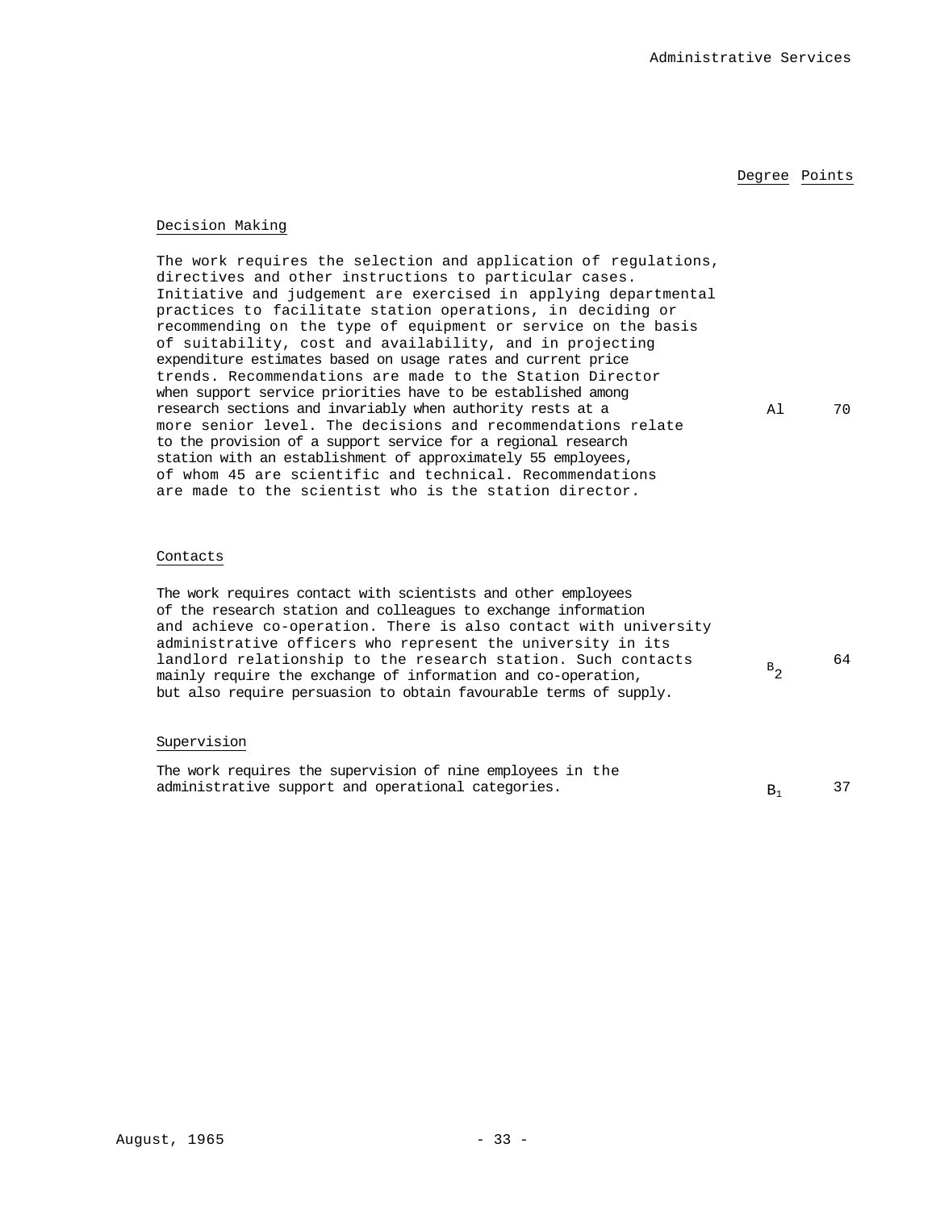| | Degree | Points |
|---|---|---|
| **Decision Making** | | |
| The work requires the selection and application of regulations, directives and other instructions to particular cases. Initiative and judgement are exercised in applying departmental practices to facilitate station operations, in deciding or recommending on the type of equipment or service on the basis of suitability, cost and availability, and in projecting expenditure estimates based on usage rates and current price trends. Recommendations are made to the Station Director when support service priorities have to be established among research sections and invariably when authority rests at a more senior level. The decisions and recommendations relate to the provision of a support service for a regional research station with an establishment of approximately 55 employees, of whom 45 are scientific and technical. Recommendations are made to the scientist who is the station director. | A1 | 70 |
| **Contacts** | | |
| The work requires contact with scientists and other employees of the research station and colleagues to exchange information and achieve co-operation. There is also contact with university administrative officers who represent the university in its landlord relationship to the research station. Such contacts mainly require the exchange of information and co-operation, but also require persuasion to obtain favourable terms of supply. | $B_2$ | 64 |
| **Supervision** | | |
| The work requires the supervision of nine employees in the administrative support and operational categories. | $B_1$ | 37 |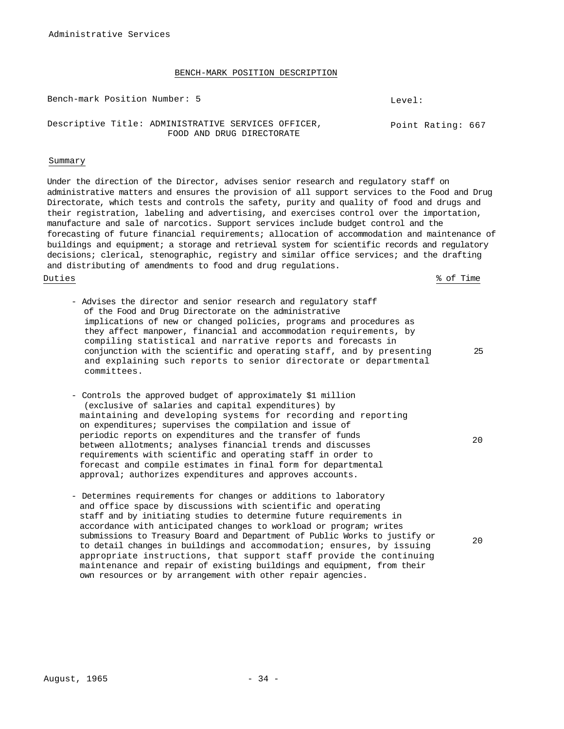Administrative Services

## BENCH-MARK POSITION DESCRIPTION

Bench-mark Position Number: 5

Level:

Descriptive Title: ADMINISTRATIVE SERVICES OFFICER, FOOD AND DRUG DIRECTORATE

Point Rating: 667

### Summary

Under the direction of the Director, advises senior research and regulatory staff on administrative matters and ensures the provision of all support services to the Food and Drug Directorate, which tests and controls the safety, purity and quality of food and drugs and their registration, labeling and advertising, and exercises control over the importation, manufacture and sale of narcotics. Support services include budget control and the forecasting of future financial requirements; allocation of accommodation and maintenance of buildings and equipment; a storage and retrieval system for scientific records and regulatory decisions; clerical, stenographic, registry and similar office services; and the drafting and distributing of amendments to food and drug regulations.

| Duties | % of Time |
|---|---|
| - Advises the director and senior research and regulatory staff of the Food and Drug Directorate on the administrative implications of new or changed policies, programs and procedures as they affect manpower, financial and accommodation requirements, by compiling statistical and narrative reports and forecasts in conjunction with the scientific and operating staff, and by presenting and explaining such reports to senior directorate or departmental committees. | 25 |
| - Controls the approved budget of approximately $1 million (exclusive of salaries and capital expenditures) by maintaining and developing systems for recording and reporting on expenditures; supervises the compilation and issue of periodic reports on expenditures and the transfer of funds between allotments; analyses financial trends and discusses requirements with scientific and operating staff in order to forecast and compile estimates in final form for departmental approval; authorizes expenditures and approves accounts. | 20 |
| - Determines requirements for changes or additions to laboratory and office space by discussions with scientific and operating staff and by initiating studies to determine future requirements in accordance with anticipated changes to workload or program; writes submissions to Treasury Board and Department of Public Works to justify or to detail changes in buildings and accommodation; ensures, by issuing appropriate instructions, that support staff provide the continuing maintenance and repair of existing buildings and equipment, from their own resources or by arrangement with other repair agencies. | 20 |

August, 1965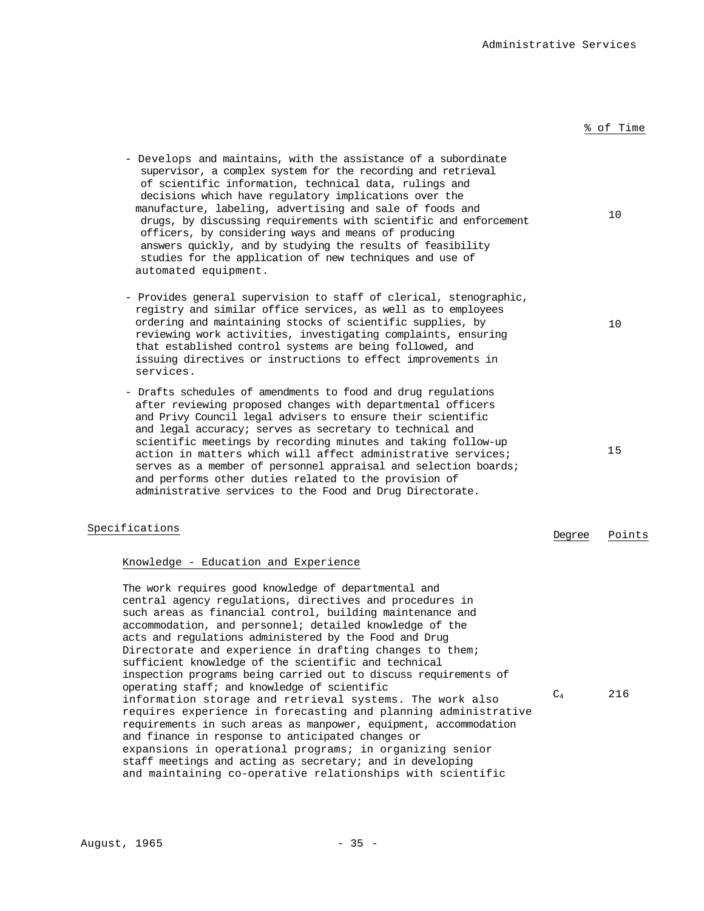| | % of Time |
|---|---|
| - Develops and maintains, with the assistance of a subordinate supervisor, a complex system for the recording and retrieval of scientific information, technical data, rulings and decisions which have regulatory implications over the manufacture, labeling, advertising and sale of foods and drugs, by discussing requirements with scientific and enforcement officers, by considering ways and means of producing answers quickly, and by studying the results of feasibility studies for the application of new techniques and use of automated equipment. | 10 |
| - Provides general supervision to staff of clerical, stenographic, registry and similar office services, as well as to employees ordering and maintaining stocks of scientific supplies, by reviewing work activities, investigating complaints, ensuring that established control systems are being followed, and issuing directives or instructions to effect improvements in services. | 10 |
| - Drafts schedules of amendments to food and drug regulations after reviewing proposed changes with departmental officers and Privy Council legal advisers to ensure their scientific and legal accuracy; serves as secretary to technical and scientific meetings by recording minutes and taking follow-up action in matters which will affect administrative services; serves as a member of personnel appraisal and selection boards; and performs other duties related to the provision of administrative services to the Food and Drug Directorate. | 15 |

## Specifications

| | Degree | Points |
|---|---|---|
| **Knowledge - Education and Experience** | | |
| The work requires good knowledge of departmental and central agency regulations, directives and procedures in such areas as financial control, building maintenance and accommodation, and personnel; detailed knowledge of the acts and regulations administered by the Food and Drug Directorate and experience in drafting changes to them; sufficient knowledge of the scientific and technical inspection programs being carried out to discuss requirements of operating staff; and knowledge of scientific information storage and retrieval systems. The work also requires experience in forecasting and planning administrative requirements in such areas as manpower, equipment, accommodation and finance in response to anticipated changes or expansions in operational programs; in organizing senior staff meetings and acting as secretary; and in developing and maintaining co-operative relationships with scientific | $C_4$ | 216 |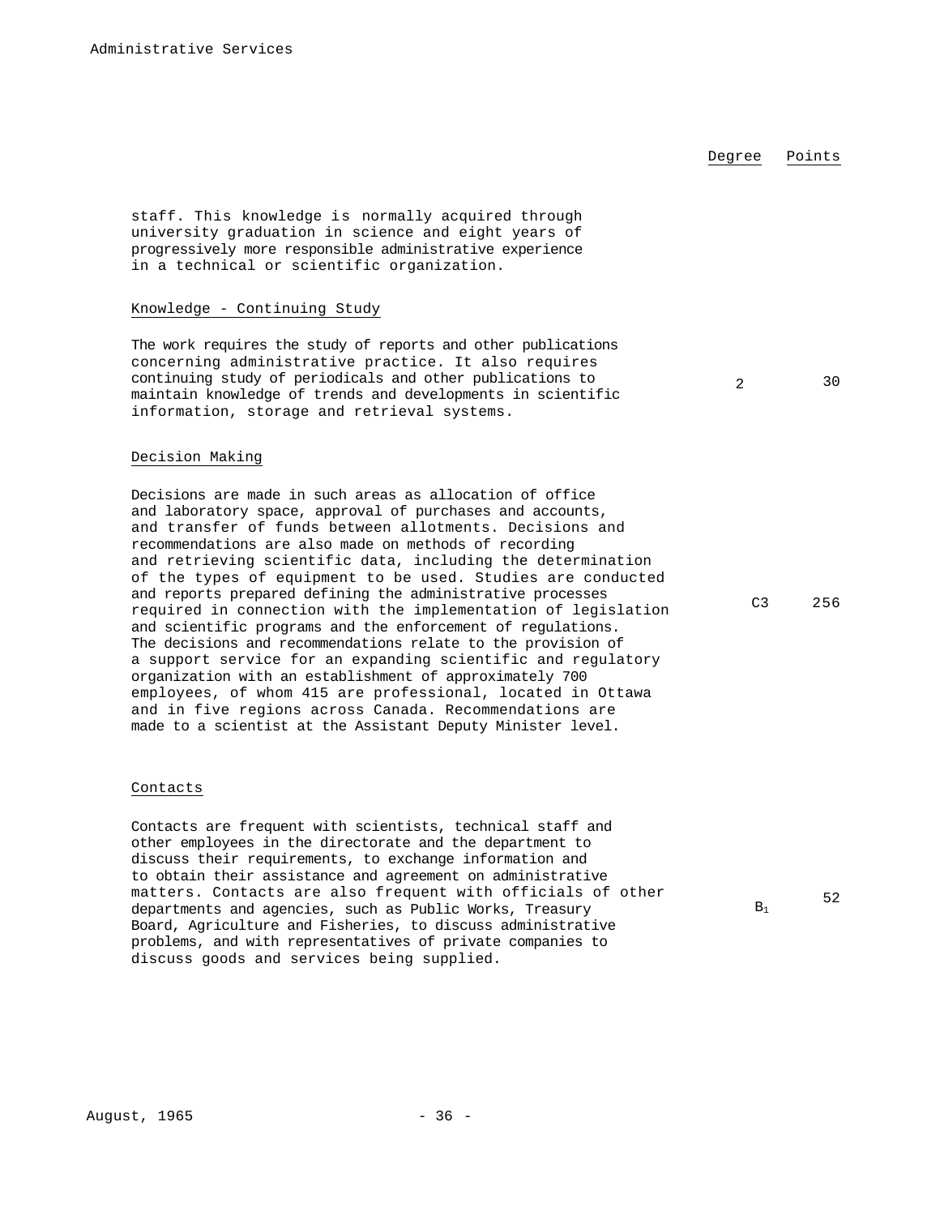| | Degree | Points |
|---|---|---|
| staff. This knowledge is normally acquired through university graduation in science and eight years of progressively more responsible administrative experience in a technical or scientific organization. | | |
| **Knowledge - Continuing Study** | | |
| The work requires the study of reports and other publications concerning administrative practice. It also requires continuing study of periodicals and other publications to maintain knowledge of trends and developments in scientific information, storage and retrieval systems. | 2 | 30 |
| **Decision Making** | | |
| Decisions are made in such areas as allocation of office and laboratory space, approval of purchases and accounts, and transfer of funds between allotments. Decisions and recommendations are also made on methods of recording and retrieving scientific data, including the determination of the types of equipment to be used. Studies are conducted and reports prepared defining the administrative processes required in connection with the implementation of legislation and scientific programs and the enforcement of regulations. The decisions and recommendations relate to the provision of a support service for an expanding scientific and regulatory organization with an establishment of approximately 700 employees, of whom 415 are professional, located in Ottawa and in five regions across Canada. Recommendations are made to a scientist at the Assistant Deputy Minister level. | C3 | 256 |
| **Contacts** | | |
| Contacts are frequent with scientists, technical staff and other employees in the directorate and the department to discuss their requirements, to exchange information and to obtain their assistance and agreement on administrative matters. Contacts are also frequent with officials of other departments and agencies, such as Public Works, Treasury Board, Agriculture and Fisheries, to discuss administrative problems, and with representatives of private companies to discuss goods and services being supplied. | $B_1$ | 52 |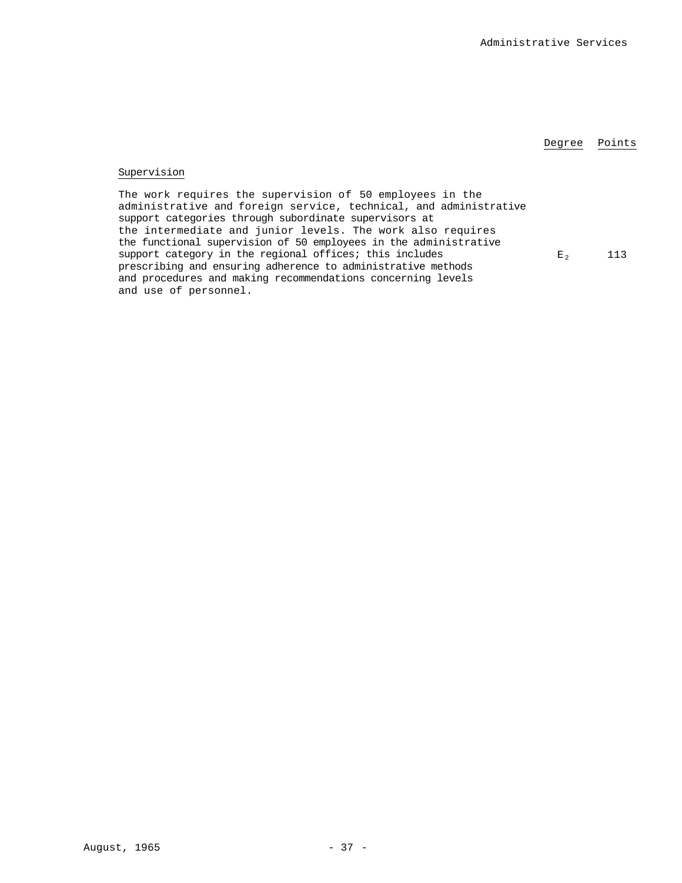| | Degree | Points |
|---|---|---|
| Supervision | | |
| The work requires the supervision of 50 employees in the administrative and foreign service, technical, and administrative support categories through subordinate supervisors at the intermediate and junior levels. The work also requires the functional supervision of 50 employees in the administrative support category in the regional offices; this includes prescribing and ensuring adherence to administrative methods and procedures and making recommendations concerning levels and use of personnel. | $E_2$ | 113 |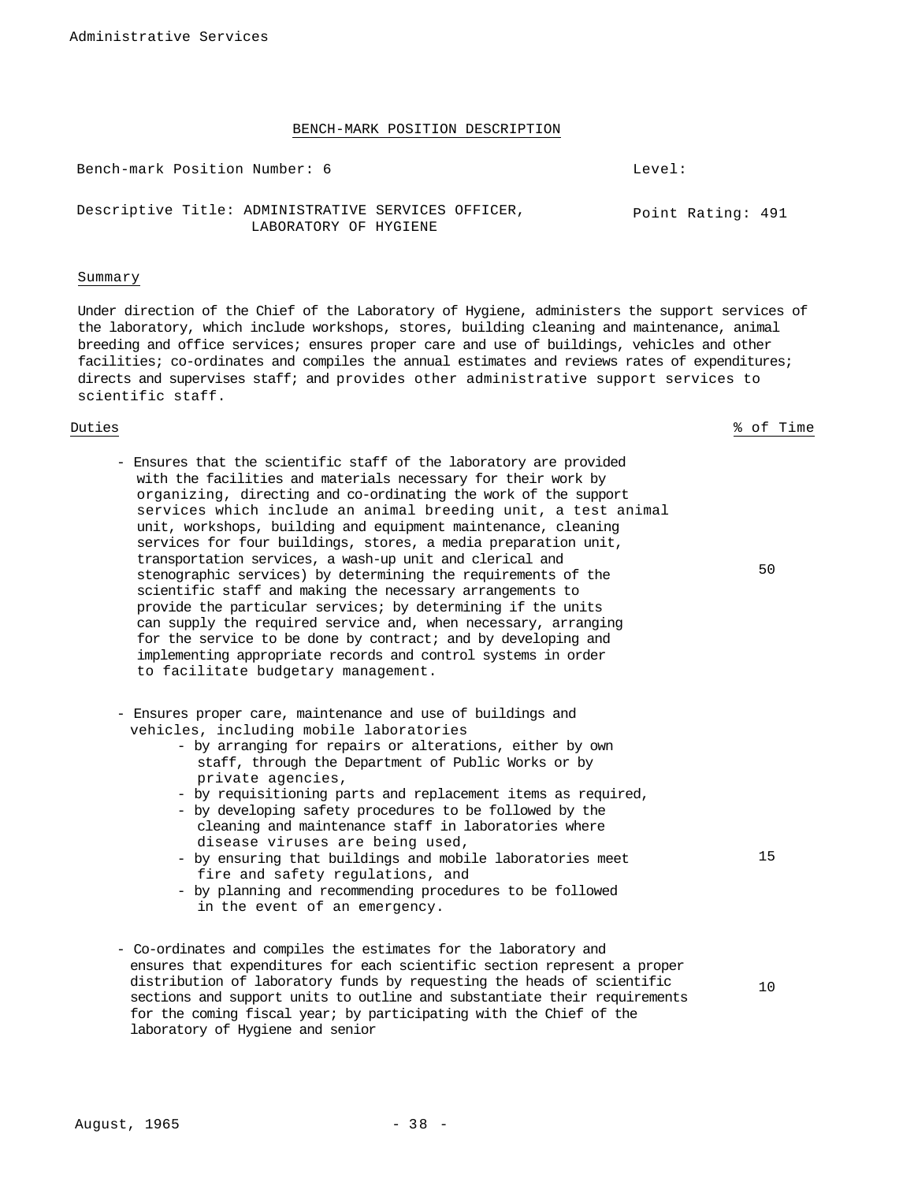## BENCH-MARK POSITION DESCRIPTION

| | |
|---|---|
| Bench-mark Position Number: 6 | Level: |
| Descriptive Title: ADMINISTRATIVE SERVICES OFFICER, LABORATORY OF HYGIENE | Point Rating: 491 |

### Summary

Under direction of the Chief of the Laboratory of Hygiene, administers the support services of the laboratory, which include workshops, stores, building cleaning and maintenance, animal breeding and office services; ensures proper care and use of buildings, vehicles and other facilities; co-ordinates and compiles the annual estimates and reviews rates of expenditures; directs and supervises staff; and provides other administrative support services to scientific staff.

| Duties | % of Time |
|---|---|
| - Ensures that the scientific staff of the laboratory are provided with the facilities and materials necessary for their work by organizing, directing and co-ordinating the work of the support services which include an animal breeding unit, a test animal unit, workshops, building and equipment maintenance, cleaning services for four buildings, stores, a media preparation unit, transportation services, a wash-up unit and clerical and stenographic services) by determining the requirements of the scientific staff and making the necessary arrangements to provide the particular services; by determining if the units can supply the required service and, when necessary, arranging for the service to be done by contract; and by developing and implementing appropriate records and control systems in order to facilitate budgetary management. | 50 |
| - Ensures proper care, maintenance and use of buildings and vehicles, including mobile laboratories<br>- by arranging for repairs or alterations, either by own staff, through the Department of Public Works or by private agencies,<br>- by requisitioning parts and replacement items as required,<br>- by developing safety procedures to be followed by the cleaning and maintenance staff in laboratories where disease viruses are being used,<br>- by ensuring that buildings and mobile laboratories meet fire and safety regulations, and<br>- by planning and recommending procedures to be followed in the event of an emergency. | 15 |
| - Co-ordinates and compiles the estimates for the laboratory and ensures that expenditures for each scientific section represent a proper distribution of laboratory funds by requesting the heads of scientific sections and support units to outline and substantiate their requirements for the coming fiscal year; by participating with the Chief of the laboratory of Hygiene and senior | 10 |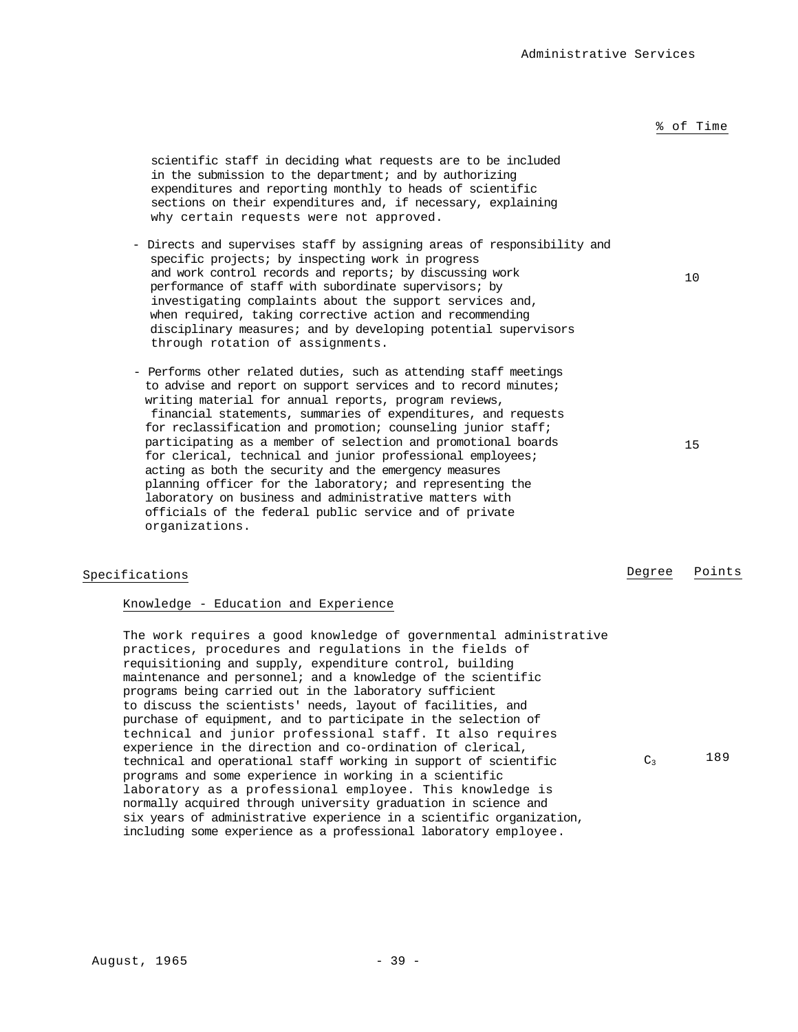% of Time

scientific staff in deciding what requests are to be included in the submission to the department; and by authorizing expenditures and reporting monthly to heads of scientific sections on their expenditures and, if necessary, explaining why certain requests were not approved.

- Directs and supervises staff by assigning areas of responsibility and specific projects; by inspecting work in progress and work control records and reports; by discussing work performance of staff with subordinate supervisors; by investigating complaints about the support services and, when required, taking corrective action and recommending disciplinary measures; and by developing potential supervisors through rotation of assignments. — 10

- Performs other related duties, such as attending staff meetings to advise and report on support services and to record minutes; writing material for annual reports, program reviews, financial statements, summaries of expenditures, and requests for reclassification and promotion; counseling junior staff; participating as a member of selection and promotional boards for clerical, technical and junior professional employees; acting as both the security and the emergency measures planning officer for the laboratory; and representing the laboratory on business and administrative matters with officials of the federal public service and of private organizations. — 15

## Specifications

| | Degree | Points |
|---|---|---|
| **Knowledge - Education and Experience** | | |
| The work requires a good knowledge of governmental administrative practices, procedures and regulations in the fields of requisitioning and supply, expenditure control, building maintenance and personnel; and a knowledge of the scientific programs being carried out in the laboratory sufficient to discuss the scientists' needs, layout of facilities, and purchase of equipment, and to participate in the selection of technical and junior professional staff. It also requires experience in the direction and co-ordination of clerical, technical and operational staff working in support of scientific programs and some experience in working in a scientific laboratory as a professional employee. This knowledge is normally acquired through university graduation in science and six years of administrative experience in a scientific organization, including some experience as a professional laboratory employee. | $C_3$ | 189 |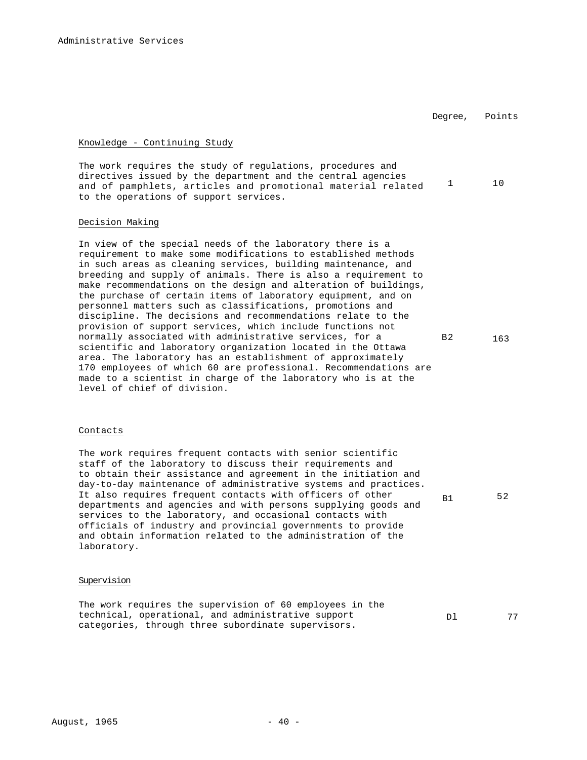| | Degree, | Points |
|---|---|---|
| <u>Knowledge - Continuing Study</u> | | |
| The work requires the study of regulations, procedures and directives issued by the department and the central agencies and of pamphlets, articles and promotional material related to the operations of support services. | 1 | 10 |
| <u>Decision Making</u> | | |
| In view of the special needs of the laboratory there is a requirement to make some modifications to established methods in such areas as cleaning services, building maintenance, and breeding and supply of animals. There is also a requirement to make recommendations on the design and alteration of buildings, the purchase of certain items of laboratory equipment, and on personnel matters such as classifications, promotions and discipline. The decisions and recommendations relate to the provision of support services, which include functions not normally associated with administrative services, for a scientific and laboratory organization located in the Ottawa area. The laboratory has an establishment of approximately 170 employees of which 60 are professional. Recommendations are made to a scientist in charge of the laboratory who is at the level of chief of division. | B2 | 163 |
| <u>Contacts</u> | | |
| The work requires frequent contacts with senior scientific staff of the laboratory to discuss their requirements and to obtain their assistance and agreement in the initiation and day-to-day maintenance of administrative systems and practices. It also requires frequent contacts with officers of other departments and agencies and with persons supplying goods and services to the laboratory, and occasional contacts with officials of industry and provincial governments to provide and obtain information related to the administration of the laboratory. | B1 | 52 |
| <u>Supervision</u> | | |
| The work requires the supervision of 60 employees in the technical, operational, and administrative support categories, through three subordinate supervisors. | D1 | 77 |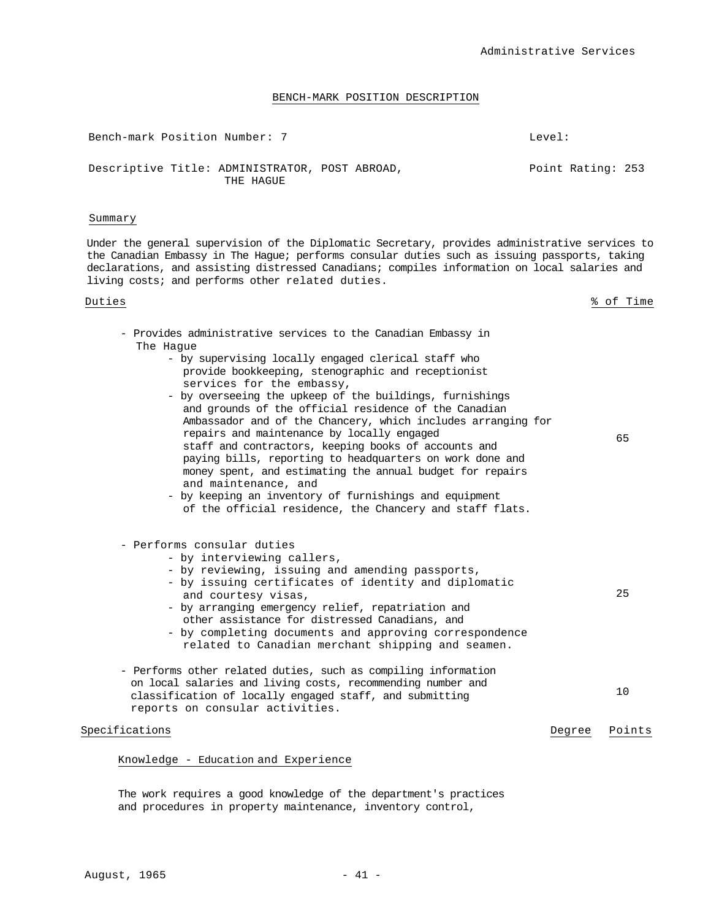Administrative Services

## BENCH-MARK POSITION DESCRIPTION

Bench-mark Position Number: 7 — Level:

Descriptive Title: ADMINISTRATOR, POST ABROAD, THE HAGUE — Point Rating: 253

### Summary

Under the general supervision of the Diplomatic Secretary, provides administrative services to the Canadian Embassy in The Hague; performs consular duties such as issuing passports, taking declarations, and assisting distressed Canadians; compiles information on local salaries and living costs; and performs other related duties.

| Duties | % of Time |
|---|---|
| - Provides administrative services to the Canadian Embassy in The Hague<br>- by supervising locally engaged clerical staff who provide bookkeeping, stenographic and receptionist services for the embassy,<br>- by overseeing the upkeep of the buildings, furnishings and grounds of the official residence of the Canadian Ambassador and of the Chancery, which includes arranging for repairs and maintenance by locally engaged staff and contractors, keeping books of accounts and paying bills, reporting to headquarters on work done and money spent, and estimating the annual budget for repairs and maintenance, and<br>- by keeping an inventory of furnishings and equipment of the official residence, the Chancery and staff flats. | 65 |
| - Performs consular duties<br>- by interviewing callers,<br>- by reviewing, issuing and amending passports,<br>- by issuing certificates of identity and diplomatic and courtesy visas,<br>- by arranging emergency relief, repatriation and other assistance for distressed Canadians, and<br>- by completing documents and approving correspondence related to Canadian merchant shipping and seamen. | 25 |
| - Performs other related duties, such as compiling information on local salaries and living costs, recommending number and classification of locally engaged staff, and submitting reports on consular activities. | 10 |

| Specifications | Degree | Points |
|---|---|---|

Knowledge - Education and Experience

The work requires a good knowledge of the department's practices and procedures in property maintenance, inventory control,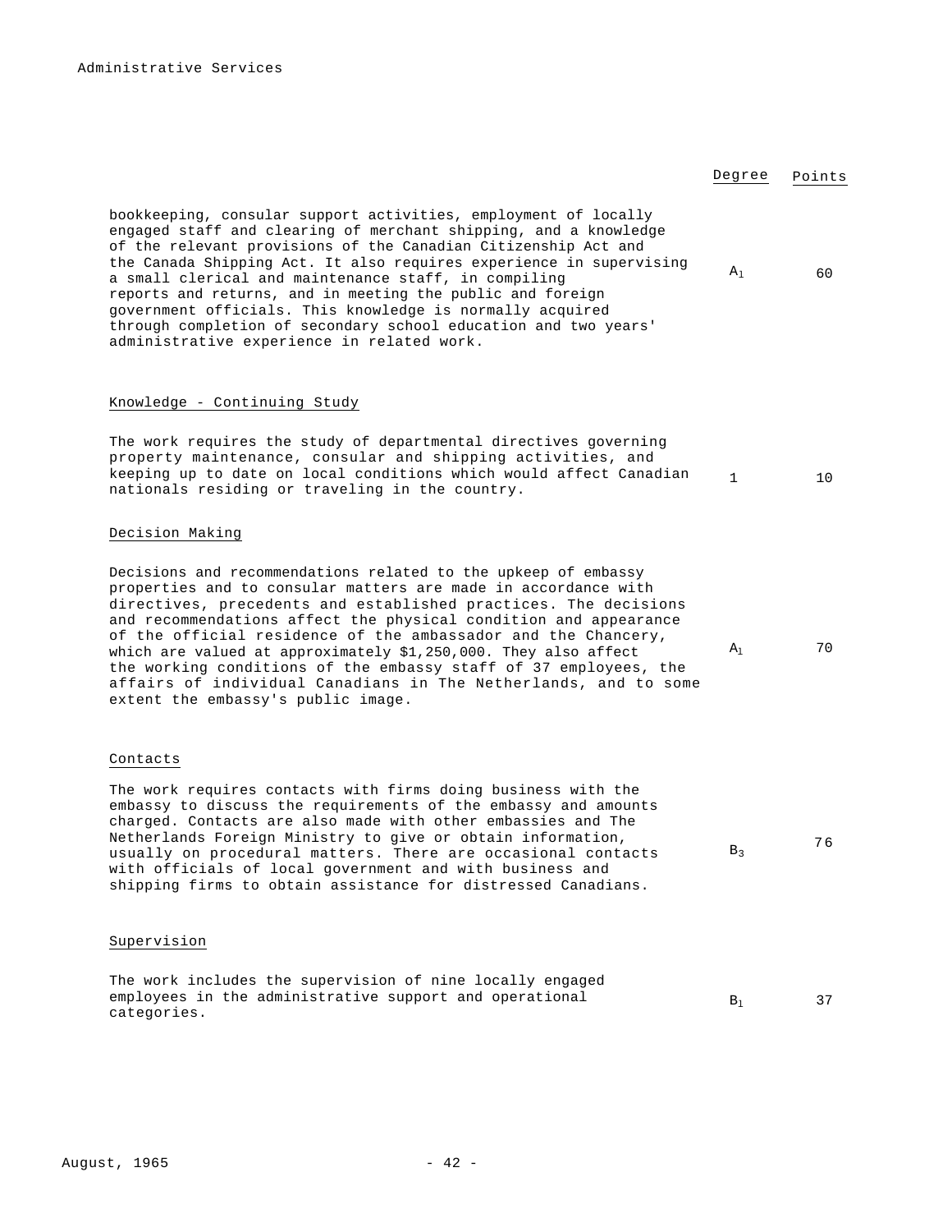| | Degree | Points |
|---|---|---|
| bookkeeping, consular support activities, employment of locally engaged staff and clearing of merchant shipping, and a knowledge of the relevant provisions of the Canadian Citizenship Act and the Canada Shipping Act. It also requires experience in supervising a small clerical and maintenance staff, in compiling reports and returns, and in meeting the public and foreign government officials. This knowledge is normally acquired through completion of secondary school education and two years' administrative experience in related work. | $A_1$ | 60 |

Knowledge - Continuing Study

| | | |
|---|---|---|
| The work requires the study of departmental directives governing property maintenance, consular and shipping activities, and keeping up to date on local conditions which would affect Canadian nationals residing or traveling in the country. | 1 | 10 |

Decision Making

| | | |
|---|---|---|
| Decisions and recommendations related to the upkeep of embassy properties and to consular matters are made in accordance with directives, precedents and established practices. The decisions and recommendations affect the physical condition and appearance of the official residence of the ambassador and the Chancery, which are valued at approximately $1,250,000. They also affect the working conditions of the embassy staff of 37 employees, the affairs of individual Canadians in The Netherlands, and to some extent the embassy's public image. | $A_1$ | 70 |

Contacts

| | | |
|---|---|---|
| The work requires contacts with firms doing business with the embassy to discuss the requirements of the embassy and amounts charged. Contacts are also made with other embassies and The Netherlands Foreign Ministry to give or obtain information, usually on procedural matters. There are occasional contacts with officials of local government and with business and shipping firms to obtain assistance for distressed Canadians. | $B_3$ | 76 |

Supervision

| | | |
|---|---|---|
| The work includes the supervision of nine locally engaged employees in the administrative support and operational categories. | $B_1$ | 37 |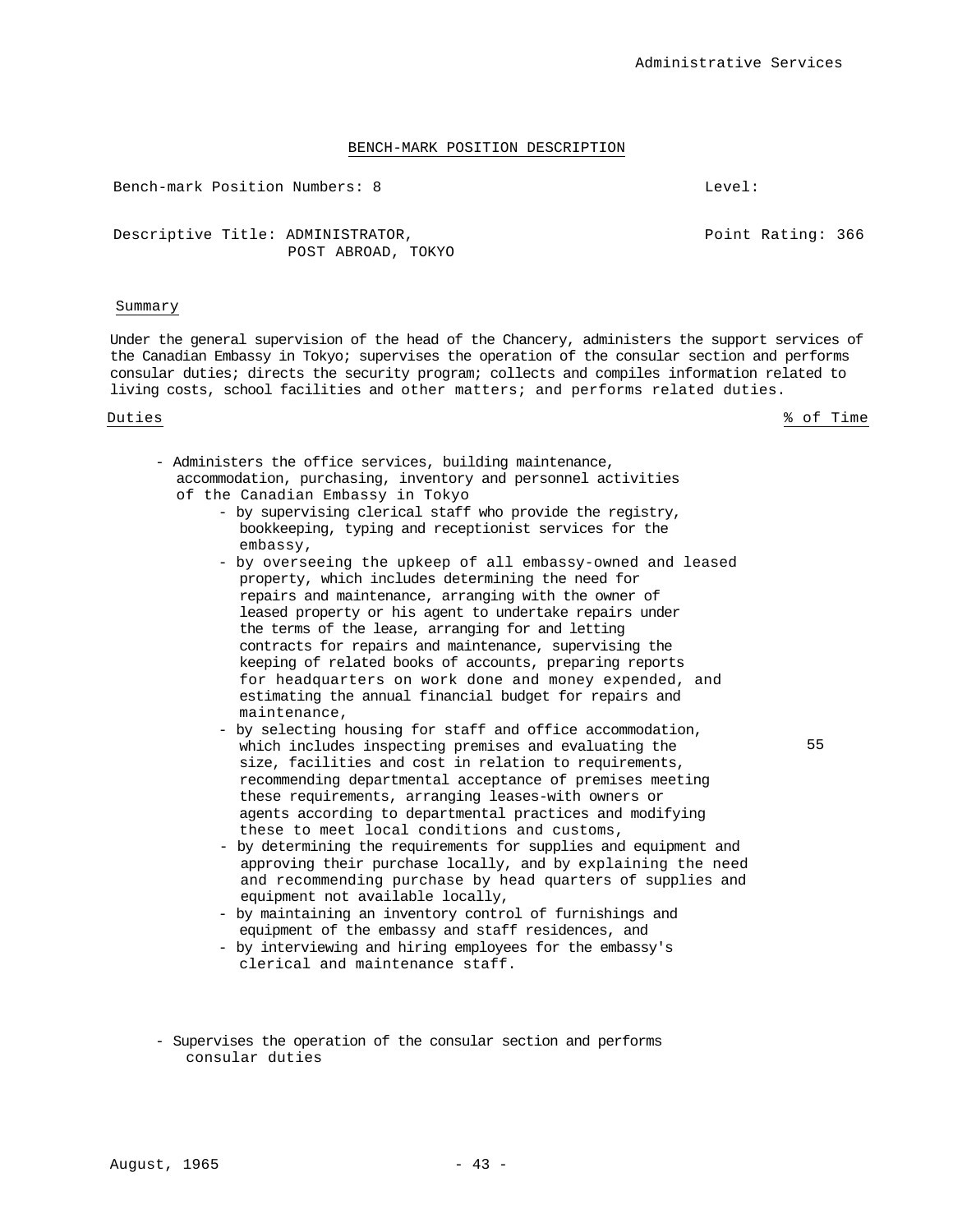## BENCH-MARK POSITION DESCRIPTION

Bench-mark Position Numbers: 8 | Level:

Descriptive Title: ADMINISTRATOR, POST ABROAD, TOKYO | Point Rating: 366

### Summary

Under the general supervision of the head of the Chancery, administers the support services of the Canadian Embassy in Tokyo; supervises the operation of the consular section and performs consular duties; directs the security program; collects and compiles information related to living costs, school facilities and other matters; and performs related duties.

| Duties | % of Time |
|---|---|
| - Administers the office services, building maintenance, accommodation, purchasing, inventory and personnel activities of the Canadian Embassy in Tokyo<br>- by supervising clerical staff who provide the registry, bookkeeping, typing and receptionist services for the embassy,<br>- by overseeing the upkeep of all embassy-owned and leased property, which includes determining the need for repairs and maintenance, arranging with the owner of leased property or his agent to undertake repairs under the terms of the lease, arranging for and letting contracts for repairs and maintenance, supervising the keeping of related books of accounts, preparing reports for headquarters on work done and money expended, and estimating the annual financial budget for repairs and maintenance,<br>- by selecting housing for staff and office accommodation, which includes inspecting premises and evaluating the size, facilities and cost in relation to requirements, recommending departmental acceptance of premises meeting these requirements, arranging leases-with owners or agents according to departmental practices and modifying these to meet local conditions and customs,<br>- by determining the requirements for supplies and equipment and approving their purchase locally, and by explaining the need and recommending purchase by head quarters of supplies and equipment not available locally,<br>- by maintaining an inventory control of furnishings and equipment of the embassy and staff residences, and<br>- by interviewing and hiring employees for the embassy's clerical and maintenance staff. | 55 |
| - Supervises the operation of the consular section and performs consular duties | |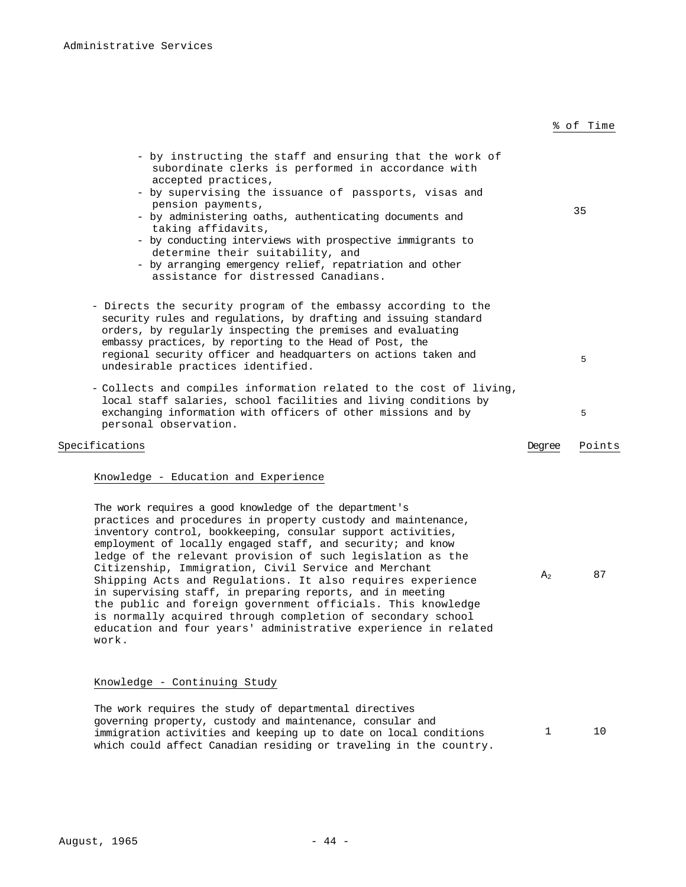% of Time

- by instructing the staff and ensuring that the work of subordinate clerks is performed in accordance with accepted practices,
- by supervising the issuance of passports, visas and pension payments,
- by administering oaths, authenticating documents and taking affidavits,
- by conducting interviews with prospective immigrants to determine their suitability, and
- by arranging emergency relief, repatriation and other assistance for distressed Canadians.

35

- Directs the security program of the embassy according to the security rules and regulations, by drafting and issuing standard orders, by regularly inspecting the premises and evaluating embassy practices, by reporting to the Head of Post, the regional security officer and headquarters on actions taken and undesirable practices identified. — 5

- Collects and compiles information related to the cost of living, local staff salaries, school facilities and living conditions by exchanging information with officers of other missions and by personal observation. — 5

| Specifications | Degree | Points |
|---|---|---|
| **Knowledge - Education and Experience** | | |
| The work requires a good knowledge of the department's practices and procedures in property custody and maintenance, inventory control, bookkeeping, consular support activities, employment of locally engaged staff, and security; and know ledge of the relevant provision of such legislation as the Citizenship, Immigration, Civil Service and Merchant Shipping Acts and Regulations. It also requires experience in supervising staff, in preparing reports, and in meeting the public and foreign government officials. This knowledge is normally acquired through completion of secondary school education and four years' administrative experience in related work. | $A_2$ | 87 |
| **Knowledge - Continuing Study** | | |
| The work requires the study of departmental directives governing property, custody and maintenance, consular and immigration activities and keeping up to date on local conditions which could affect Canadian residing or traveling in the country. | 1 | 10 |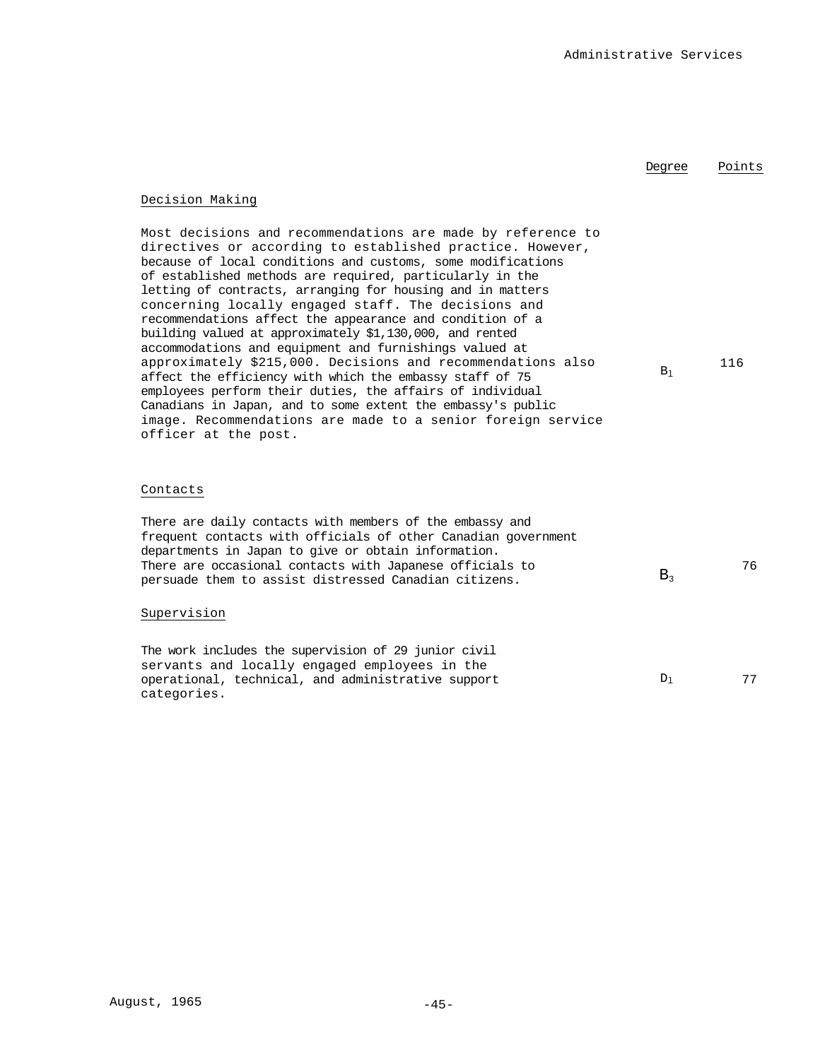| | Degree | Points |
|---|---|---|
| **Decision Making** | | |
| Most decisions and recommendations are made by reference to directives or according to established practice. However, because of local conditions and customs, some modifications of established methods are required, particularly in the letting of contracts, arranging for housing and in matters concerning locally engaged staff. The decisions and recommendations affect the appearance and condition of a building valued at approximately $1,130,000, and rented accommodations and equipment and furnishings valued at approximately $215,000. Decisions and recommendations also affect the efficiency with which the embassy staff of 75 employees perform their duties, the affairs of individual Canadians in Japan, and to some extent the embassy's public image. Recommendations are made to a senior foreign service officer at the post. | $B_1$ | 116 |
| **Contacts** | | |
| There are daily contacts with members of the embassy and frequent contacts with officials of other Canadian government departments in Japan to give or obtain information. There are occasional contacts with Japanese officials to persuade them to assist distressed Canadian citizens. | $B_3$ | 76 |
| **Supervision** | | |
| The work includes the supervision of 29 junior civil servants and locally engaged employees in the operational, technical, and administrative support categories. | $D_1$ | 77 |

August, 1965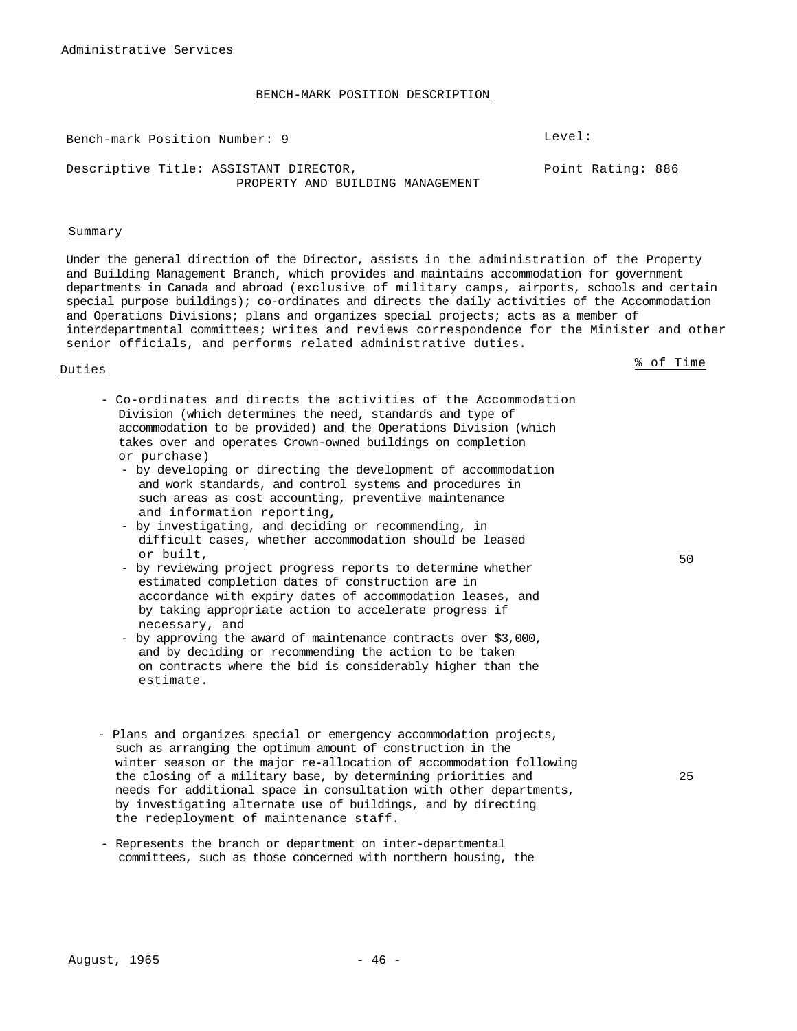Administrative Services

## BENCH-MARK POSITION DESCRIPTION

Bench-mark Position Number: 9

Level:

Descriptive Title: ASSISTANT DIRECTOR, PROPERTY AND BUILDING MANAGEMENT

Point Rating: 886

### Summary

Under the general direction of the Director, assists in the administration of the Property and Building Management Branch, which provides and maintains accommodation for government departments in Canada and abroad (exclusive of military camps, airports, schools and certain special purpose buildings); co-ordinates and directs the daily activities of the Accommodation and Operations Divisions; plans and organizes special projects; acts as a member of interdepartmental committees; writes and reviews correspondence for the Minister and other senior officials, and performs related administrative duties.

### Duties

| Duties | % of Time |
|---|---|
| - Co-ordinates and directs the activities of the Accommodation Division (which determines the need, standards and type of accommodation to be provided) and the Operations Division (which takes over and operates Crown-owned buildings on completion or purchase)<br>- by developing or directing the development of accommodation and work standards, and control systems and procedures in such areas as cost accounting, preventive maintenance and information reporting,<br>- by investigating, and deciding or recommending, in difficult cases, whether accommodation should be leased or built,<br>- by reviewing project progress reports to determine whether estimated completion dates of construction are in accordance with expiry dates of accommodation leases, and by taking appropriate action to accelerate progress if necessary, and<br>- by approving the award of maintenance contracts over $3,000, and by deciding or recommending the action to be taken on contracts where the bid is considerably higher than the estimate. | 50 |
| - Plans and organizes special or emergency accommodation projects, such as arranging the optimum amount of construction in the winter season or the major re-allocation of accommodation following the closing of a military base, by determining priorities and needs for additional space in consultation with other departments, by investigating alternate use of buildings, and by directing the redeployment of maintenance staff. | 25 |
| - Represents the branch or department on inter-departmental committees, such as those concerned with northern housing, the | |

August, 1965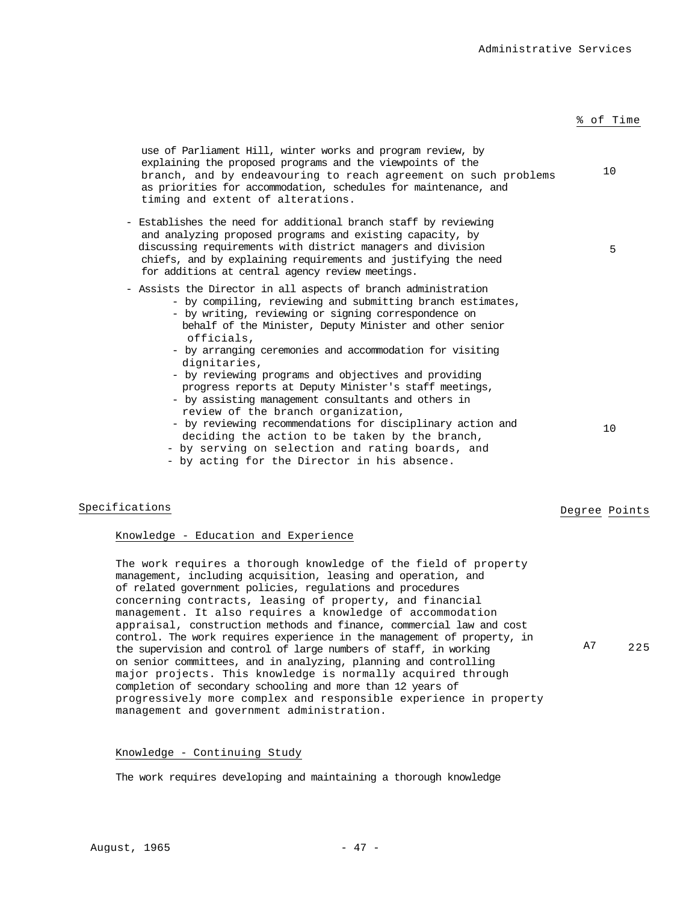| | % of Time |
|---|---|
| use of Parliament Hill, winter works and program review, by explaining the proposed programs and the viewpoints of the branch, and by endeavouring to reach agreement on such problems as priorities for accommodation, schedules for maintenance, and timing and extent of alterations. | 10 |
| - Establishes the need for additional branch staff by reviewing and analyzing proposed programs and existing capacity, by discussing requirements with district managers and division chiefs, and by explaining requirements and justifying the need for additions at central agency review meetings. | 5 |
| - Assists the Director in all aspects of branch administration<br>- by compiling, reviewing and submitting branch estimates,<br>- by writing, reviewing or signing correspondence on behalf of the Minister, Deputy Minister and other senior officials,<br>- by arranging ceremonies and accommodation for visiting dignitaries,<br>- by reviewing programs and objectives and providing progress reports at Deputy Minister's staff meetings,<br>- by assisting management consultants and others in review of the branch organization,<br>- by reviewing recommendations for disciplinary action and deciding the action to be taken by the branch,<br>- by serving on selection and rating boards, and<br>- by acting for the Director in his absence. | 10 |

## Specifications

| | Degree | Points |
|---|---|---|
| **Knowledge - Education and Experience** | | |
| The work requires a thorough knowledge of the field of property management, including acquisition, leasing and operation, and of related government policies, regulations and procedures concerning contracts, leasing of property, and financial management. It also requires a knowledge of accommodation appraisal, construction methods and finance, commercial law and cost control. The work requires experience in the management of property, in the supervision and control of large numbers of staff, in working on senior committees, and in analyzing, planning and controlling major projects. This knowledge is normally acquired through completion of secondary schooling and more than 12 years of progressively more complex and responsible experience in property management and government administration. | A7 | 225 |

**Knowledge - Continuing Study**

The work requires developing and maintaining a thorough knowledge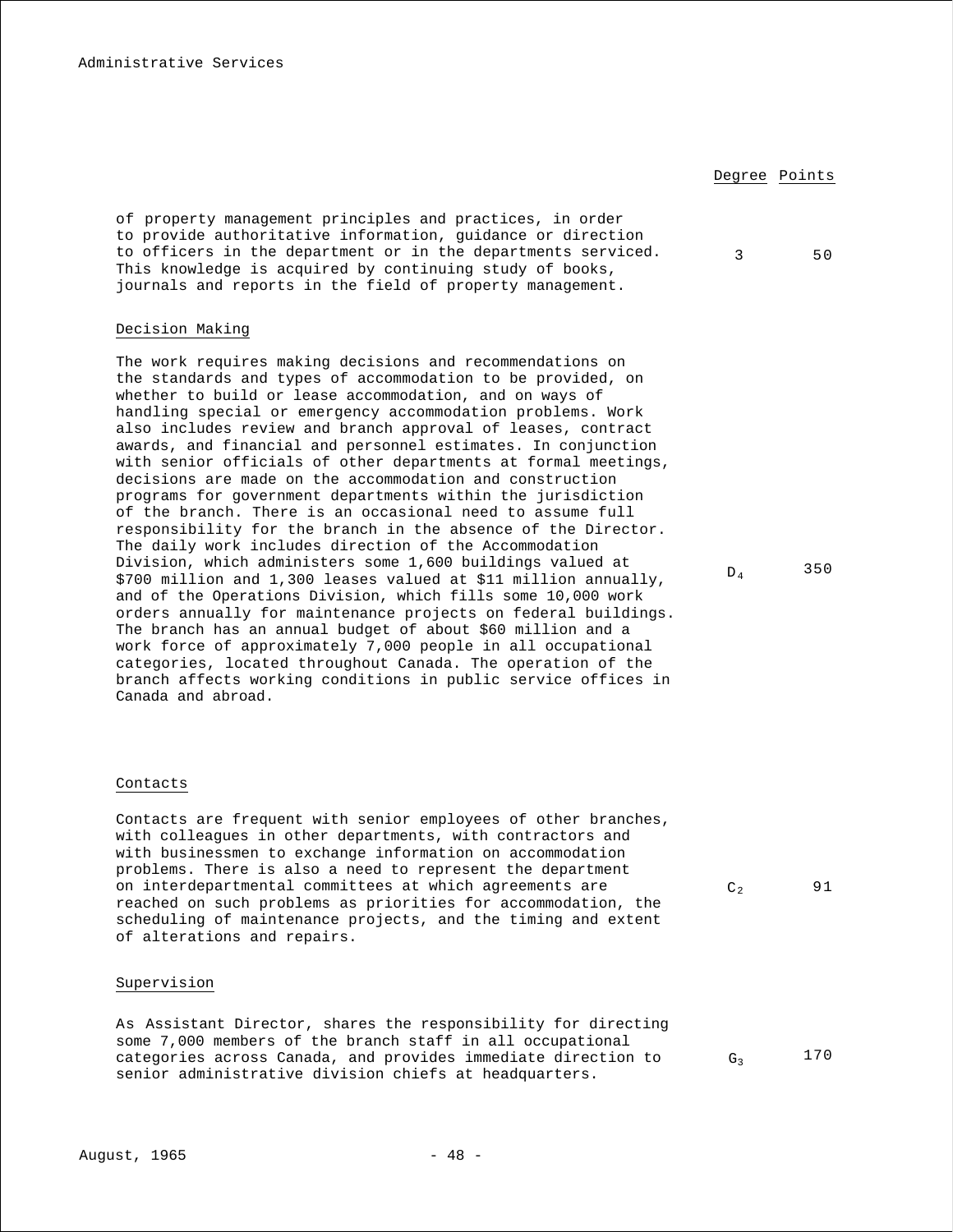| | Degree | Points |
|---|---|---|
| of property management principles and practices, in order to provide authoritative information, guidance or direction to officers in the department or in the departments serviced. This knowledge is acquired by continuing study of books, journals and reports in the field of property management. | 3 | 50 |

Decision Making

| | Degree | Points |
|---|---|---|
| The work requires making decisions and recommendations on the standards and types of accommodation to be provided, on whether to build or lease accommodation, and on ways of handling special or emergency accommodation problems. Work also includes review and branch approval of leases, contract awards, and financial and personnel estimates. In conjunction with senior officials of other departments at formal meetings, decisions are made on the accommodation and construction programs for government departments within the jurisdiction of the branch. There is an occasional need to assume full responsibility for the branch in the absence of the Director. The daily work includes direction of the Accommodation Division, which administers some 1,600 buildings valued at $700 million and 1,300 leases valued at $11 million annually, and of the Operations Division, which fills some 10,000 work orders annually for maintenance projects on federal buildings. The branch has an annual budget of about $60 million and a work force of approximately 7,000 people in all occupational categories, located throughout Canada. The operation of the branch affects working conditions in public service offices in Canada and abroad. | $D_4$ | 350 |

Contacts

| | Degree | Points |
|---|---|---|
| Contacts are frequent with senior employees of other branches, with colleagues in other departments, with contractors and with businessmen to exchange information on accommodation problems. There is also a need to represent the department on interdepartmental committees at which agreements are reached on such problems as priorities for accommodation, the scheduling of maintenance projects, and the timing and extent of alterations and repairs. | $C_2$ | 91 |

Supervision

| | Degree | Points |
|---|---|---|
| As Assistant Director, shares the responsibility for directing some 7,000 members of the branch staff in all occupational categories across Canada, and provides immediate direction to senior administrative division chiefs at headquarters. | $G_3$ | 170 |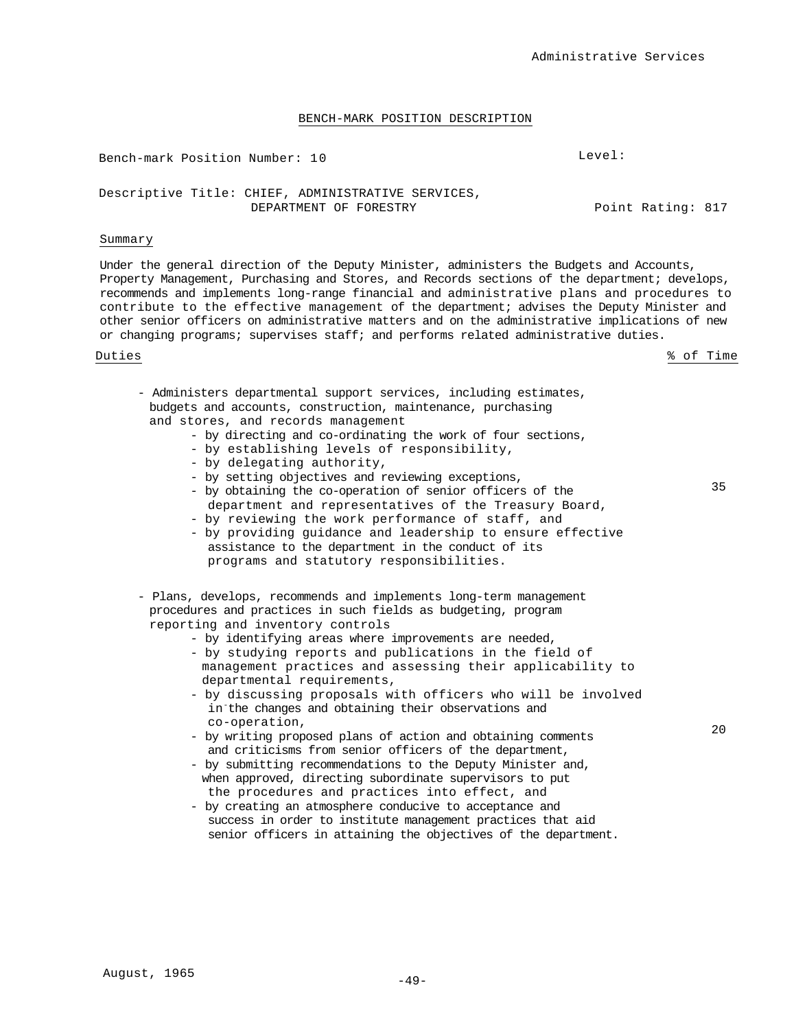## BENCH-MARK POSITION DESCRIPTION

Bench-mark Position Number: 10

Level:

Descriptive Title: CHIEF, ADMINISTRATIVE SERVICES, DEPARTMENT OF FORESTRY

Point Rating: 817

**Summary**

Under the general direction of the Deputy Minister, administers the Budgets and Accounts, Property Management, Purchasing and Stores, and Records sections of the department; develops, recommends and implements long-range financial and administrative plans and procedures to contribute to the effective management of the department; advises the Deputy Minister and other senior officers on administrative matters and on the administrative implications of new or changing programs; supervises staff; and performs related administrative duties.

| Duties | % of Time |
|---|---|
| - Administers departmental support services, including estimates, budgets and accounts, construction, maintenance, purchasing and stores, and records management<br>- by directing and co-ordinating the work of four sections,<br>- by establishing levels of responsibility,<br>- by delegating authority,<br>- by setting objectives and reviewing exceptions,<br>- by obtaining the co-operation of senior officers of the department and representatives of the Treasury Board,<br>- by reviewing the work performance of staff, and<br>- by providing guidance and leadership to ensure effective assistance to the department in the conduct of its programs and statutory responsibilities. | 35 |
| - Plans, develops, recommends and implements long-term management procedures and practices in such fields as budgeting, program reporting and inventory controls<br>- by identifying areas where improvements are needed,<br>- by studying reports and publications in the field of management practices and assessing their applicability to departmental requirements,<br>- by discussing proposals with officers who will be involved in the changes and obtaining their observations and co-operation,<br>- by writing proposed plans of action and obtaining comments and criticisms from senior officers of the department,<br>- by submitting recommendations to the Deputy Minister and, when approved, directing subordinate supervisors to put the procedures and practices into effect, and<br>- by creating an atmosphere conducive to acceptance and success in order to institute management practices that aid senior officers in attaining the objectives of the department. | 20 |

August, 1965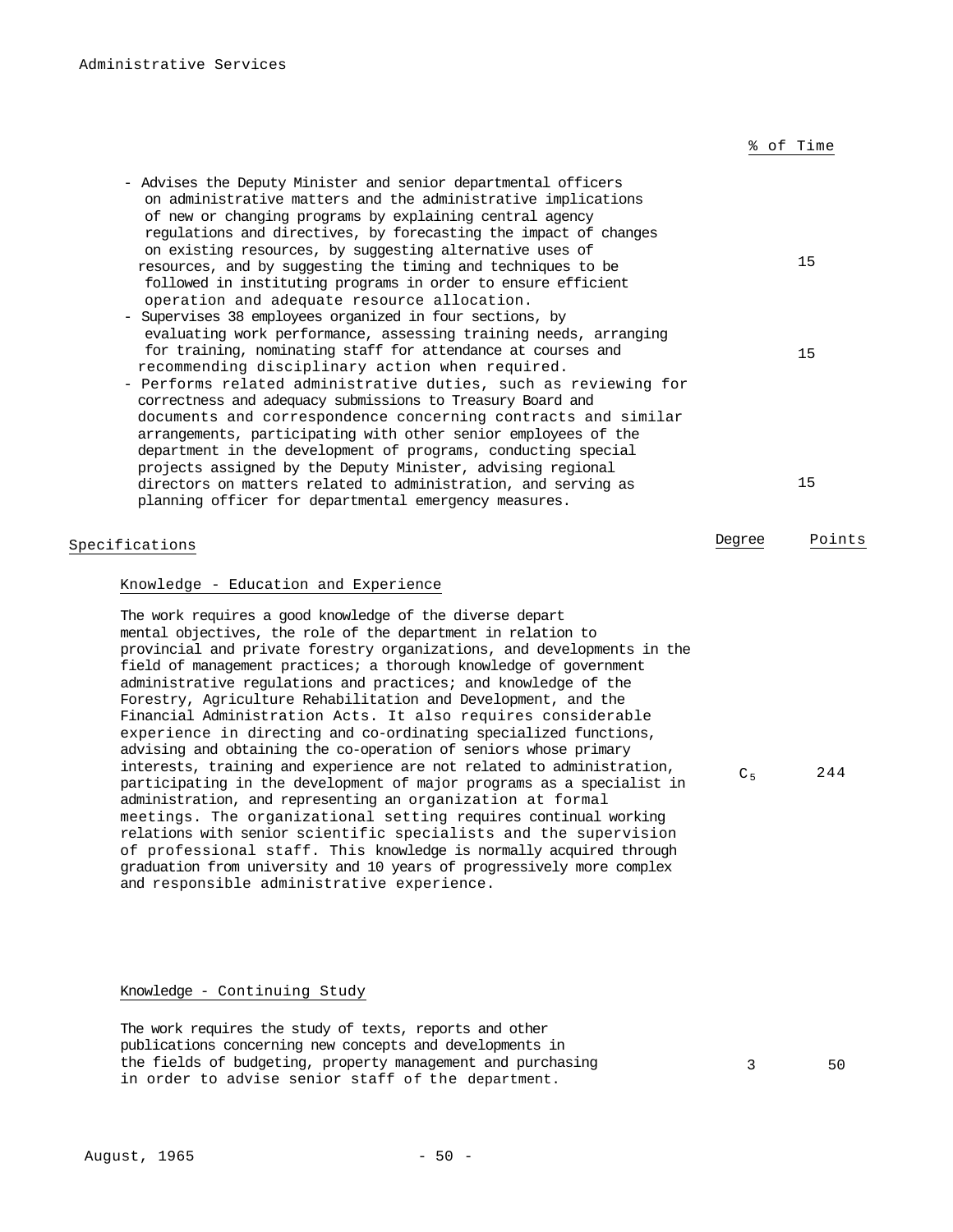| | % of Time |
|---|---|
| - Advises the Deputy Minister and senior departmental officers on administrative matters and the administrative implications of new or changing programs by explaining central agency regulations and directives, by forecasting the impact of changes on existing resources, by suggesting alternative uses of resources, and by suggesting the timing and techniques to be followed in instituting programs in order to ensure efficient operation and adequate resource allocation. | 15 |
| - Supervises 38 employees organized in four sections, by evaluating work performance, assessing training needs, arranging for training, nominating staff for attendance at courses and recommending disciplinary action when required. | 15 |
| - Performs related administrative duties, such as reviewing for correctness and adequacy submissions to Treasury Board and documents and correspondence concerning contracts and similar arrangements, participating with other senior employees of the department in the development of programs, conducting special projects assigned by the Deputy Minister, advising regional directors on matters related to administration, and serving as planning officer for departmental emergency measures. | 15 |

## Specifications

| | Degree | Points |
|---|---|---|
| **Knowledge - Education and Experience**<br><br>The work requires a good knowledge of the diverse depart mental objectives, the role of the department in relation to provincial and private forestry organizations, and developments in the field of management practices; a thorough knowledge of government administrative regulations and practices; and knowledge of the Forestry, Agriculture Rehabilitation and Development, and the Financial Administration Acts. It also requires considerable experience in directing and co-ordinating specialized functions, advising and obtaining the co-operation of seniors whose primary interests, training and experience are not related to administration, participating in the development of major programs as a specialist in administration, and representing an organization at formal meetings. The organizational setting requires continual working relations with senior scientific specialists and the supervision of professional staff. This knowledge is normally acquired through graduation from university and 10 years of progressively more complex and responsible administrative experience. | $C_5$ | 244 |
| **Knowledge - Continuing Study**<br><br>The work requires the study of texts, reports and other publications concerning new concepts and developments in the fields of budgeting, property management and purchasing in order to advise senior staff of the department. | 3 | 50 |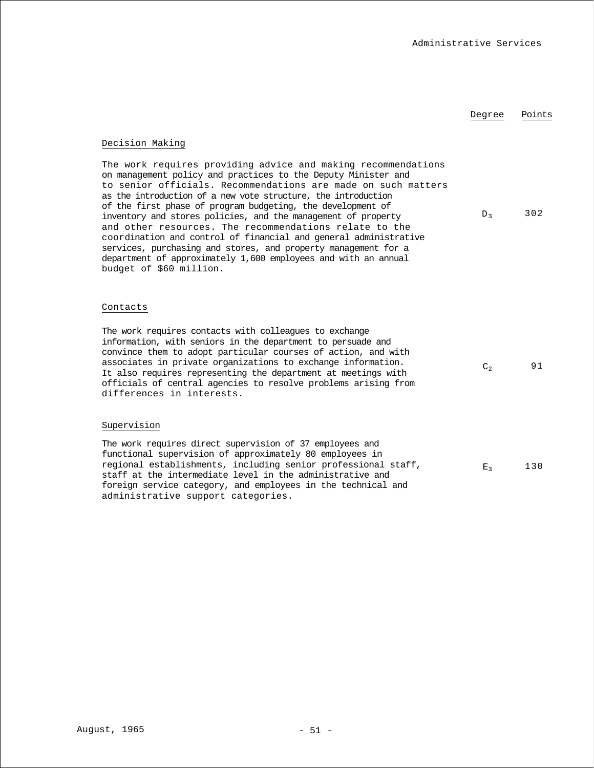| | Degree | Points |
|---|---|---|
| **Decision Making** | | |
| The work requires providing advice and making recommendations on management policy and practices to the Deputy Minister and to senior officials. Recommendations are made on such matters as the introduction of a new vote structure, the introduction of the first phase of program budgeting, the development of inventory and stores policies, and the management of property and other resources. The recommendations relate to the coordination and control of financial and general administrative services, purchasing and stores, and property management for a department of approximately 1,600 employees and with an annual budget of $60 million. | $D_3$ | 302 |
| **Contacts** | | |
| The work requires contacts with colleagues to exchange information, with seniors in the department to persuade and convince them to adopt particular courses of action, and with associates in private organizations to exchange information. It also requires representing the department at meetings with officials of central agencies to resolve problems arising from differences in interests. | $C_2$ | 91 |
| **Supervision** | | |
| The work requires direct supervision of 37 employees and functional supervision of approximately 80 employees in regional establishments, including senior professional staff, staff at the intermediate level in the administrative and foreign service category, and employees in the technical and administrative support categories. | $E_3$ | 130 |

August, 1965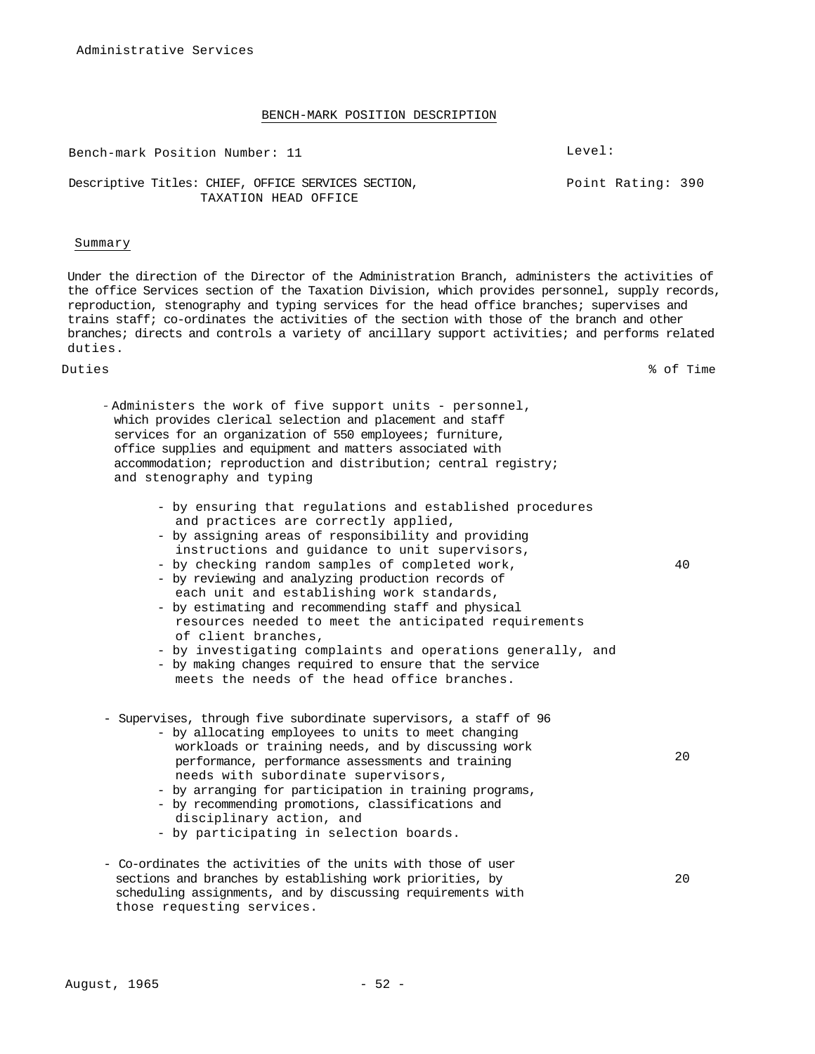Administrative Services

## BENCH-MARK POSITION DESCRIPTION

Bench-mark Position Number: 11 — Level:

Descriptive Titles: CHIEF, OFFICE SERVICES SECTION, TAXATION HEAD OFFICE — Point Rating: 390

### Summary

Under the direction of the Director of the Administration Branch, administers the activities of the office Services section of the Taxation Division, which provides personnel, supply records, reproduction, stenography and typing services for the head office branches; supervises and trains staff; co-ordinates the activities of the section with those of the branch and other branches; directs and controls a variety of ancillary support activities; and performs related duties.

| Duties | % of Time |
|---|---|
| - Administers the work of five support units - personnel, which provides clerical selection and placement and staff services for an organization of 550 employees; furniture, office supplies and equipment and matters associated with accommodation; reproduction and distribution; central registry; and stenography and typing<br>- by ensuring that regulations and established procedures and practices are correctly applied,<br>- by assigning areas of responsibility and providing instructions and guidance to unit supervisors,<br>- by checking random samples of completed work,<br>- by reviewing and analyzing production records of each unit and establishing work standards,<br>- by estimating and recommending staff and physical resources needed to meet the anticipated requirements of client branches,<br>- by investigating complaints and operations generally, and<br>- by making changes required to ensure that the service meets the needs of the head office branches. | 40 |
| - Supervises, through five subordinate supervisors, a staff of 96<br>- by allocating employees to units to meet changing workloads or training needs, and by discussing work performance, performance assessments and training needs with subordinate supervisors,<br>- by arranging for participation in training programs,<br>- by recommending promotions, classifications and disciplinary action, and<br>- by participating in selection boards. | 20 |
| - Co-ordinates the activities of the units with those of user sections and branches by establishing work priorities, by scheduling assignments, and by discussing requirements with those requesting services. | 20 |

August, 1965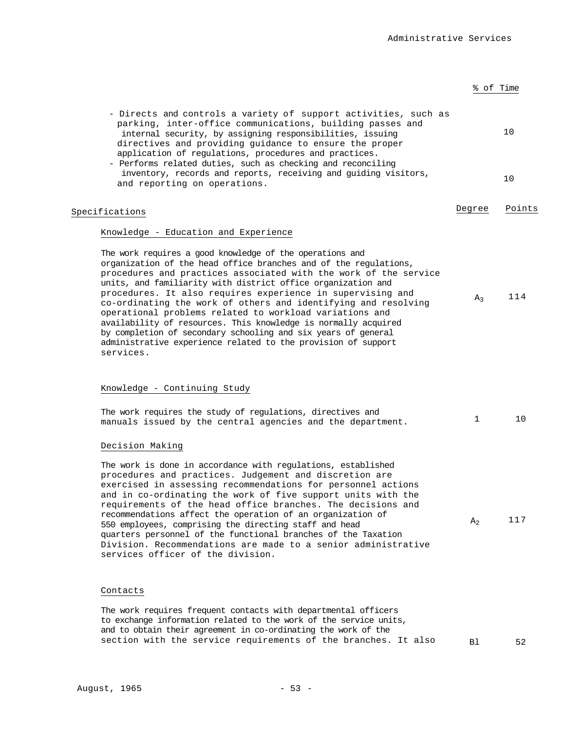| | % of Time |
|---|---|
| - Directs and controls a variety of support activities, such as parking, inter-office communications, building passes and internal security, by assigning responsibilities, issuing directives and providing guidance to ensure the proper application of regulations, procedures and practices. | 10 |
| - Performs related duties, such as checking and reconciling inventory, records and reports, receiving and guiding visitors, and reporting on operations. | 10 |

| Specifications | Degree | Points |
|---|---|---|
| **Knowledge - Education and Experience** | | |
| The work requires a good knowledge of the operations and organization of the head office branches and of the regulations, procedures and practices associated with the work of the service units, and familiarity with district office organization and procedures. It also requires experience in supervising and co-ordinating the work of others and identifying and resolving operational problems related to workload variations and availability of resources. This knowledge is normally acquired by completion of secondary schooling and six years of general administrative experience related to the provision of support services. | $A_3$ | 114 |
| **Knowledge - Continuing Study** | | |
| The work requires the study of regulations, directives and manuals issued by the central agencies and the department. | 1 | 10 |
| **Decision Making** | | |
| The work is done in accordance with regulations, established procedures and practices. Judgement and discretion are exercised in assessing recommendations for personnel actions and in co-ordinating the work of five support units with the requirements of the head office branches. The decisions and recommendations affect the operation of an organization of 550 employees, comprising the directing staff and head quarters personnel of the functional branches of the Taxation Division. Recommendations are made to a senior administrative services officer of the division. | $A_2$ | 117 |
| **Contacts** | | |
| The work requires frequent contacts with departmental officers to exchange information related to the work of the service units, and to obtain their agreement in co-ordinating the work of the section with the service requirements of the branches. It also | B1 | 52 |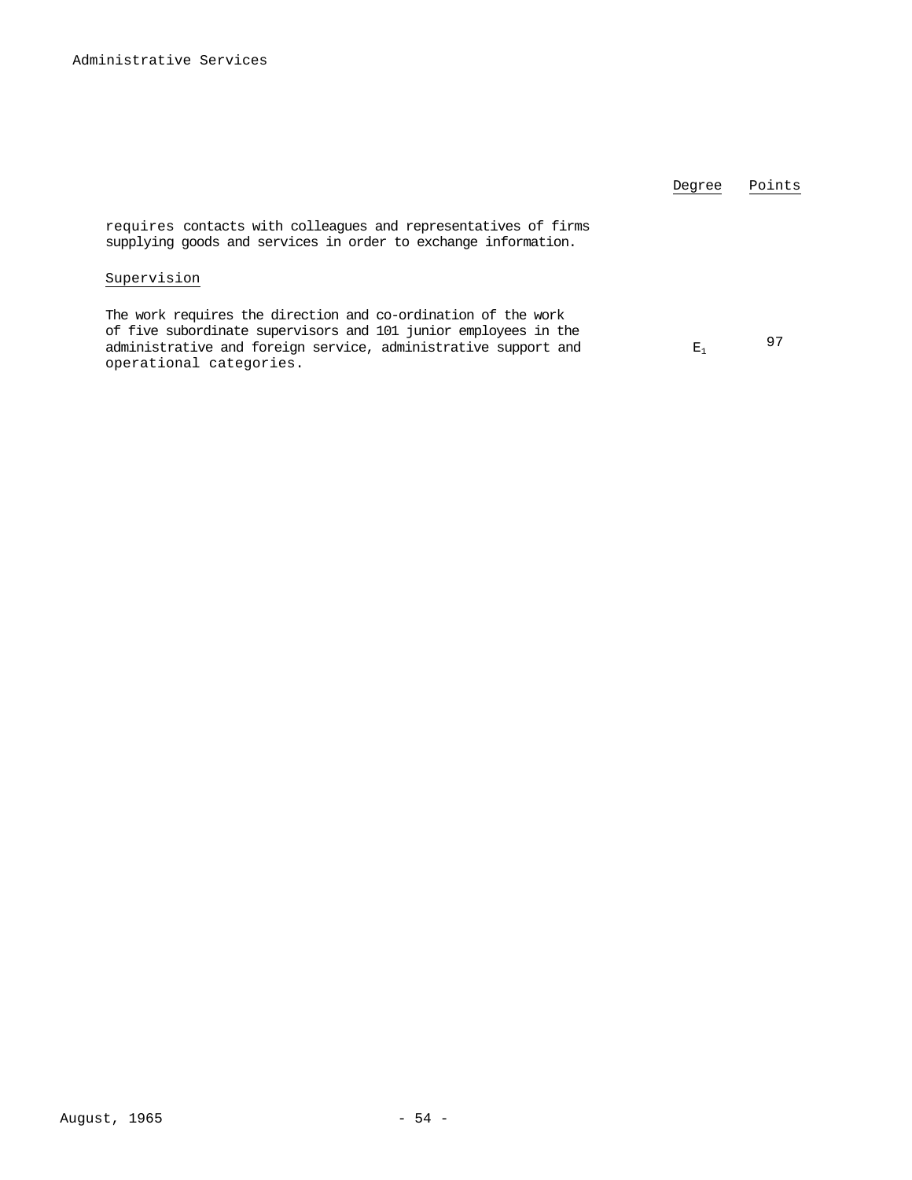| | Degree | Points |
|---|---|---|
| requires contacts with colleagues and representatives of firms supplying goods and services in order to exchange information. | | |
| Supervision | | |
| The work requires the direction and co-ordination of the work of five subordinate supervisors and 101 junior employees in the administrative and foreign service, administrative support and operational categories. | $E_1$ | 97 |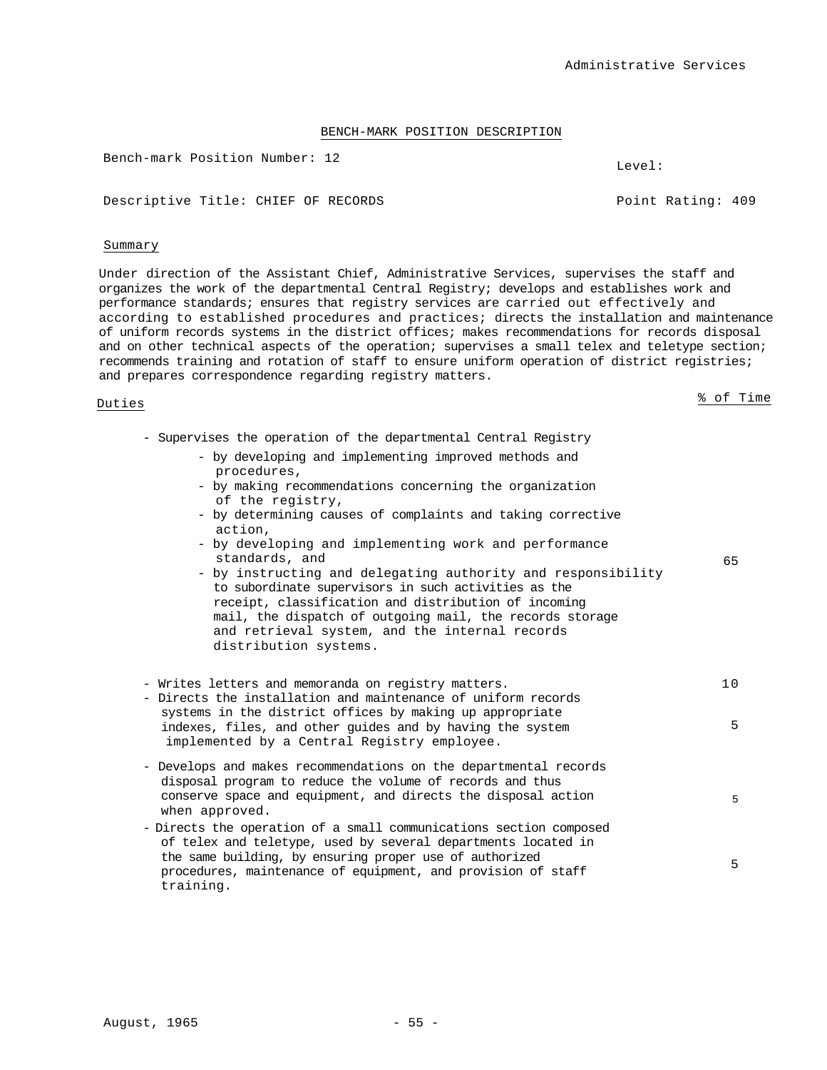BENCH-MARK POSITION DESCRIPTION

Bench-mark Position Number: 12

Level:

Descriptive Title: CHIEF OF RECORDS

Point Rating: 409

## Summary

Under direction of the Assistant Chief, Administrative Services, supervises the staff and organizes the work of the departmental Central Registry; develops and establishes work and performance standards; ensures that registry services are carried out effectively and according to established procedures and practices; directs the installation and maintenance of uniform records systems in the district offices; makes recommendations for records disposal and on other technical aspects of the operation; supervises a small telex and teletype section; recommends training and rotation of staff to ensure uniform operation of district registries; and prepares correspondence regarding registry matters.

## Duties

| Duties | % of Time |
|---|---|
| - Supervises the operation of the departmental Central Registry<br>- by developing and implementing improved methods and procedures,<br>- by making recommendations concerning the organization of the registry,<br>- by determining causes of complaints and taking corrective action,<br>- by developing and implementing work and performance standards, and<br>- by instructing and delegating authority and responsibility to subordinate supervisors in such activities as the receipt, classification and distribution of incoming mail, the dispatch of outgoing mail, the records storage and retrieval system, and the internal records distribution systems. | 65 |
| - Writes letters and memoranda on registry matters. | 10 |
| - Directs the installation and maintenance of uniform records systems in the district offices by making up appropriate indexes, files, and other guides and by having the system implemented by a Central Registry employee. | 5 |
| - Develops and makes recommendations on the departmental records disposal program to reduce the volume of records and thus conserve space and equipment, and directs the disposal action when approved. | 5 |
| - Directs the operation of a small communications section composed of telex and teletype, used by several departments located in the same building, by ensuring proper use of authorized procedures, maintenance of equipment, and provision of staff training. | 5 |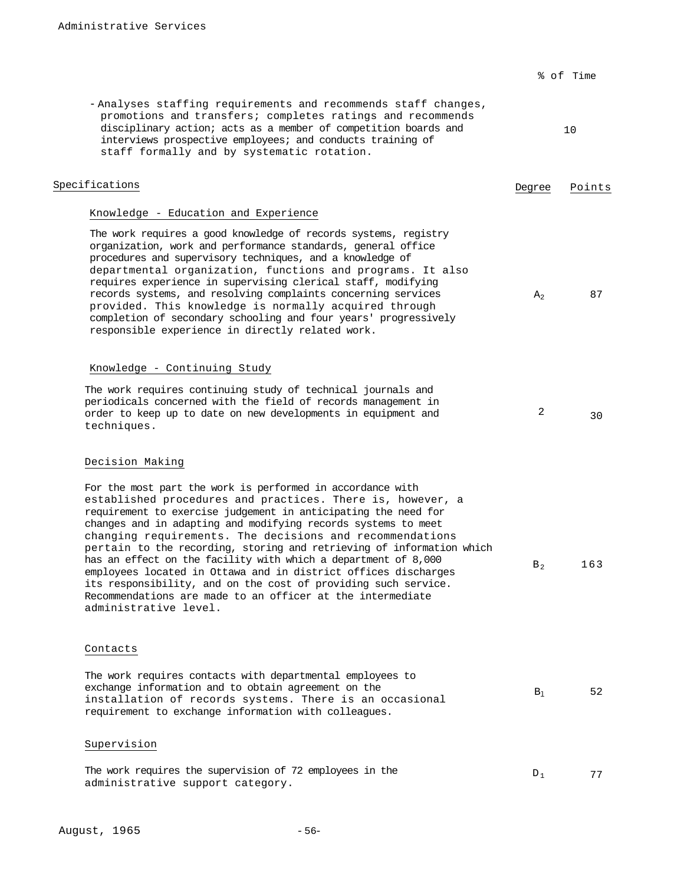| | % of Time |
|---|---|
| - Analyses staffing requirements and recommends staff changes, promotions and transfers; completes ratings and recommends disciplinary action; acts as a member of competition boards and interviews prospective employees; and conducts training of staff formally and by systematic rotation. | 10 |

## Specifications

| | Degree | Points |
|---|---|---|
| **Knowledge - Education and Experience**<br><br>The work requires a good knowledge of records systems, registry organization, work and performance standards, general office procedures and supervisory techniques, and a knowledge of departmental organization, functions and programs. It also requires experience in supervising clerical staff, modifying records systems, and resolving complaints concerning services provided. This knowledge is normally acquired through completion of secondary schooling and four years' progressively responsible experience in directly related work. | $A_2$ | 87 |
| **Knowledge - Continuing Study**<br><br>The work requires continuing study of technical journals and periodicals concerned with the field of records management in order to keep up to date on new developments in equipment and techniques. | 2 | 30 |
| **Decision Making**<br><br>For the most part the work is performed in accordance with established procedures and practices. There is, however, a requirement to exercise judgement in anticipating the need for changes and in adapting and modifying records systems to meet changing requirements. The decisions and recommendations pertain to the recording, storing and retrieving of information which has an effect on the facility with which a department of 8,000 employees located in Ottawa and in district offices discharges its responsibility, and on the cost of providing such service. Recommendations are made to an officer at the intermediate administrative level. | $B_2$ | 163 |
| **Contacts**<br><br>The work requires contacts with departmental employees to exchange information and to obtain agreement on the installation of records systems. There is an occasional requirement to exchange information with colleagues. | $B_1$ | 52 |
| **Supervision**<br><br>The work requires the supervision of 72 employees in the administrative support category. | $D_1$ | 77 |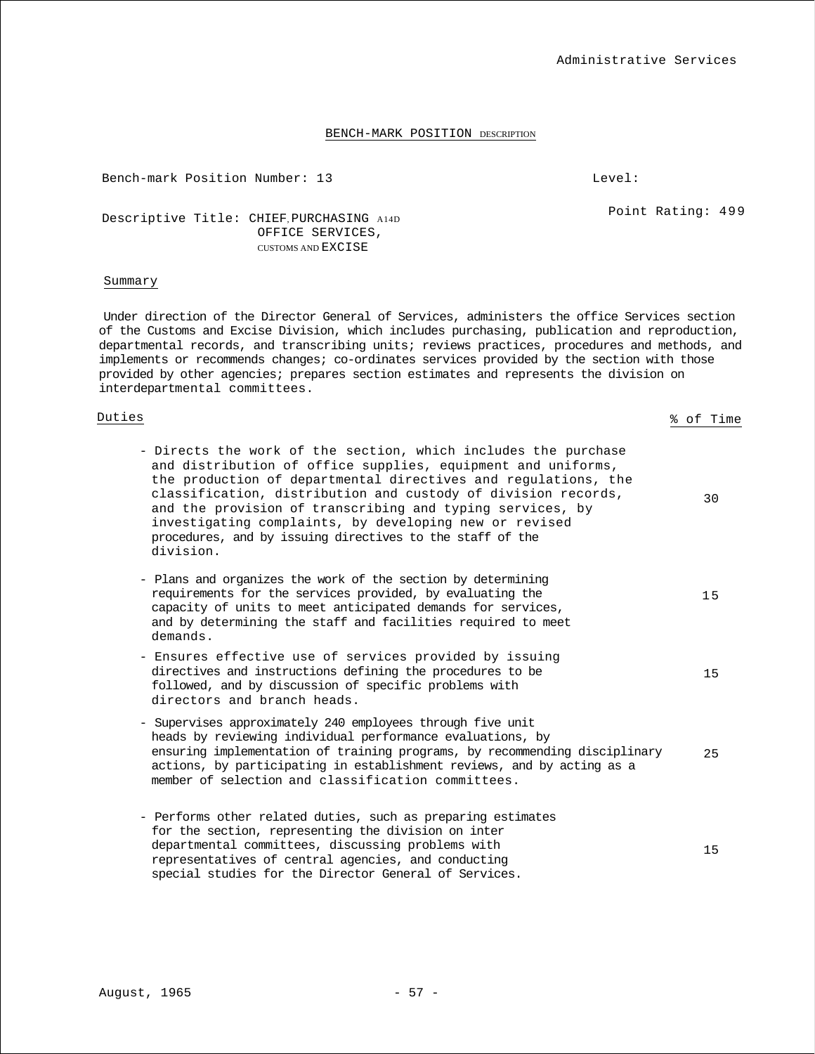Administrative Services

## BENCH-MARK POSITION DESCRIPTION

Bench-mark Position Number: 13 — Level:

Point Rating: 499

Descriptive Title: CHIEF, PURCHASING AND OFFICE SERVICES, CUSTOMS AND EXCISE

### Summary

Under direction of the Director General of Services, administers the office Services section of the Customs and Excise Division, which includes purchasing, publication and reproduction, departmental records, and transcribing units; reviews practices, procedures and methods, and implements or recommends changes; co-ordinates services provided by the section with those provided by other agencies; prepares section estimates and represents the division on interdepartmental committees.

| Duties | % of Time |
|---|---|
| - Directs the work of the section, which includes the purchase and distribution of office supplies, equipment and uniforms, the production of departmental directives and regulations, the classification, distribution and custody of division records, and the provision of transcribing and typing services, by investigating complaints, by developing new or revised procedures, and by issuing directives to the staff of the division. | 30 |
| - Plans and organizes the work of the section by determining requirements for the services provided, by evaluating the capacity of units to meet anticipated demands for services, and by determining the staff and facilities required to meet demands. | 15 |
| - Ensures effective use of services provided by issuing directives and instructions defining the procedures to be followed, and by discussion of specific problems with directors and branch heads. | 15 |
| - Supervises approximately 240 employees through five unit heads by reviewing individual performance evaluations, by ensuring implementation of training programs, by recommending disciplinary actions, by participating in establishment reviews, and by acting as a member of selection and classification committees. | 25 |
| - Performs other related duties, such as preparing estimates for the section, representing the division on inter departmental committees, discussing problems with representatives of central agencies, and conducting special studies for the Director General of Services. | 15 |

August, 1965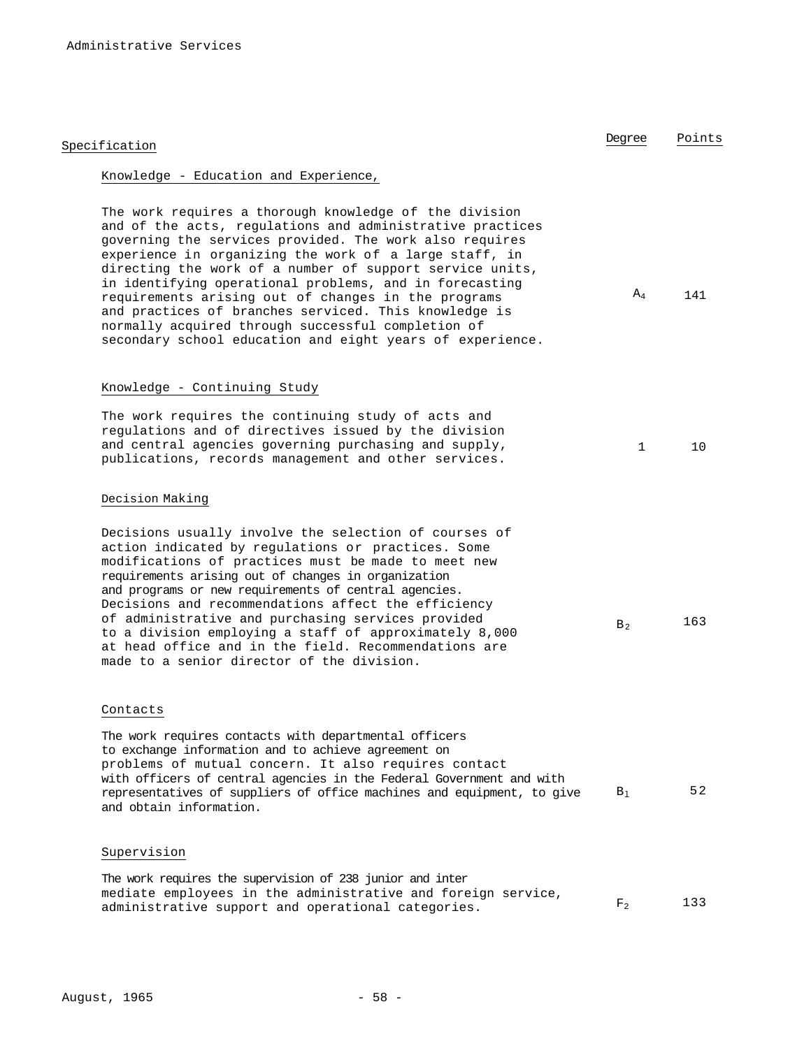| Specification | Degree | Points |
|---|---|---|
| **Knowledge - Education and Experience,** | | |
| The work requires a thorough knowledge of the division and of the acts, regulations and administrative practices governing the services provided. The work also requires experience in organizing the work of a large staff, in directing the work of a number of support service units, in identifying operational problems, and in forecasting requirements arising out of changes in the programs and practices of branches serviced. This knowledge is normally acquired through successful completion of secondary school education and eight years of experience. | $A_4$ | 141 |
| **Knowledge - Continuing Study** | | |
| The work requires the continuing study of acts and regulations and of directives issued by the division and central agencies governing purchasing and supply, publications, records management and other services. | 1 | 10 |
| **Decision Making** | | |
| Decisions usually involve the selection of courses of action indicated by regulations or practices. Some modifications of practices must be made to meet new requirements arising out of changes in organization and programs or new requirements of central agencies. Decisions and recommendations affect the efficiency of administrative and purchasing services provided to a division employing a staff of approximately 8,000 at head office and in the field. Recommendations are made to a senior director of the division. | $B_2$ | 163 |
| **Contacts** | | |
| The work requires contacts with departmental officers to exchange information and to achieve agreement on problems of mutual concern. It also requires contact with officers of central agencies in the Federal Government and with representatives of suppliers of office machines and equipment, to give and obtain information. | $B_1$ | 52 |
| **Supervision** | | |
| The work requires the supervision of 238 junior and inter mediate employees in the administrative and foreign service, administrative support and operational categories. | $F_2$ | 133 |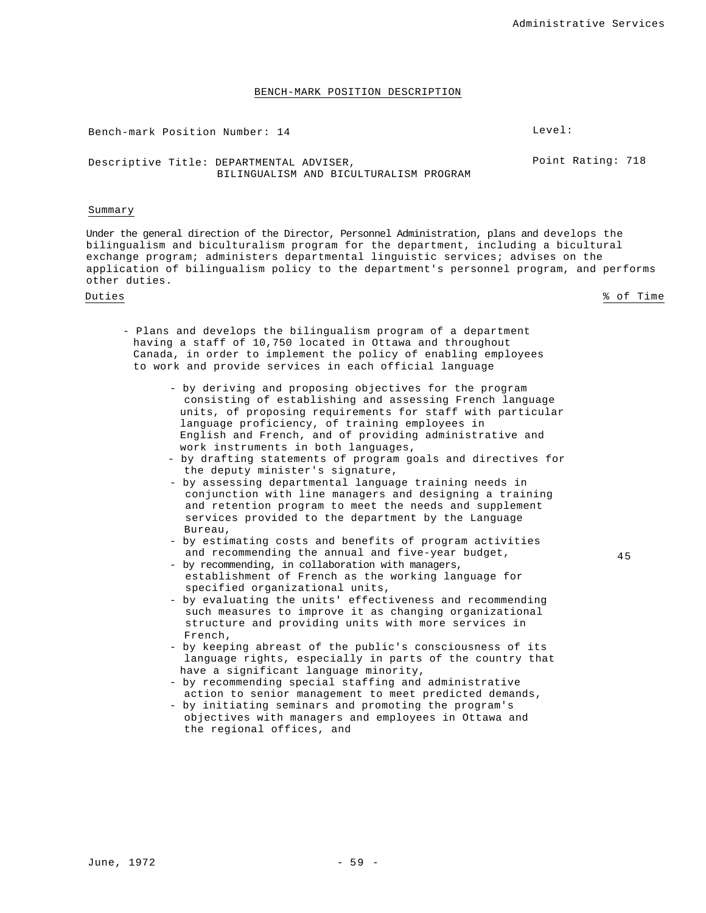## BENCH-MARK POSITION DESCRIPTION

Bench-mark Position Number: 14

Level:

Descriptive Title: DEPARTMENTAL ADVISER, BILINGUALISM AND BICULTURALISM PROGRAM

Point Rating: 718

### Summary

Under the general direction of the Director, Personnel Administration, plans and develops the bilingualism and biculturalism program for the department, including a bicultural exchange program; administers departmental linguistic services; advises on the application of bilingualism policy to the department's personnel program, and performs other duties.

| Duties | % of Time |
|---|---|
| - Plans and develops the bilingualism program of a department having a staff of 10,750 located in Ottawa and throughout Canada, in order to implement the policy of enabling employees to work and provide services in each official language<br><br>- by deriving and proposing objectives for the program consisting of establishing and assessing French language units, of proposing requirements for staff with particular language proficiency, of training employees in English and French, and of providing administrative and work instruments in both languages,<br>- by drafting statements of program goals and directives for the deputy minister's signature,<br>- by assessing departmental language training needs in conjunction with line managers and designing a training and retention program to meet the needs and supplement services provided to the department by the Language Bureau,<br>- by estimating costs and benefits of program activities and recommending the annual and five-year budget,<br>- by recommending, in collaboration with managers, establishment of French as the working language for specified organizational units,<br>- by evaluating the units' effectiveness and recommending such measures to improve it as changing organizational structure and providing units with more services in French,<br>- by keeping abreast of the public's consciousness of its language rights, especially in parts of the country that have a significant language minority,<br>- by recommending special staffing and administrative action to senior management to meet predicted demands,<br>- by initiating seminars and promoting the program's objectives with managers and employees in Ottawa and the regional offices, and | 45 |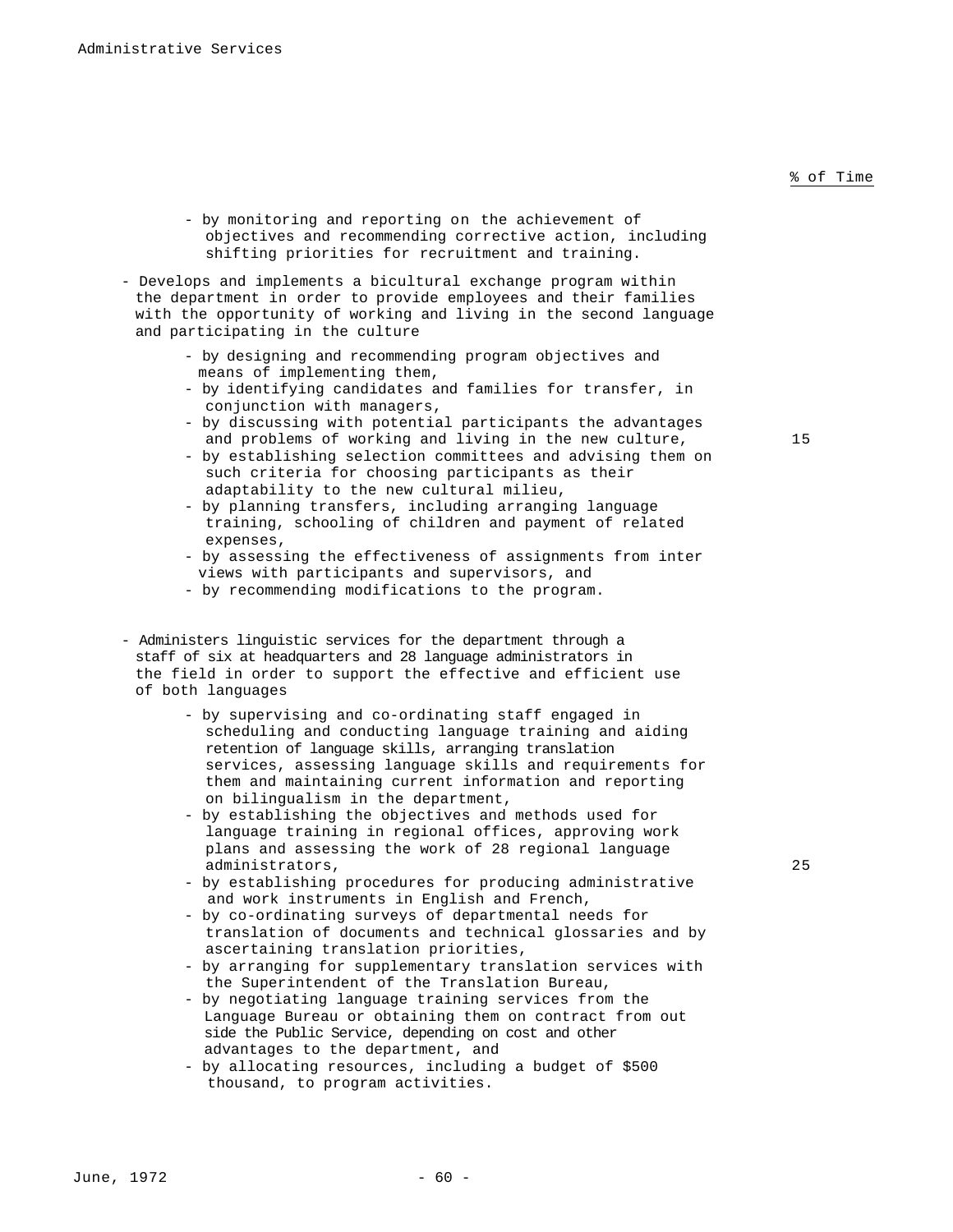% of Time

- by monitoring and reporting on the achievement of objectives and recommending corrective action, including shifting priorities for recruitment and training.

- Develops and implements a bicultural exchange program within the department in order to provide employees and their families with the opportunity of working and living in the second language and participating in the culture — 15

  - by designing and recommending program objectives and means of implementing them,
  - by identifying candidates and families for transfer, in conjunction with managers,
  - by discussing with potential participants the advantages and problems of working and living in the new culture,
  - by establishing selection committees and advising them on such criteria for choosing participants as their adaptability to the new cultural milieu,
  - by planning transfers, including arranging language training, schooling of children and payment of related expenses,
  - by assessing the effectiveness of assignments from inter views with participants and supervisors, and
  - by recommending modifications to the program.

- Administers linguistic services for the department through a staff of six at headquarters and 28 language administrators in the field in order to support the effective and efficient use of both languages — 25

  - by supervising and co-ordinating staff engaged in scheduling and conducting language training and aiding retention of language skills, arranging translation services, assessing language skills and requirements for them and maintaining current information and reporting on bilingualism in the department,
  - by establishing the objectives and methods used for language training in regional offices, approving work plans and assessing the work of 28 regional language administrators,
  - by establishing procedures for producing administrative and work instruments in English and French,
  - by co-ordinating surveys of departmental needs for translation of documents and technical glossaries and by ascertaining translation priorities,
  - by arranging for supplementary translation services with the Superintendent of the Translation Bureau,
  - by negotiating language training services from the Language Bureau or obtaining them on contract from out side the Public Service, depending on cost and other advantages to the department, and
  - by allocating resources, including a budget of $500 thousand, to program activities.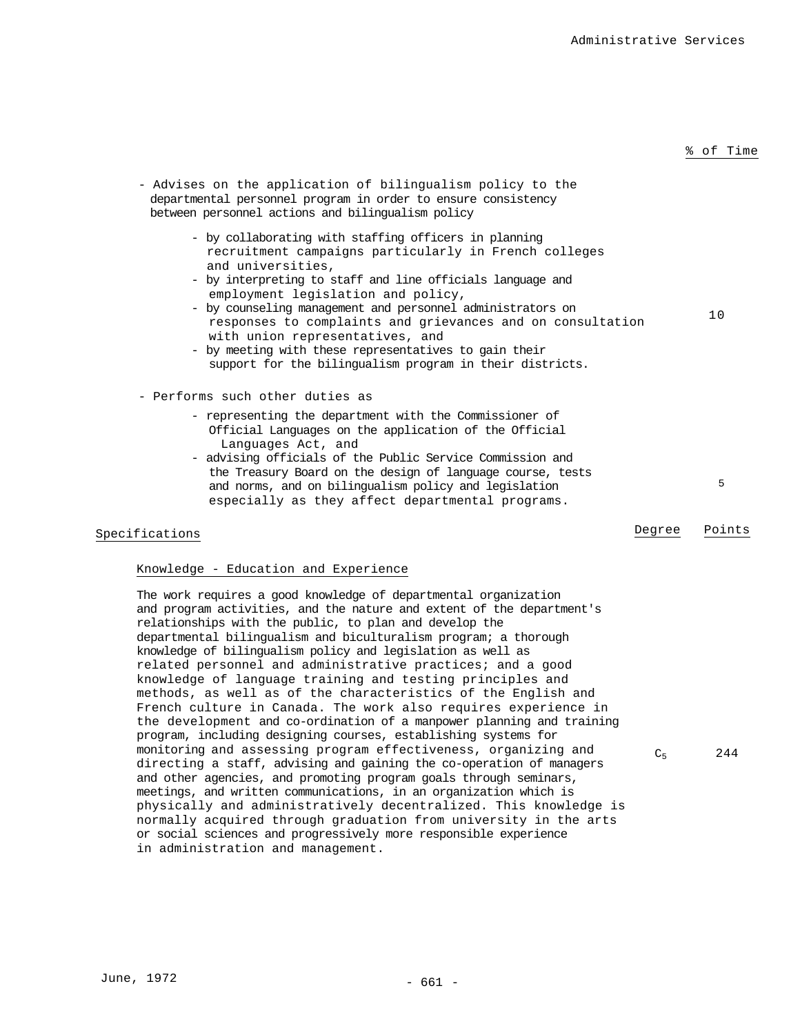| | % of Time |
|---|---|
| - Advises on the application of bilingualism policy to the departmental personnel program in order to ensure consistency between personnel actions and bilingualism policy<br>- by collaborating with staffing officers in planning recruitment campaigns particularly in French colleges and universities,<br>- by interpreting to staff and line officials language and employment legislation and policy,<br>- by counseling management and personnel administrators on responses to complaints and grievances and on consultation with union representatives, and<br>- by meeting with these representatives to gain their support for the bilingualism program in their districts. | 10 |
| - Performs such other duties as<br>- representing the department with the Commissioner of Official Languages on the application of the Official Languages Act, and<br>- advising officials of the Public Service Commission and the Treasury Board on the design of language course, tests and norms, and on bilingualism policy and legislation especially as they affect departmental programs. | 5 |

| Specifications | Degree | Points |
|---|---|---|
| **Knowledge - Education and Experience**<br><br>The work requires a good knowledge of departmental organization and program activities, and the nature and extent of the department's relationships with the public, to plan and develop the departmental bilingualism and biculturalism program; a thorough knowledge of bilingualism policy and legislation as well as related personnel and administrative practices; and a good knowledge of language training and testing principles and methods, as well as of the characteristics of the English and French culture in Canada. The work also requires experience in the development and co-ordination of a manpower planning and training program, including designing courses, establishing systems for monitoring and assessing program effectiveness, organizing and directing a staff, advising and gaining the co-operation of managers and other agencies, and promoting program goals through seminars, meetings, and written communications, in an organization which is physically and administratively decentralized. This knowledge is normally acquired through graduation from university in the arts or social sciences and progressively more responsible experience in administration and management. | $C_5$ | 244 |

June, 1972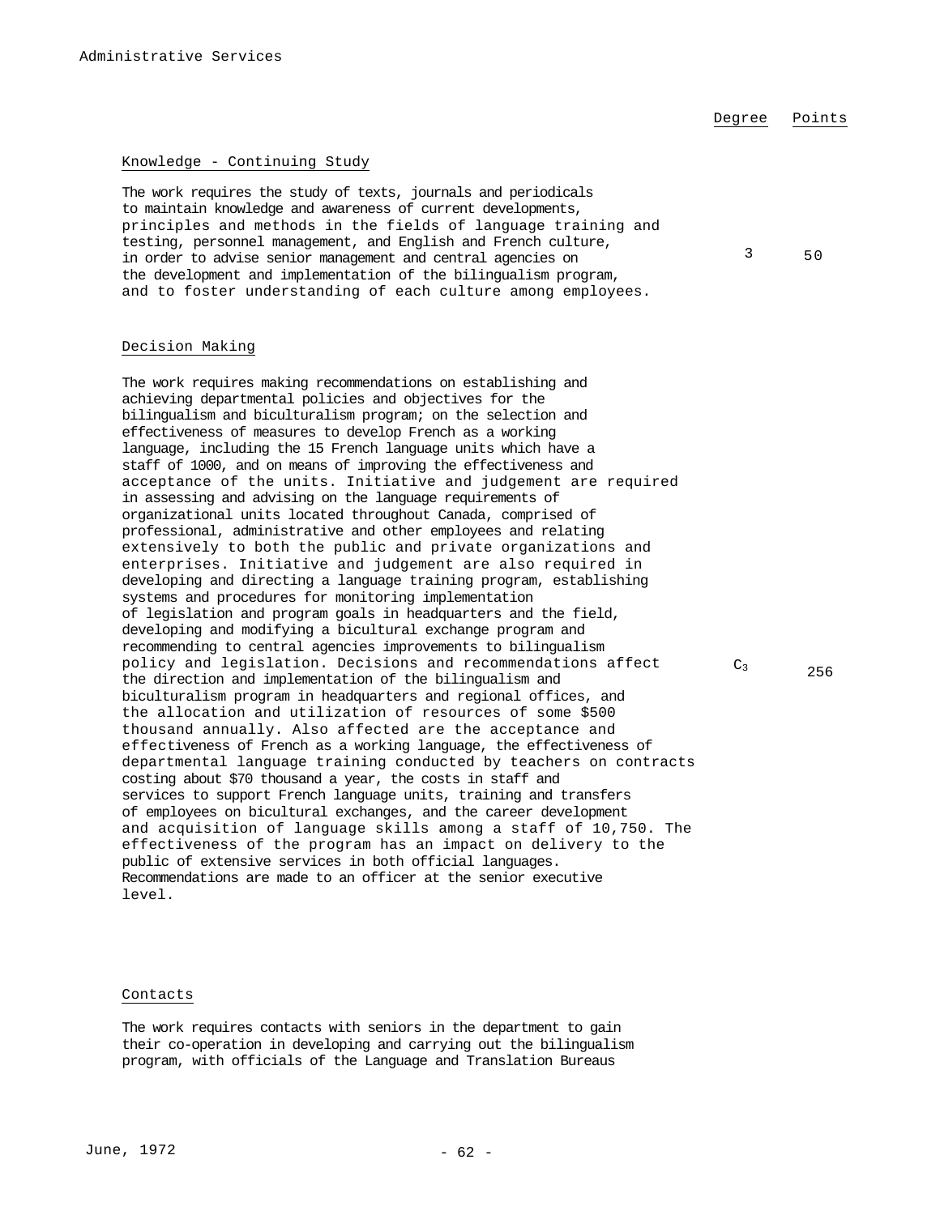| | Degree | Points |
|---|---|---|
| **Knowledge - Continuing Study** | | |
| The work requires the study of texts, journals and periodicals to maintain knowledge and awareness of current developments, principles and methods in the fields of language training and testing, personnel management, and English and French culture, in order to advise senior management and central agencies on the development and implementation of the bilingualism program, and to foster understanding of each culture among employees. | 3 | 50 |
| **Decision Making** | | |
| The work requires making recommendations on establishing and achieving departmental policies and objectives for the bilingualism and biculturalism program; on the selection and effectiveness of measures to develop French as a working language, including the 15 French language units which have a staff of 1000, and on means of improving the effectiveness and acceptance of the units. Initiative and judgement are required in assessing and advising on the language requirements of organizational units located throughout Canada, comprised of professional, administrative and other employees and relating extensively to both the public and private organizations and enterprises. Initiative and judgement are also required in developing and directing a language training program, establishing systems and procedures for monitoring implementation of legislation and program goals in headquarters and the field, developing and modifying a bicultural exchange program and recommending to central agencies improvements to bilingualism policy and legislation. Decisions and recommendations affect the direction and implementation of the bilingualism and biculturalism program in headquarters and regional offices, and the allocation and utilization of resources of some $500 thousand annually. Also affected are the acceptance and effectiveness of French as a working language, the effectiveness of departmental language training conducted by teachers on contracts costing about $70 thousand a year, the costs in staff and services to support French language units, training and transfers of employees on bicultural exchanges, and the career development and acquisition of language skills among a staff of 10,750. The effectiveness of the program has an impact on delivery to the public of extensive services in both official languages. Recommendations are made to an officer at the senior executive level. | $C_3$ | 256 |

**Contacts**

The work requires contacts with seniors in the department to gain their co-operation in developing and carrying out the bilingualism program, with officials of the Language and Translation Bureaus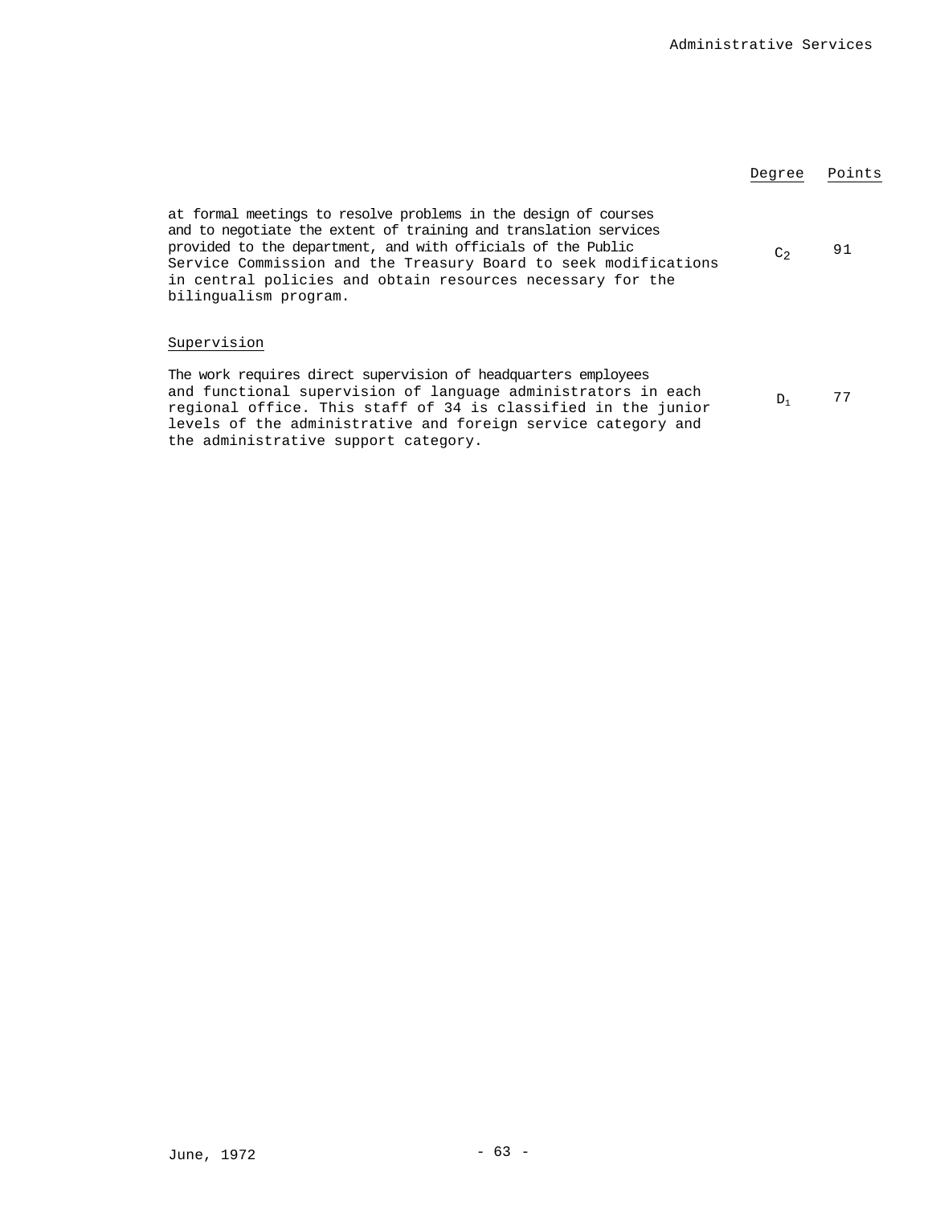| | Degree | Points |
|---|---|---|
| at formal meetings to resolve problems in the design of courses and to negotiate the extent of training and translation services provided to the department, and with officials of the Public Service Commission and the Treasury Board to seek modifications in central policies and obtain resources necessary for the bilingualism program. | $C_2$ | 91 |

Supervision

| | Degree | Points |
|---|---|---|
| The work requires direct supervision of headquarters employees and functional supervision of language administrators in each regional office. This staff of 34 is classified in the junior levels of the administrative and foreign service category and the administrative support category. | $D_1$ | 77 |

June, 1972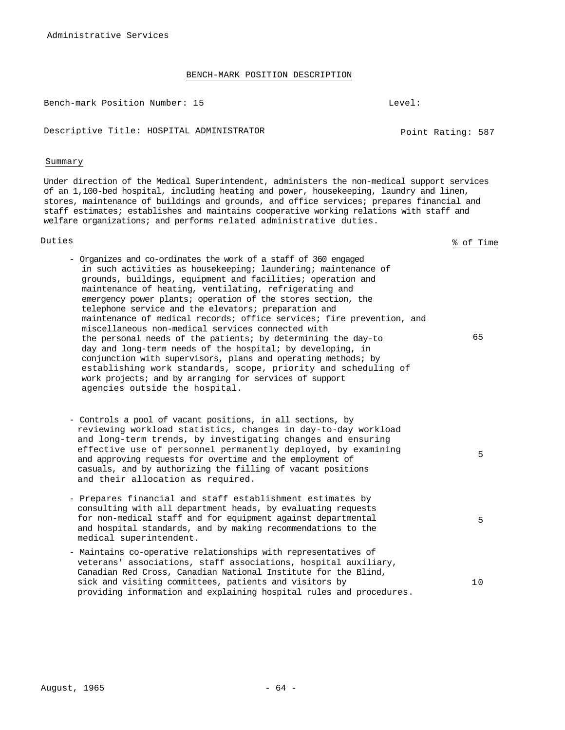Administrative Services

## BENCH-MARK POSITION DESCRIPTION

Bench-mark Position Number: 15 Level:

Descriptive Title: HOSPITAL ADMINISTRATOR Point Rating: 587

### Summary

Under direction of the Medical Superintendent, administers the non-medical support services of an 1,100-bed hospital, including heating and power, housekeeping, laundry and linen, stores, maintenance of buildings and grounds, and office services; prepares financial and staff estimates; establishes and maintains cooperative working relations with staff and welfare organizations; and performs related administrative duties.

### Duties

| Duties | % of Time |
|---|---|
| - Organizes and co-ordinates the work of a staff of 360 engaged in such activities as housekeeping; laundering; maintenance of grounds, buildings, equipment and facilities; operation and maintenance of heating, ventilating, refrigerating and emergency power plants; operation of the stores section, the telephone service and the elevators; preparation and maintenance of medical records; office services; fire prevention, and miscellaneous non-medical services connected with the personal needs of the patients; by determining the day-to day and long-term needs of the hospital; by developing, in conjunction with supervisors, plans and operating methods; by establishing work standards, scope, priority and scheduling of work projects; and by arranging for services of support agencies outside the hospital. | 65 |
| - Controls a pool of vacant positions, in all sections, by reviewing workload statistics, changes in day-to-day workload and long-term trends, by investigating changes and ensuring effective use of personnel permanently deployed, by examining and approving requests for overtime and the employment of casuals, and by authorizing the filling of vacant positions and their allocation as required. | 5 |
| - Prepares financial and staff establishment estimates by consulting with all department heads, by evaluating requests for non-medical staff and for equipment against departmental and hospital standards, and by making recommendations to the medical superintendent. | 5 |
| - Maintains co-operative relationships with representatives of veterans' associations, staff associations, hospital auxiliary, Canadian Red Cross, Canadian National Institute for the Blind, sick and visiting committees, patients and visitors by providing information and explaining hospital rules and procedures. | 10 |

August, 1965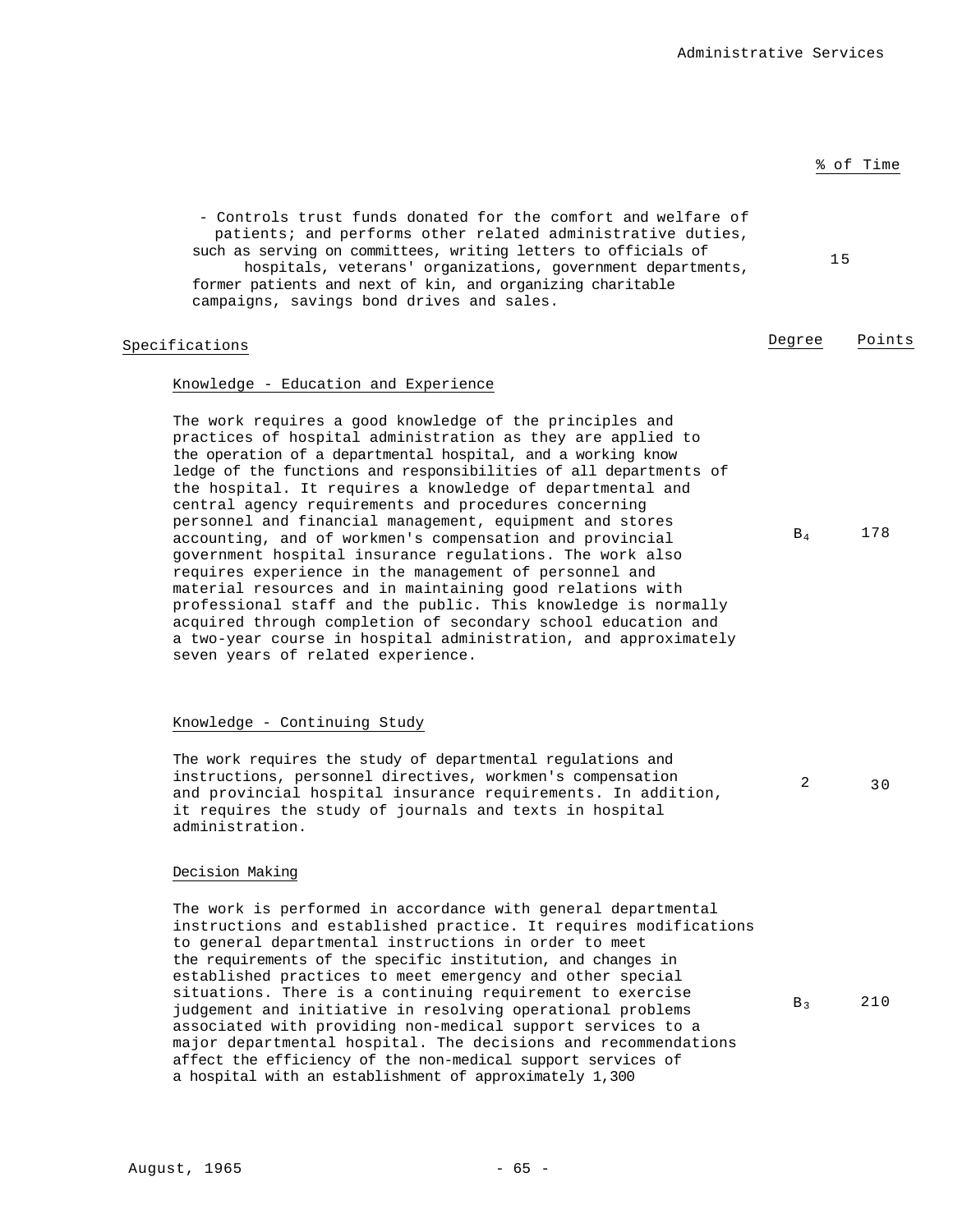% of Time

- Controls trust funds donated for the comfort and welfare of patients; and performs other related administrative duties, such as serving on committees, writing letters to officials of hospitals, veterans' organizations, government departments, former patients and next of kin, and organizing charitable campaigns, savings bond drives and sales. — 15

## Specifications

| | Degree | Points |
|---|---|---|
| **Knowledge - Education and Experience**<br><br>The work requires a good knowledge of the principles and practices of hospital administration as they are applied to the operation of a departmental hospital, and a working know ledge of the functions and responsibilities of all departments of the hospital. It requires a knowledge of departmental and central agency requirements and procedures concerning personnel and financial management, equipment and stores accounting, and of workmen's compensation and provincial government hospital insurance regulations. The work also requires experience in the management of personnel and material resources and in maintaining good relations with professional staff and the public. This knowledge is normally acquired through completion of secondary school education and a two-year course in hospital administration, and approximately seven years of related experience. | $B_4$ | 178 |
| **Knowledge - Continuing Study**<br><br>The work requires the study of departmental regulations and instructions, personnel directives, workmen's compensation and provincial hospital insurance requirements. In addition, it requires the study of journals and texts in hospital administration. | 2 | 30 |
| **Decision Making**<br><br>The work is performed in accordance with general departmental instructions and established practice. It requires modifications to general departmental instructions in order to meet the requirements of the specific institution, and changes in established practices to meet emergency and other special situations. There is a continuing requirement to exercise judgement and initiative in resolving operational problems associated with providing non-medical support services to a major departmental hospital. The decisions and recommendations affect the efficiency of the non-medical support services of a hospital with an establishment of approximately 1,300 | $B_3$ | 210 |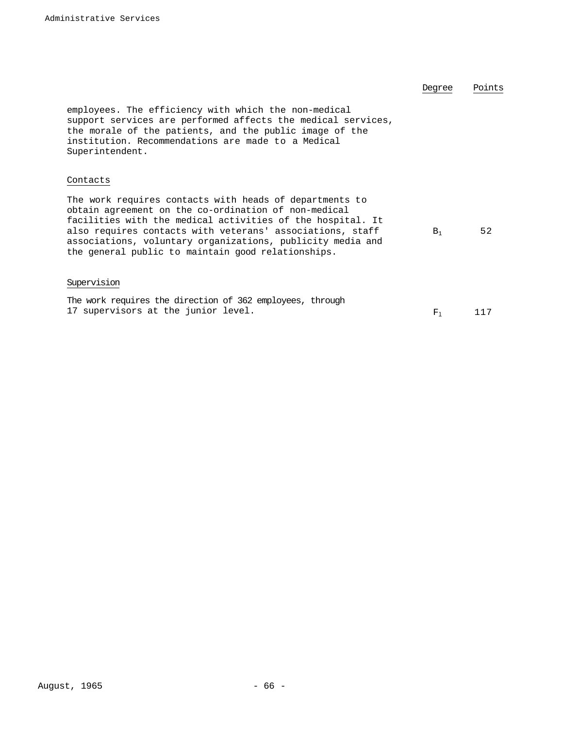| | Degree | Points |
|---|---|---|
| employees. The efficiency with which the non-medical support services are performed affects the medical services, the morale of the patients, and the public image of the institution. Recommendations are made to a Medical Superintendent. | | |
| <u>Contacts</u> | | |
| The work requires contacts with heads of departments to obtain agreement on the co-ordination of non-medical facilities with the medical activities of the hospital. It also requires contacts with veterans' associations, staff associations, voluntary organizations, publicity media and the general public to maintain good relationships. | $B_1$ | 52 |
| <u>Supervision</u> | | |
| The work requires the direction of 362 employees, through 17 supervisors at the junior level. | $F_1$ | 117 |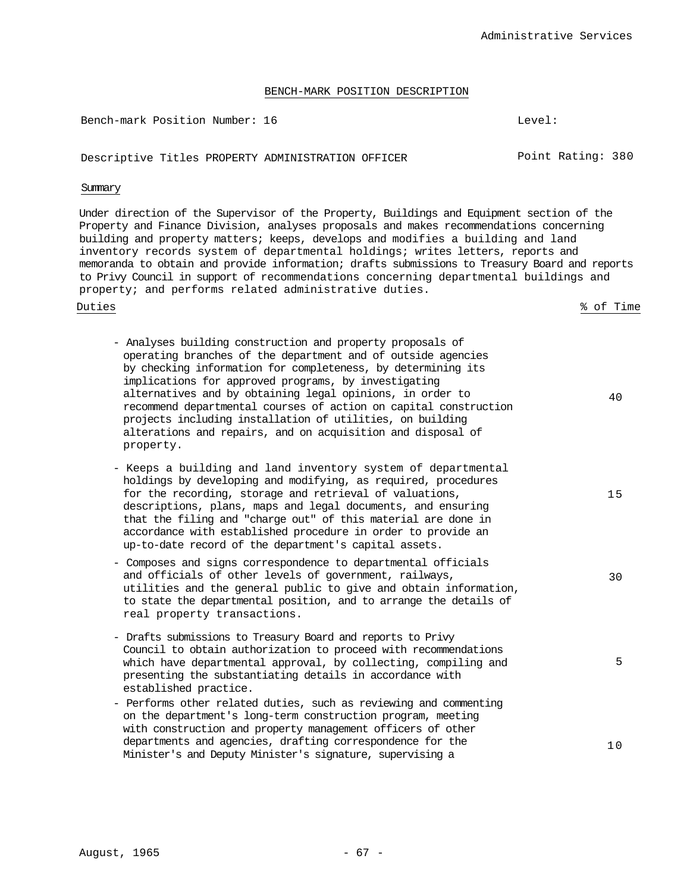## BENCH-MARK POSITION DESCRIPTION

Bench-mark Position Number: 16 Level:

Descriptive Titles PROPERTY ADMINISTRATION OFFICER Point Rating: 380

Summary

Under direction of the Supervisor of the Property, Buildings and Equipment section of the Property and Finance Division, analyses proposals and makes recommendations concerning building and property matters; keeps, develops and modifies a building and land inventory records system of departmental holdings; writes letters, reports and memoranda to obtain and provide information; drafts submissions to Treasury Board and reports to Privy Council in support of recommendations concerning departmental buildings and property; and performs related administrative duties.

| Duties | % of Time |
|---|---|
| - Analyses building construction and property proposals of operating branches of the department and of outside agencies by checking information for completeness, by determining its implications for approved programs, by investigating alternatives and by obtaining legal opinions, in order to recommend departmental courses of action on capital construction projects including installation of utilities, on building alterations and repairs, and on acquisition and disposal of property. | 40 |
| - Keeps a building and land inventory system of departmental holdings by developing and modifying, as required, procedures for the recording, storage and retrieval of valuations, descriptions, plans, maps and legal documents, and ensuring that the filing and "charge out" of this material are done in accordance with established procedure in order to provide an up-to-date record of the department's capital assets. | 15 |
| - Composes and signs correspondence to departmental officials and officials of other levels of government, railways, utilities and the general public to give and obtain information, to state the departmental position, and to arrange the details of real property transactions. | 30 |
| - Drafts submissions to Treasury Board and reports to Privy Council to obtain authorization to proceed with recommendations which have departmental approval, by collecting, compiling and presenting the substantiating details in accordance with established practice. | 5 |
| - Performs other related duties, such as reviewing and commenting on the department's long-term construction program, meeting with construction and property management officers of other departments and agencies, drafting correspondence for the Minister's and Deputy Minister's signature, supervising a | 10 |

August, 1965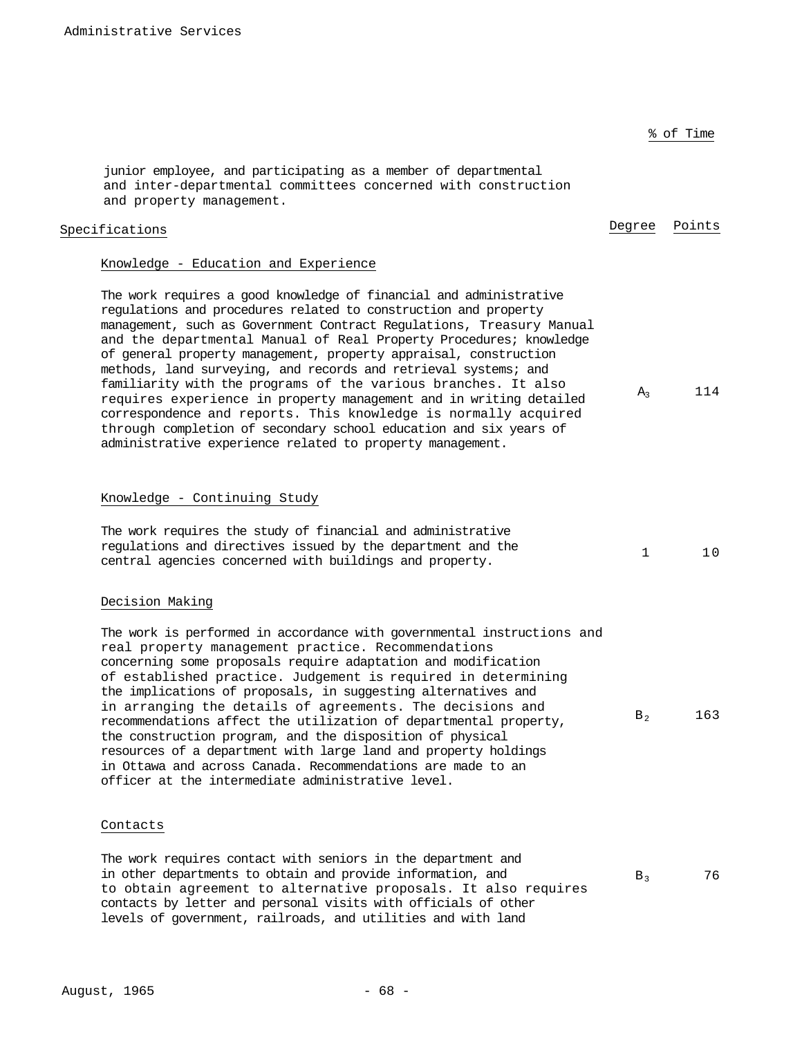% of Time

junior employee, and participating as a member of departmental and inter-departmental committees concerned with construction and property management.

## Specifications

| | Degree | Points |
|---|---|---|
| **Knowledge - Education and Experience**<br><br>The work requires a good knowledge of financial and administrative regulations and procedures related to construction and property management, such as Government Contract Regulations, Treasury Manual and the departmental Manual of Real Property Procedures; knowledge of general property management, property appraisal, construction methods, land surveying, and records and retrieval systems; and familiarity with the programs of the various branches. It also requires experience in property management and in writing detailed correspondence and reports. This knowledge is normally acquired through completion of secondary school education and six years of administrative experience related to property management. | $A_3$ | 114 |
| **Knowledge - Continuing Study**<br><br>The work requires the study of financial and administrative regulations and directives issued by the department and the central agencies concerned with buildings and property. | 1 | 10 |
| **Decision Making**<br><br>The work is performed in accordance with governmental instructions and real property management practice. Recommendations concerning some proposals require adaptation and modification of established practice. Judgement is required in determining the implications of proposals, in suggesting alternatives and in arranging the details of agreements. The decisions and recommendations affect the utilization of departmental property, the construction program, and the disposition of physical resources of a department with large land and property holdings in Ottawa and across Canada. Recommendations are made to an officer at the intermediate administrative level. | $B_2$ | 163 |
| **Contacts**<br><br>The work requires contact with seniors in the department and in other departments to obtain and provide information, and to obtain agreement to alternative proposals. It also requires contacts by letter and personal visits with officials of other levels of government, railroads, and utilities and with land | $B_3$ | 76 |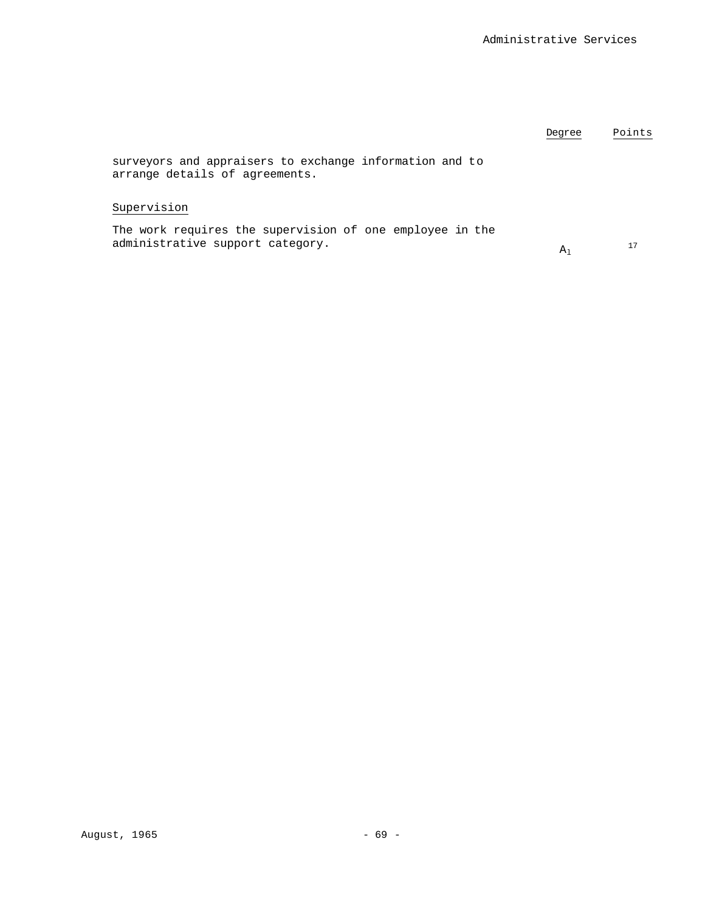| | Degree | Points |
|---|---|---|
| surveyors and appraisers to exchange information and to arrange details of agreements. | | |
| Supervision | | |
| The work requires the supervision of one employee in the administrative support category. | $A_1$ | 17 |